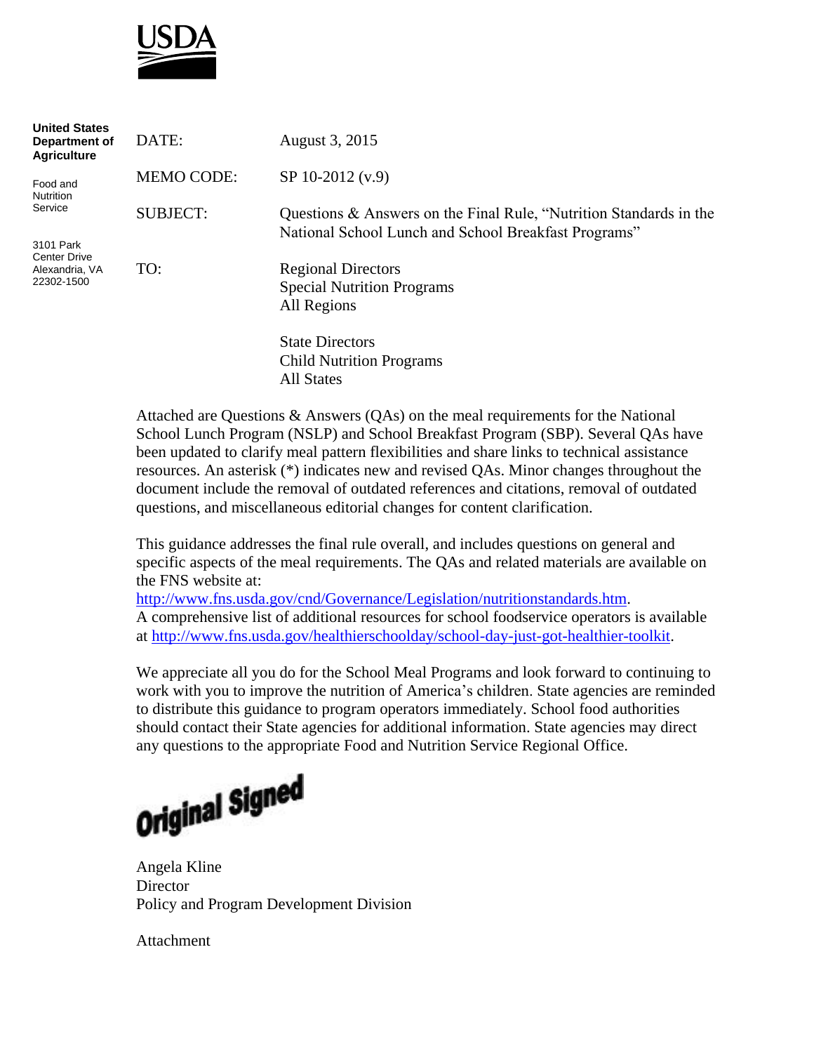USDA

**United States Department of Agriculture**

Food and Nutrition Service

3101 Park Center Drive
Alexandria, VA
22302-1500

DATE: August 3, 2015

MEMO CODE: SP 10-2012 (v.9)

SUBJECT: Questions & Answers on the Final Rule, "Nutrition Standards in the National School Lunch and School Breakfast Programs"

TO: Regional Directors
Special Nutrition Programs
All Regions

State Directors
Child Nutrition Programs
All States

Attached are Questions & Answers (QAs) on the meal requirements for the National School Lunch Program (NSLP) and School Breakfast Program (SBP). Several QAs have been updated to clarify meal pattern flexibilities and share links to technical assistance resources. An asterisk (*) indicates new and revised QAs. Minor changes throughout the document include the removal of outdated references and citations, removal of outdated questions, and miscellaneous editorial changes for content clarification.

This guidance addresses the final rule overall, and includes questions on general and specific aspects of the meal requirements. The QAs and related materials are available on the FNS website at:
http://www.fns.usda.gov/cnd/Governance/Legislation/nutritionstandards.htm.
A comprehensive list of additional resources for school foodservice operators is available at http://www.fns.usda.gov/healthierschoolday/school-day-just-got-healthier-toolkit.

We appreciate all you do for the School Meal Programs and look forward to continuing to work with you to improve the nutrition of America's children. State agencies are reminded to distribute this guidance to program operators immediately. School food authorities should contact their State agencies for additional information. State agencies may direct any questions to the appropriate Food and Nutrition Service Regional Office.

Original Signed

Angela Kline
Director
Policy and Program Development Division

Attachment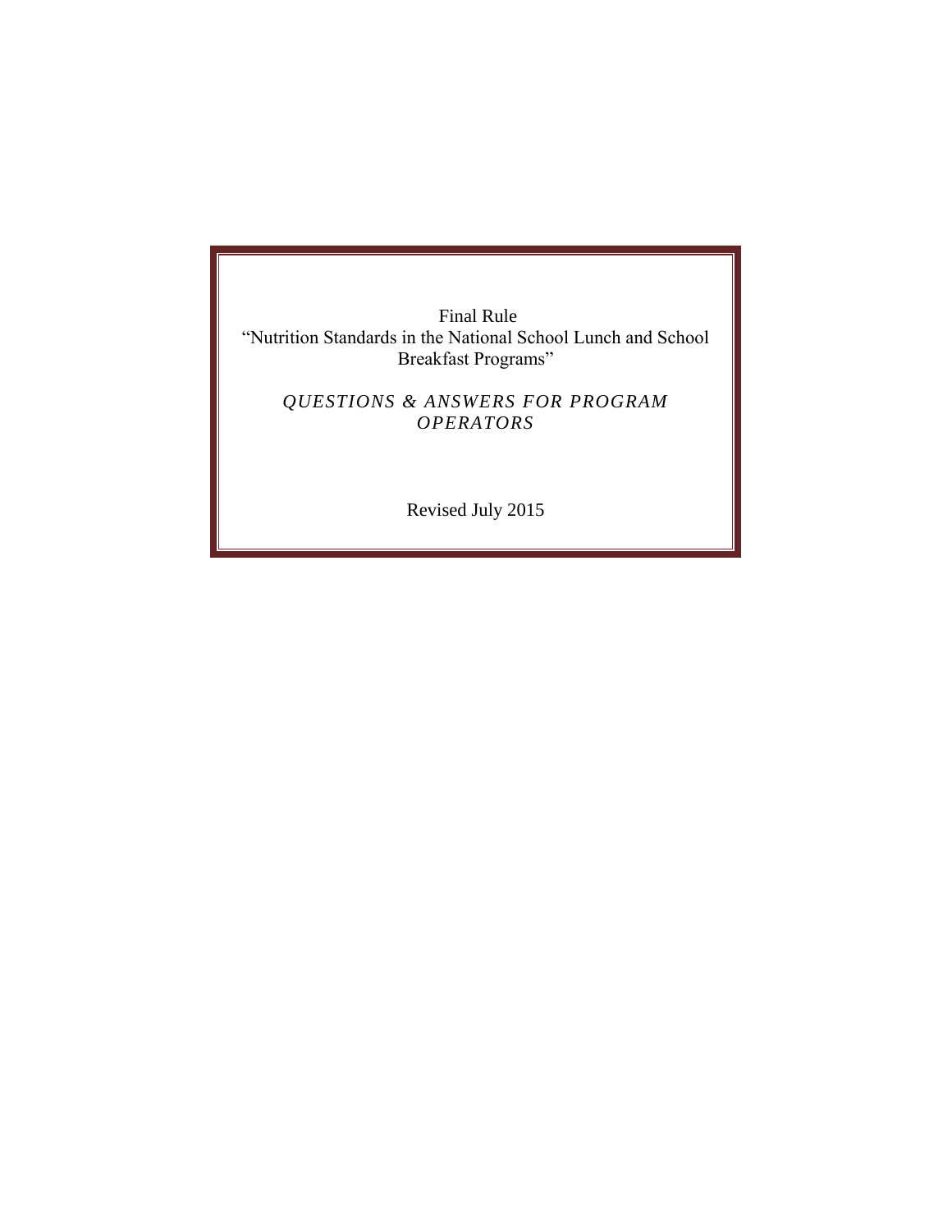Final Rule

"Nutrition Standards in the National School Lunch and School Breakfast Programs"

*QUESTIONS & ANSWERS FOR PROGRAM OPERATORS*

Revised July 2015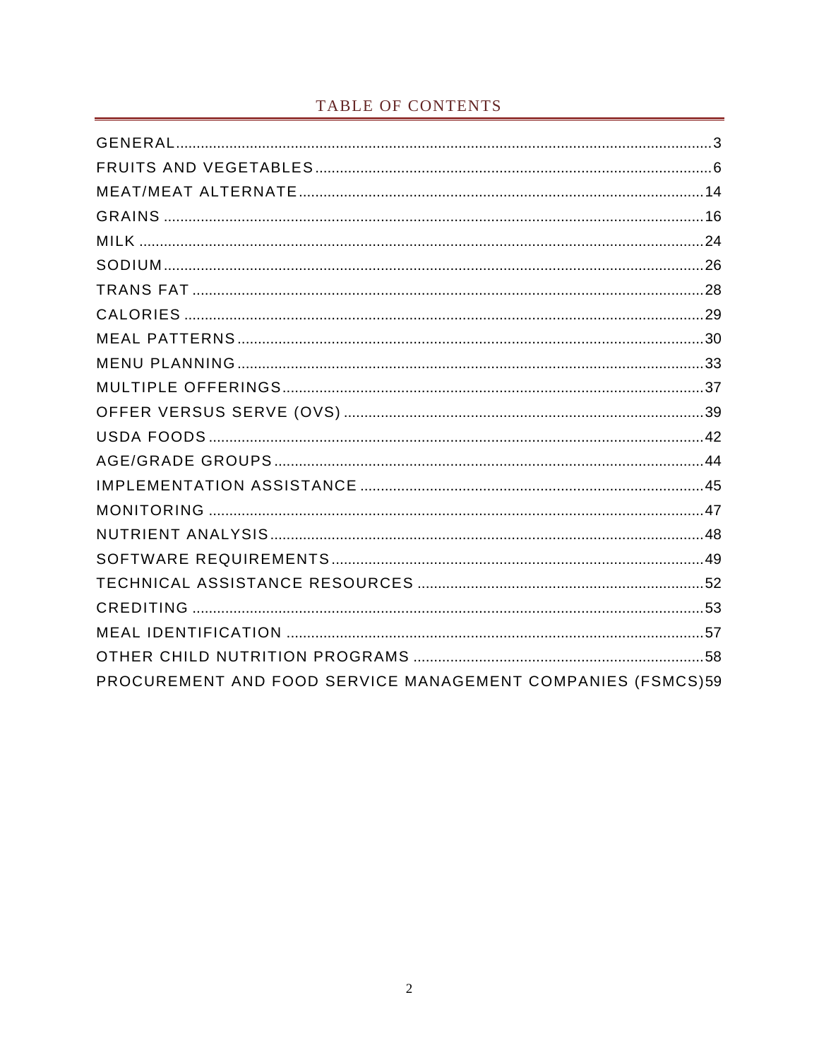# TABLE OF CONTENTS

GENERAL ........................................................................................................... 3
FRUITS AND VEGETABLES ................................................................................ 6
MEAT/MEAT ALTERNATE ................................................................................ 14
GRAINS ........................................................................................................... 16
MILK ................................................................................................................ 24
SODIUM ........................................................................................................... 26
TRANS FAT ...................................................................................................... 28
CALORIES ....................................................................................................... 29
MEAL PATTERNS ............................................................................................ 30
MENU PLANNING ............................................................................................ 33
MULTIPLE OFFERINGS ................................................................................... 37
OFFER VERSUS SERVE (OVS) ....................................................................... 39
USDA FOODS ................................................................................................... 42
AGE/GRADE GROUPS ..................................................................................... 44
IMPLEMENTATION ASSISTANCE ................................................................... 45
MONITORING ................................................................................................... 47
NUTRIENT ANALYSIS ..................................................................................... 48
SOFTWARE REQUIREMENTS ......................................................................... 49
TECHNICAL ASSISTANCE RESOURCES ........................................................ 52
CREDITING ...................................................................................................... 53
MEAL IDENTIFICATION .................................................................................. 57
OTHER CHILD NUTRITION PROGRAMS ......................................................... 58
PROCUREMENT AND FOOD SERVICE MANAGEMENT COMPANIES (FSMCS) 59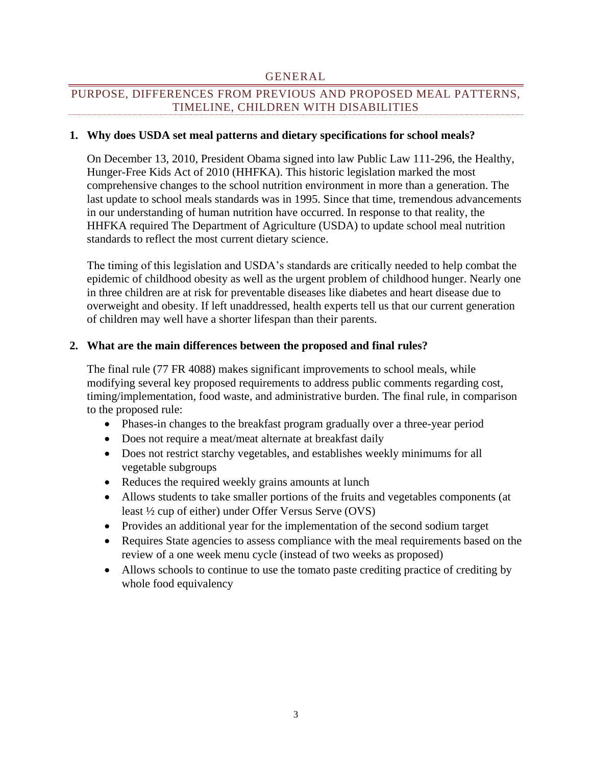# GENERAL

## PURPOSE, DIFFERENCES FROM PREVIOUS AND PROPOSED MEAL PATTERNS, TIMELINE, CHILDREN WITH DISABILITIES

**1. Why does USDA set meal patterns and dietary specifications for school meals?**

On December 13, 2010, President Obama signed into law Public Law 111-296, the Healthy, Hunger-Free Kids Act of 2010 (HHFKA). This historic legislation marked the most comprehensive changes to the school nutrition environment in more than a generation. The last update to school meals standards was in 1995. Since that time, tremendous advancements in our understanding of human nutrition have occurred. In response to that reality, the HHFKA required The Department of Agriculture (USDA) to update school meal nutrition standards to reflect the most current dietary science.

The timing of this legislation and USDA's standards are critically needed to help combat the epidemic of childhood obesity as well as the urgent problem of childhood hunger. Nearly one in three children are at risk for preventable diseases like diabetes and heart disease due to overweight and obesity. If left unaddressed, health experts tell us that our current generation of children may well have a shorter lifespan than their parents.

**2. What are the main differences between the proposed and final rules?**

The final rule (77 FR 4088) makes significant improvements to school meals, while modifying several key proposed requirements to address public comments regarding cost, timing/implementation, food waste, and administrative burden. The final rule, in comparison to the proposed rule:

- Phases-in changes to the breakfast program gradually over a three-year period
- Does not require a meat/meat alternate at breakfast daily
- Does not restrict starchy vegetables, and establishes weekly minimums for all vegetable subgroups
- Reduces the required weekly grains amounts at lunch
- Allows students to take smaller portions of the fruits and vegetables components (at least ½ cup of either) under Offer Versus Serve (OVS)
- Provides an additional year for the implementation of the second sodium target
- Requires State agencies to assess compliance with the meal requirements based on the review of a one week menu cycle (instead of two weeks as proposed)
- Allows schools to continue to use the tomato paste crediting practice of crediting by whole food equivalency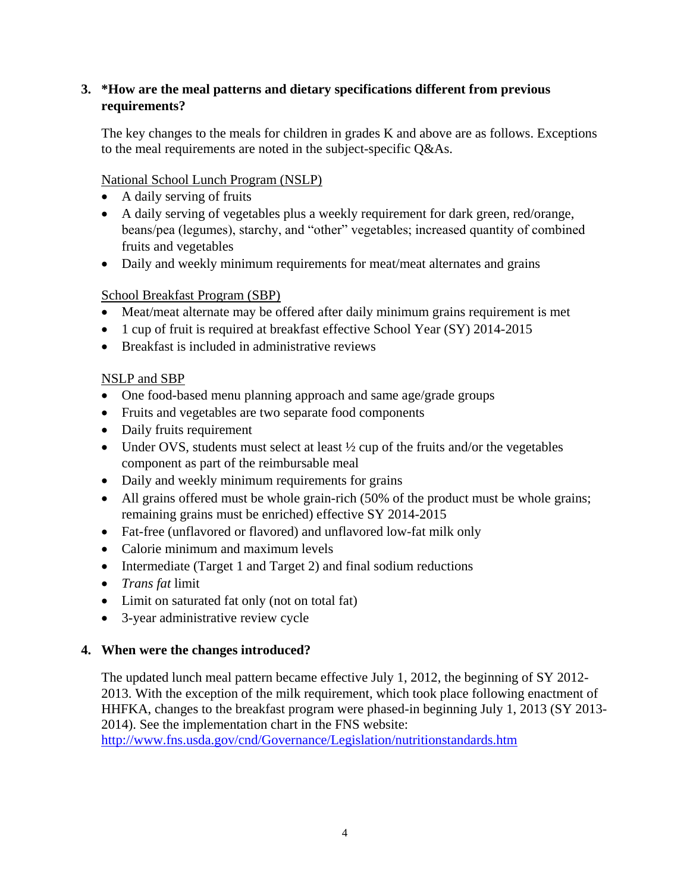3. **\*How are the meal patterns and dietary specifications different from previous requirements?**

   The key changes to the meals for children in grades K and above are as follows. Exceptions to the meal requirements are noted in the subject-specific Q&As.

   <u>National School Lunch Program (NSLP)</u>

   - A daily serving of fruits
   - A daily serving of vegetables plus a weekly requirement for dark green, red/orange, beans/pea (legumes), starchy, and "other" vegetables; increased quantity of combined fruits and vegetables
   - Daily and weekly minimum requirements for meat/meat alternates and grains

   <u>School Breakfast Program (SBP)</u>

   - Meat/meat alternate may be offered after daily minimum grains requirement is met
   - 1 cup of fruit is required at breakfast effective School Year (SY) 2014-2015
   - Breakfast is included in administrative reviews

   <u>NSLP and SBP</u>

   - One food-based menu planning approach and same age/grade groups
   - Fruits and vegetables are two separate food components
   - Daily fruits requirement
   - Under OVS, students must select at least ½ cup of the fruits and/or the vegetables component as part of the reimbursable meal
   - Daily and weekly minimum requirements for grains
   - All grains offered must be whole grain-rich (50% of the product must be whole grains; remaining grains must be enriched) effective SY 2014-2015
   - Fat-free (unflavored or flavored) and unflavored low-fat milk only
   - Calorie minimum and maximum levels
   - Intermediate (Target 1 and Target 2) and final sodium reductions
   - *Trans fat* limit
   - Limit on saturated fat only (not on total fat)
   - 3-year administrative review cycle

4. **When were the changes introduced?**

   The updated lunch meal pattern became effective July 1, 2012, the beginning of SY 2012-2013. With the exception of the milk requirement, which took place following enactment of HHFKA, changes to the breakfast program were phased-in beginning July 1, 2013 (SY 2013-2014). See the implementation chart in the FNS website: [http://www.fns.usda.gov/cnd/Governance/Legislation/nutritionstandards.htm](http://www.fns.usda.gov/cnd/Governance/Legislation/nutritionstandards.htm)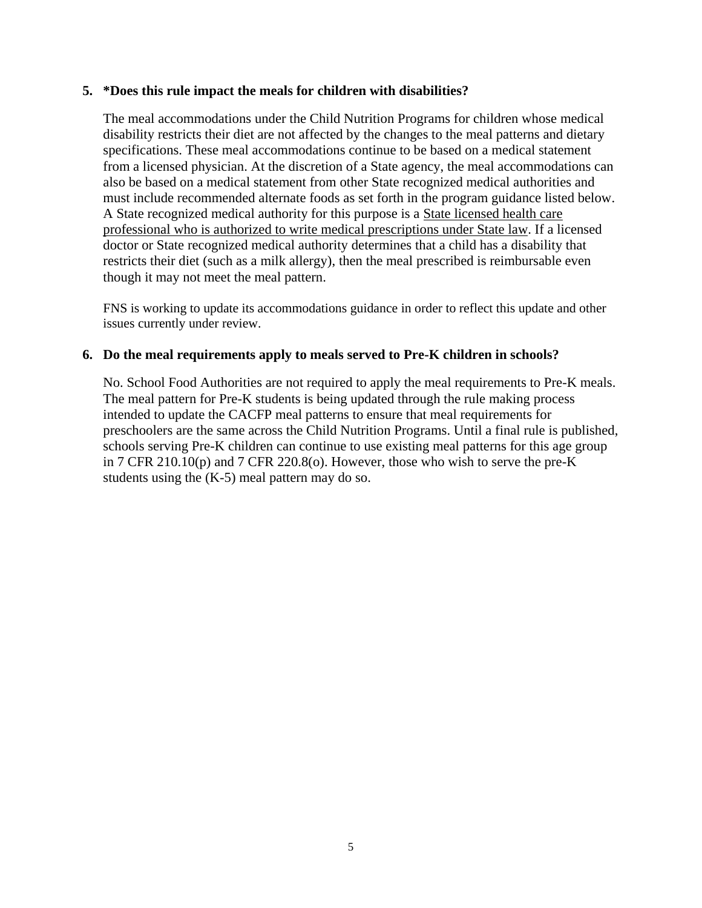5. **\*Does this rule impact the meals for children with disabilities?**

   The meal accommodations under the Child Nutrition Programs for children whose medical disability restricts their diet are not affected by the changes to the meal patterns and dietary specifications. These meal accommodations continue to be based on a medical statement from a licensed physician. At the discretion of a State agency, the meal accommodations can also be based on a medical statement from other State recognized medical authorities and must include recommended alternate foods as set forth in the program guidance listed below. A State recognized medical authority for this purpose is a <u>State licensed health care professional who is authorized to write medical prescriptions under State law</u>. If a licensed doctor or State recognized medical authority determines that a child has a disability that restricts their diet (such as a milk allergy), then the meal prescribed is reimbursable even though it may not meet the meal pattern.

   FNS is working to update its accommodations guidance in order to reflect this update and other issues currently under review.

6. **Do the meal requirements apply to meals served to Pre-K children in schools?**

   No. School Food Authorities are not required to apply the meal requirements to Pre-K meals. The meal pattern for Pre-K students is being updated through the rule making process intended to update the CACFP meal patterns to ensure that meal requirements for preschoolers are the same across the Child Nutrition Programs. Until a final rule is published, schools serving Pre-K children can continue to use existing meal patterns for this age group in 7 CFR 210.10(p) and 7 CFR 220.8(o). However, those who wish to serve the pre-K students using the (K-5) meal pattern may do so.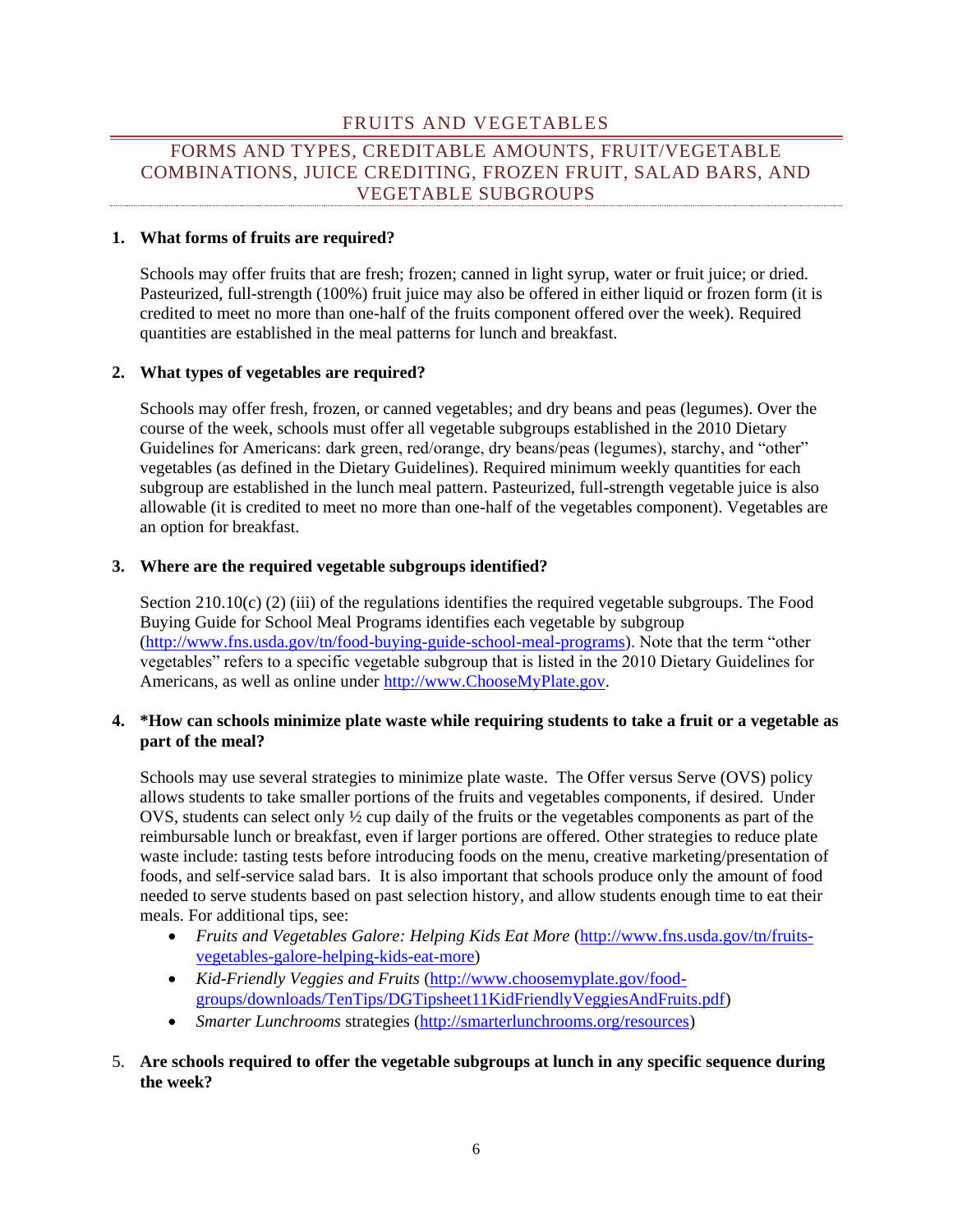## FRUITS AND VEGETABLES

### FORMS AND TYPES, CREDITABLE AMOUNTS, FRUIT/VEGETABLE COMBINATIONS, JUICE CREDITING, FROZEN FRUIT, SALAD BARS, AND VEGETABLE SUBGROUPS

**1. What forms of fruits are required?**

Schools may offer fruits that are fresh; frozen; canned in light syrup, water or fruit juice; or dried. Pasteurized, full-strength (100%) fruit juice may also be offered in either liquid or frozen form (it is credited to meet no more than one-half of the fruits component offered over the week). Required quantities are established in the meal patterns for lunch and breakfast.

**2. What types of vegetables are required?**

Schools may offer fresh, frozen, or canned vegetables; and dry beans and peas (legumes). Over the course of the week, schools must offer all vegetable subgroups established in the 2010 Dietary Guidelines for Americans: dark green, red/orange, dry beans/peas (legumes), starchy, and "other" vegetables (as defined in the Dietary Guidelines). Required minimum weekly quantities for each subgroup are established in the lunch meal pattern. Pasteurized, full-strength vegetable juice is also allowable (it is credited to meet no more than one-half of the vegetables component). Vegetables are an option for breakfast.

**3. Where are the required vegetable subgroups identified?**

Section 210.10(c) (2) (iii) of the regulations identifies the required vegetable subgroups. The Food Buying Guide for School Meal Programs identifies each vegetable by subgroup (http://www.fns.usda.gov/tn/food-buying-guide-school-meal-programs). Note that the term "other vegetables" refers to a specific vegetable subgroup that is listed in the 2010 Dietary Guidelines for Americans, as well as online under http://www.ChooseMyPlate.gov.

**4. *How can schools minimize plate waste while requiring students to take a fruit or a vegetable as part of the meal?**

Schools may use several strategies to minimize plate waste. The Offer versus Serve (OVS) policy allows students to take smaller portions of the fruits and vegetables components, if desired. Under OVS, students can select only ½ cup daily of the fruits or the vegetables components as part of the reimbursable lunch or breakfast, even if larger portions are offered. Other strategies to reduce plate waste include: tasting tests before introducing foods on the menu, creative marketing/presentation of foods, and self-service salad bars. It is also important that schools produce only the amount of food needed to serve students based on past selection history, and allow students enough time to eat their meals. For additional tips, see:

- *Fruits and Vegetables Galore: Helping Kids Eat More* (http://www.fns.usda.gov/tn/fruits-vegetables-galore-helping-kids-eat-more)
- *Kid-Friendly Veggies and Fruits* (http://www.choosemyplate.gov/food-groups/downloads/TenTips/DGTipsheet11KidFriendlyVeggiesAndFruits.pdf)
- *Smarter Lunchrooms* strategies (http://smarterlunchrooms.org/resources)

5. **Are schools required to offer the vegetable subgroups at lunch in any specific sequence during the week?**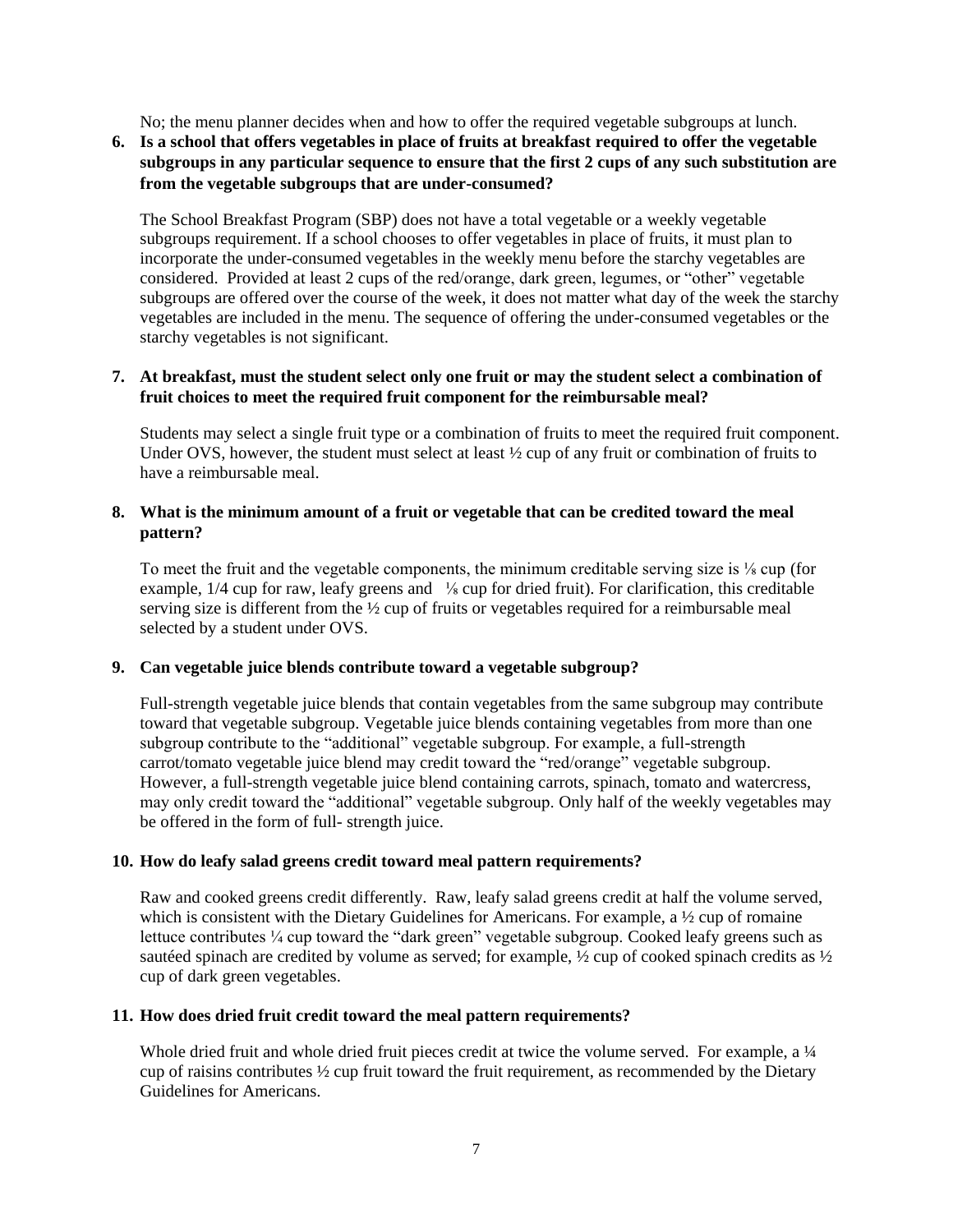No; the menu planner decides when and how to offer the required vegetable subgroups at lunch.

**6. Is a school that offers vegetables in place of fruits at breakfast required to offer the vegetable subgroups in any particular sequence to ensure that the first 2 cups of any such substitution are from the vegetable subgroups that are under-consumed?**

The School Breakfast Program (SBP) does not have a total vegetable or a weekly vegetable subgroups requirement. If a school chooses to offer vegetables in place of fruits, it must plan to incorporate the under-consumed vegetables in the weekly menu before the starchy vegetables are considered. Provided at least 2 cups of the red/orange, dark green, legumes, or "other" vegetable subgroups are offered over the course of the week, it does not matter what day of the week the starchy vegetables are included in the menu. The sequence of offering the under-consumed vegetables or the starchy vegetables is not significant.

**7. At breakfast, must the student select only one fruit or may the student select a combination of fruit choices to meet the required fruit component for the reimbursable meal?**

Students may select a single fruit type or a combination of fruits to meet the required fruit component. Under OVS, however, the student must select at least ½ cup of any fruit or combination of fruits to have a reimbursable meal.

**8. What is the minimum amount of a fruit or vegetable that can be credited toward the meal pattern?**

To meet the fruit and the vegetable components, the minimum creditable serving size is ⅛ cup (for example, 1/4 cup for raw, leafy greens and ⅛ cup for dried fruit). For clarification, this creditable serving size is different from the ½ cup of fruits or vegetables required for a reimbursable meal selected by a student under OVS.

**9. Can vegetable juice blends contribute toward a vegetable subgroup?**

Full-strength vegetable juice blends that contain vegetables from the same subgroup may contribute toward that vegetable subgroup. Vegetable juice blends containing vegetables from more than one subgroup contribute to the "additional" vegetable subgroup. For example, a full-strength carrot/tomato vegetable juice blend may credit toward the "red/orange" vegetable subgroup. However, a full-strength vegetable juice blend containing carrots, spinach, tomato and watercress, may only credit toward the "additional" vegetable subgroup. Only half of the weekly vegetables may be offered in the form of full- strength juice.

**10. How do leafy salad greens credit toward meal pattern requirements?**

Raw and cooked greens credit differently. Raw, leafy salad greens credit at half the volume served, which is consistent with the Dietary Guidelines for Americans. For example, a ½ cup of romaine lettuce contributes ¼ cup toward the "dark green" vegetable subgroup. Cooked leafy greens such as sautéed spinach are credited by volume as served; for example, ½ cup of cooked spinach credits as ½ cup of dark green vegetables.

**11. How does dried fruit credit toward the meal pattern requirements?**

Whole dried fruit and whole dried fruit pieces credit at twice the volume served. For example, a ¼ cup of raisins contributes ½ cup fruit toward the fruit requirement, as recommended by the Dietary Guidelines for Americans.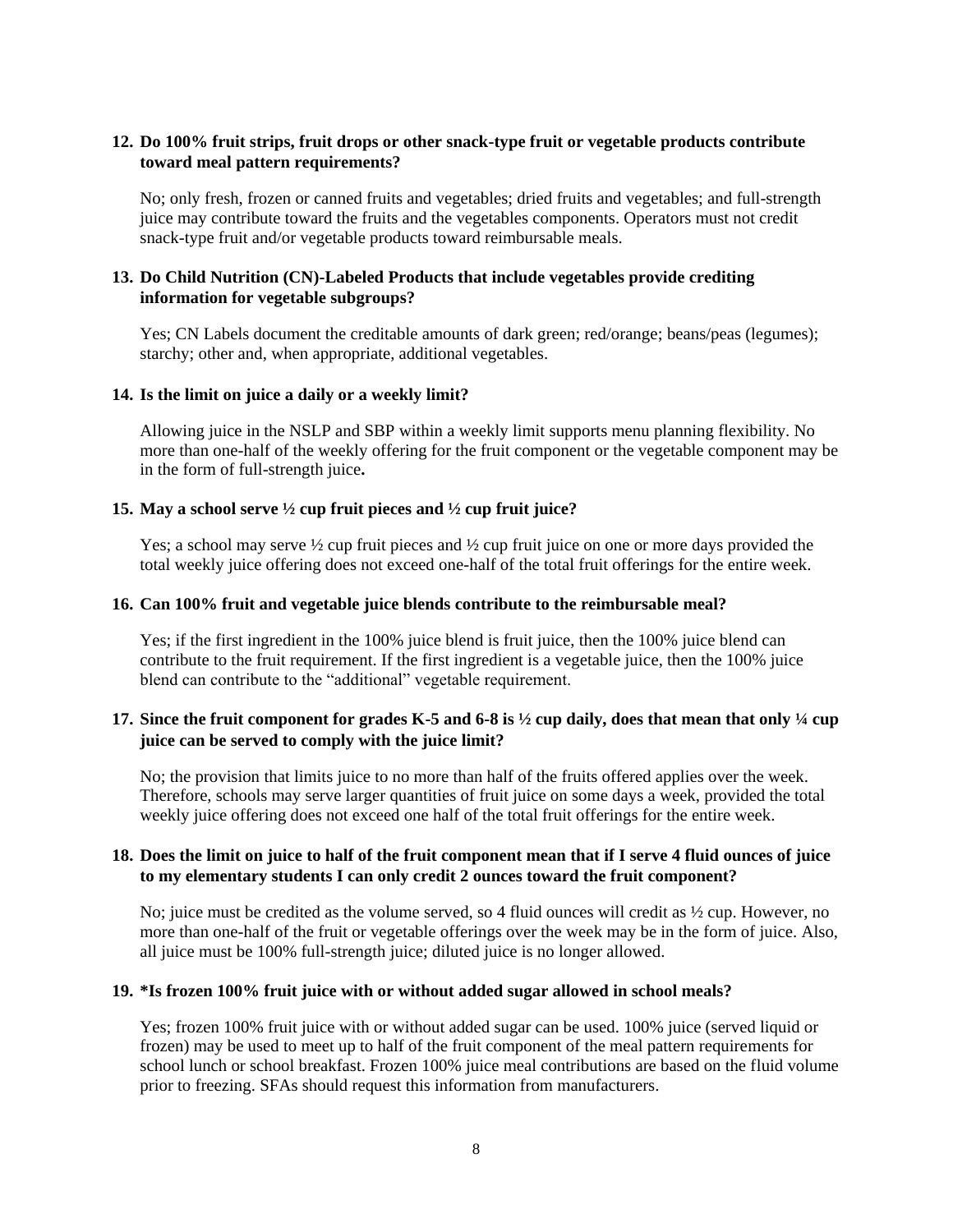**12. Do 100% fruit strips, fruit drops or other snack-type fruit or vegetable products contribute toward meal pattern requirements?**

No; only fresh, frozen or canned fruits and vegetables; dried fruits and vegetables; and full-strength juice may contribute toward the fruits and the vegetables components. Operators must not credit snack-type fruit and/or vegetable products toward reimbursable meals.

**13. Do Child Nutrition (CN)-Labeled Products that include vegetables provide crediting information for vegetable subgroups?**

Yes; CN Labels document the creditable amounts of dark green; red/orange; beans/peas (legumes); starchy; other and, when appropriate, additional vegetables.

**14. Is the limit on juice a daily or a weekly limit?**

Allowing juice in the NSLP and SBP within a weekly limit supports menu planning flexibility. No more than one-half of the weekly offering for the fruit component or the vegetable component may be in the form of full-strength juice**.**

**15. May a school serve ½ cup fruit pieces and ½ cup fruit juice?**

Yes; a school may serve ½ cup fruit pieces and ½ cup fruit juice on one or more days provided the total weekly juice offering does not exceed one-half of the total fruit offerings for the entire week.

**16. Can 100% fruit and vegetable juice blends contribute to the reimbursable meal?**

Yes; if the first ingredient in the 100% juice blend is fruit juice, then the 100% juice blend can contribute to the fruit requirement. If the first ingredient is a vegetable juice, then the 100% juice blend can contribute to the "additional" vegetable requirement.

**17. Since the fruit component for grades K-5 and 6-8 is ½ cup daily, does that mean that only ¼ cup juice can be served to comply with the juice limit?**

No; the provision that limits juice to no more than half of the fruits offered applies over the week. Therefore, schools may serve larger quantities of fruit juice on some days a week, provided the total weekly juice offering does not exceed one half of the total fruit offerings for the entire week.

**18. Does the limit on juice to half of the fruit component mean that if I serve 4 fluid ounces of juice to my elementary students I can only credit 2 ounces toward the fruit component?**

No; juice must be credited as the volume served, so 4 fluid ounces will credit as ½ cup. However, no more than one-half of the fruit or vegetable offerings over the week may be in the form of juice. Also, all juice must be 100% full-strength juice; diluted juice is no longer allowed.

**19. *Is frozen 100% fruit juice with or without added sugar allowed in school meals?**

Yes; frozen 100% fruit juice with or without added sugar can be used. 100% juice (served liquid or frozen) may be used to meet up to half of the fruit component of the meal pattern requirements for school lunch or school breakfast. Frozen 100% juice meal contributions are based on the fluid volume prior to freezing. SFAs should request this information from manufacturers.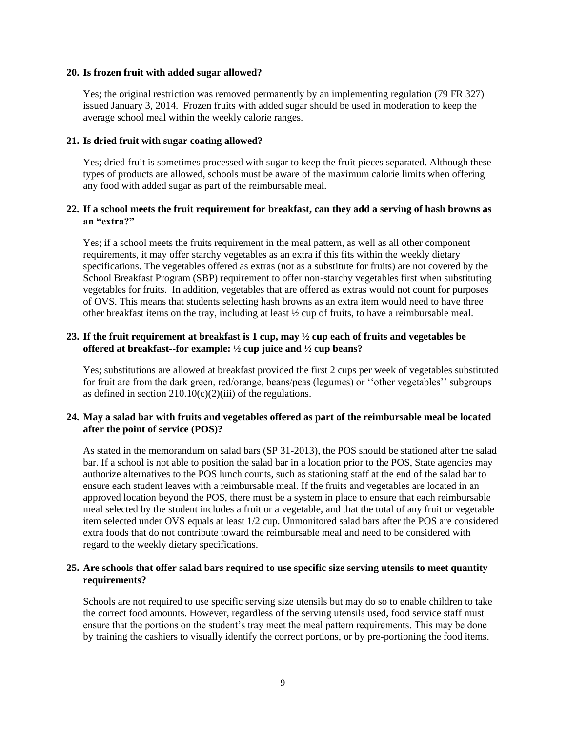**20. Is frozen fruit with added sugar allowed?**

Yes; the original restriction was removed permanently by an implementing regulation (79 FR 327) issued January 3, 2014. Frozen fruits with added sugar should be used in moderation to keep the average school meal within the weekly calorie ranges.

**21. Is dried fruit with sugar coating allowed?**

Yes; dried fruit is sometimes processed with sugar to keep the fruit pieces separated. Although these types of products are allowed, schools must be aware of the maximum calorie limits when offering any food with added sugar as part of the reimbursable meal.

**22. If a school meets the fruit requirement for breakfast, can they add a serving of hash browns as an "extra?"**

Yes; if a school meets the fruits requirement in the meal pattern, as well as all other component requirements, it may offer starchy vegetables as an extra if this fits within the weekly dietary specifications. The vegetables offered as extras (not as a substitute for fruits) are not covered by the School Breakfast Program (SBP) requirement to offer non-starchy vegetables first when substituting vegetables for fruits. In addition, vegetables that are offered as extras would not count for purposes of OVS. This means that students selecting hash browns as an extra item would need to have three other breakfast items on the tray, including at least ½ cup of fruits, to have a reimbursable meal.

**23. If the fruit requirement at breakfast is 1 cup, may ½ cup each of fruits and vegetables be offered at breakfast--for example: ½ cup juice and ½ cup beans?**

Yes; substitutions are allowed at breakfast provided the first 2 cups per week of vegetables substituted for fruit are from the dark green, red/orange, beans/peas (legumes) or ''other vegetables'' subgroups as defined in section 210.10(c)(2)(iii) of the regulations.

**24. May a salad bar with fruits and vegetables offered as part of the reimbursable meal be located after the point of service (POS)?**

As stated in the memorandum on salad bars (SP 31-2013), the POS should be stationed after the salad bar. If a school is not able to position the salad bar in a location prior to the POS, State agencies may authorize alternatives to the POS lunch counts, such as stationing staff at the end of the salad bar to ensure each student leaves with a reimbursable meal. If the fruits and vegetables are located in an approved location beyond the POS, there must be a system in place to ensure that each reimbursable meal selected by the student includes a fruit or a vegetable, and that the total of any fruit or vegetable item selected under OVS equals at least 1/2 cup. Unmonitored salad bars after the POS are considered extra foods that do not contribute toward the reimbursable meal and need to be considered with regard to the weekly dietary specifications.

**25. Are schools that offer salad bars required to use specific size serving utensils to meet quantity requirements?**

Schools are not required to use specific serving size utensils but may do so to enable children to take the correct food amounts. However, regardless of the serving utensils used, food service staff must ensure that the portions on the student's tray meet the meal pattern requirements. This may be done by training the cashiers to visually identify the correct portions, or by pre-portioning the food items.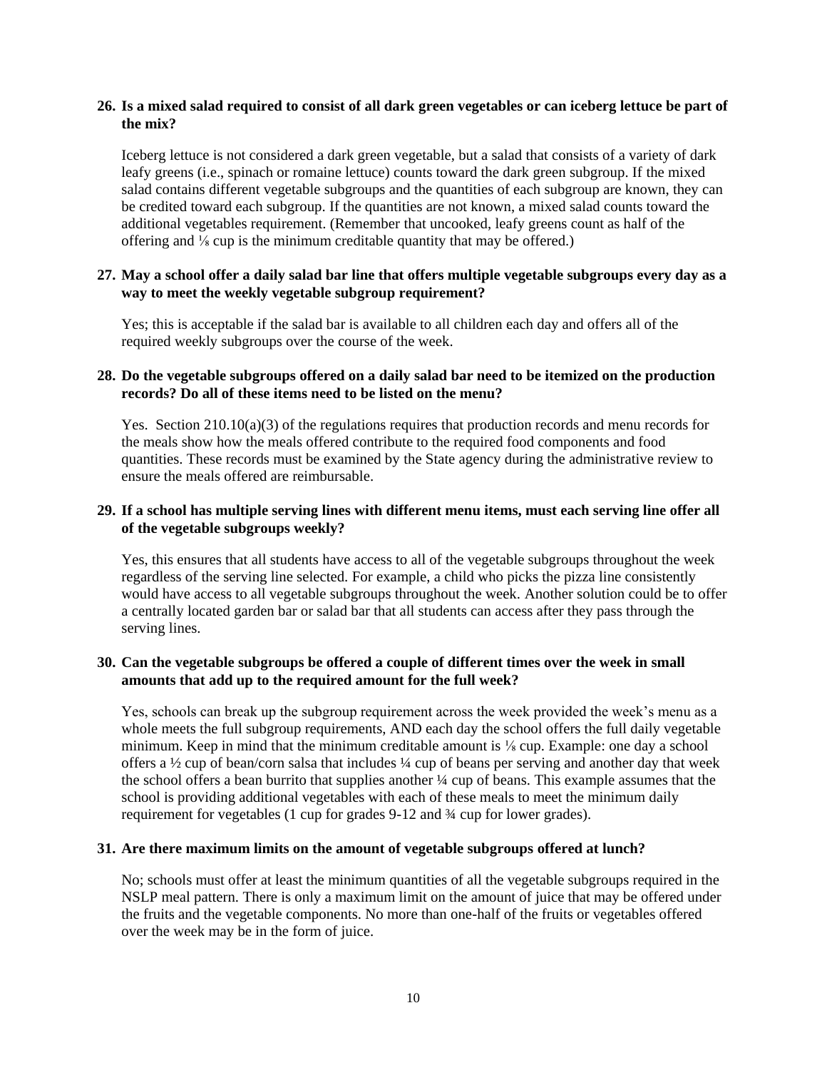**26. Is a mixed salad required to consist of all dark green vegetables or can iceberg lettuce be part of the mix?**

Iceberg lettuce is not considered a dark green vegetable, but a salad that consists of a variety of dark leafy greens (i.e., spinach or romaine lettuce) counts toward the dark green subgroup. If the mixed salad contains different vegetable subgroups and the quantities of each subgroup are known, they can be credited toward each subgroup. If the quantities are not known, a mixed salad counts toward the additional vegetables requirement. (Remember that uncooked, leafy greens count as half of the offering and ⅛ cup is the minimum creditable quantity that may be offered.)

**27. May a school offer a daily salad bar line that offers multiple vegetable subgroups every day as a way to meet the weekly vegetable subgroup requirement?**

Yes; this is acceptable if the salad bar is available to all children each day and offers all of the required weekly subgroups over the course of the week.

**28. Do the vegetable subgroups offered on a daily salad bar need to be itemized on the production records? Do all of these items need to be listed on the menu?**

Yes. Section 210.10(a)(3) of the regulations requires that production records and menu records for the meals show how the meals offered contribute to the required food components and food quantities. These records must be examined by the State agency during the administrative review to ensure the meals offered are reimbursable.

**29. If a school has multiple serving lines with different menu items, must each serving line offer all of the vegetable subgroups weekly?**

Yes, this ensures that all students have access to all of the vegetable subgroups throughout the week regardless of the serving line selected. For example, a child who picks the pizza line consistently would have access to all vegetable subgroups throughout the week. Another solution could be to offer a centrally located garden bar or salad bar that all students can access after they pass through the serving lines.

**30. Can the vegetable subgroups be offered a couple of different times over the week in small amounts that add up to the required amount for the full week?**

Yes, schools can break up the subgroup requirement across the week provided the week's menu as a whole meets the full subgroup requirements, AND each day the school offers the full daily vegetable minimum. Keep in mind that the minimum creditable amount is ⅛ cup. Example: one day a school offers a ½ cup of bean/corn salsa that includes ¼ cup of beans per serving and another day that week the school offers a bean burrito that supplies another ¼ cup of beans. This example assumes that the school is providing additional vegetables with each of these meals to meet the minimum daily requirement for vegetables (1 cup for grades 9-12 and ¾ cup for lower grades).

**31. Are there maximum limits on the amount of vegetable subgroups offered at lunch?**

No; schools must offer at least the minimum quantities of all the vegetable subgroups required in the NSLP meal pattern. There is only a maximum limit on the amount of juice that may be offered under the fruits and the vegetable components. No more than one-half of the fruits or vegetables offered over the week may be in the form of juice.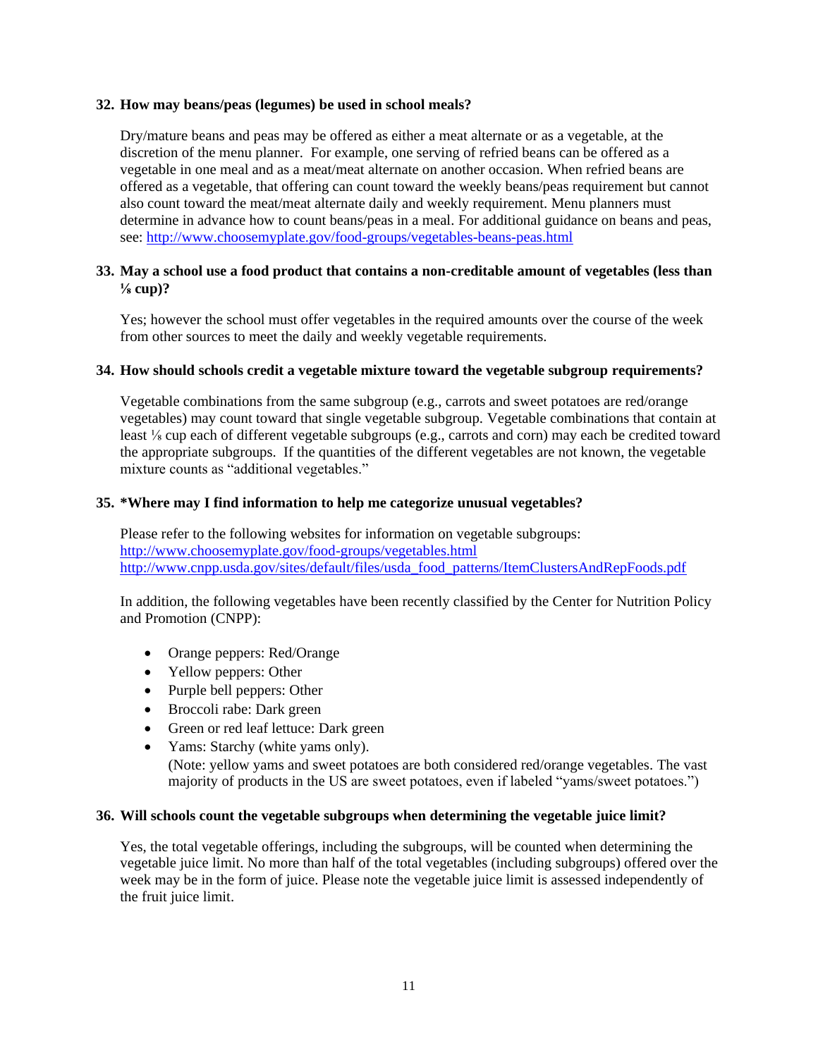**32. How may beans/peas (legumes) be used in school meals?**

Dry/mature beans and peas may be offered as either a meat alternate or as a vegetable, at the discretion of the menu planner. For example, one serving of refried beans can be offered as a vegetable in one meal and as a meat/meat alternate on another occasion. When refried beans are offered as a vegetable, that offering can count toward the weekly beans/peas requirement but cannot also count toward the meat/meat alternate daily and weekly requirement. Menu planners must determine in advance how to count beans/peas in a meal. For additional guidance on beans and peas, see: http://www.choosemyplate.gov/food-groups/vegetables-beans-peas.html

**33. May a school use a food product that contains a non-creditable amount of vegetables (less than ⅛ cup)?**

Yes; however the school must offer vegetables in the required amounts over the course of the week from other sources to meet the daily and weekly vegetable requirements.

**34. How should schools credit a vegetable mixture toward the vegetable subgroup requirements?**

Vegetable combinations from the same subgroup (e.g., carrots and sweet potatoes are red/orange vegetables) may count toward that single vegetable subgroup. Vegetable combinations that contain at least ⅛ cup each of different vegetable subgroups (e.g., carrots and corn) may each be credited toward the appropriate subgroups. If the quantities of the different vegetables are not known, the vegetable mixture counts as "additional vegetables."

**35. *Where may I find information to help me categorize unusual vegetables?**

Please refer to the following websites for information on vegetable subgroups:
http://www.choosemyplate.gov/food-groups/vegetables.html
http://www.cnpp.usda.gov/sites/default/files/usda_food_patterns/ItemClustersAndRepFoods.pdf

In addition, the following vegetables have been recently classified by the Center for Nutrition Policy and Promotion (CNPP):

- Orange peppers: Red/Orange
- Yellow peppers: Other
- Purple bell peppers: Other
- Broccoli rabe: Dark green
- Green or red leaf lettuce: Dark green
- Yams: Starchy (white yams only).
  (Note: yellow yams and sweet potatoes are both considered red/orange vegetables. The vast majority of products in the US are sweet potatoes, even if labeled "yams/sweet potatoes.")

**36. Will schools count the vegetable subgroups when determining the vegetable juice limit?**

Yes, the total vegetable offerings, including the subgroups, will be counted when determining the vegetable juice limit. No more than half of the total vegetables (including subgroups) offered over the week may be in the form of juice. Please note the vegetable juice limit is assessed independently of the fruit juice limit.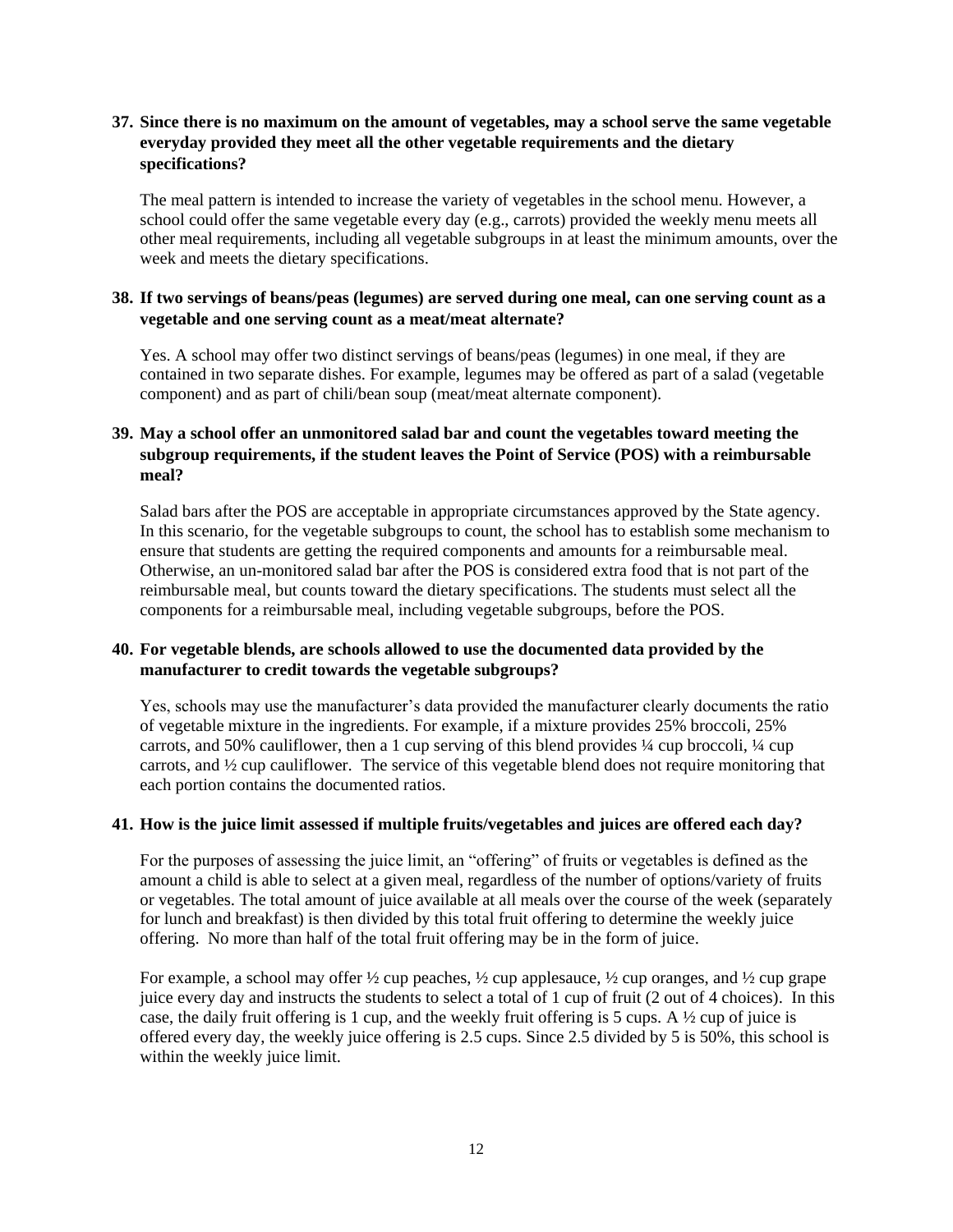**37. Since there is no maximum on the amount of vegetables, may a school serve the same vegetable everyday provided they meet all the other vegetable requirements and the dietary specifications?**

The meal pattern is intended to increase the variety of vegetables in the school menu. However, a school could offer the same vegetable every day (e.g., carrots) provided the weekly menu meets all other meal requirements, including all vegetable subgroups in at least the minimum amounts, over the week and meets the dietary specifications.

**38. If two servings of beans/peas (legumes) are served during one meal, can one serving count as a vegetable and one serving count as a meat/meat alternate?**

Yes. A school may offer two distinct servings of beans/peas (legumes) in one meal, if they are contained in two separate dishes. For example, legumes may be offered as part of a salad (vegetable component) and as part of chili/bean soup (meat/meat alternate component).

**39. May a school offer an unmonitored salad bar and count the vegetables toward meeting the subgroup requirements, if the student leaves the Point of Service (POS) with a reimbursable meal?**

Salad bars after the POS are acceptable in appropriate circumstances approved by the State agency. In this scenario, for the vegetable subgroups to count, the school has to establish some mechanism to ensure that students are getting the required components and amounts for a reimbursable meal. Otherwise, an un-monitored salad bar after the POS is considered extra food that is not part of the reimbursable meal, but counts toward the dietary specifications. The students must select all the components for a reimbursable meal, including vegetable subgroups, before the POS.

**40. For vegetable blends, are schools allowed to use the documented data provided by the manufacturer to credit towards the vegetable subgroups?**

Yes, schools may use the manufacturer's data provided the manufacturer clearly documents the ratio of vegetable mixture in the ingredients. For example, if a mixture provides 25% broccoli, 25% carrots, and 50% cauliflower, then a 1 cup serving of this blend provides ¼ cup broccoli, ¼ cup carrots, and ½ cup cauliflower. The service of this vegetable blend does not require monitoring that each portion contains the documented ratios.

**41. How is the juice limit assessed if multiple fruits/vegetables and juices are offered each day?**

For the purposes of assessing the juice limit, an "offering" of fruits or vegetables is defined as the amount a child is able to select at a given meal, regardless of the number of options/variety of fruits or vegetables. The total amount of juice available at all meals over the course of the week (separately for lunch and breakfast) is then divided by this total fruit offering to determine the weekly juice offering. No more than half of the total fruit offering may be in the form of juice.

For example, a school may offer ½ cup peaches, ½ cup applesauce, ½ cup oranges, and ½ cup grape juice every day and instructs the students to select a total of 1 cup of fruit (2 out of 4 choices). In this case, the daily fruit offering is 1 cup, and the weekly fruit offering is 5 cups. A ½ cup of juice is offered every day, the weekly juice offering is 2.5 cups. Since 2.5 divided by 5 is 50%, this school is within the weekly juice limit.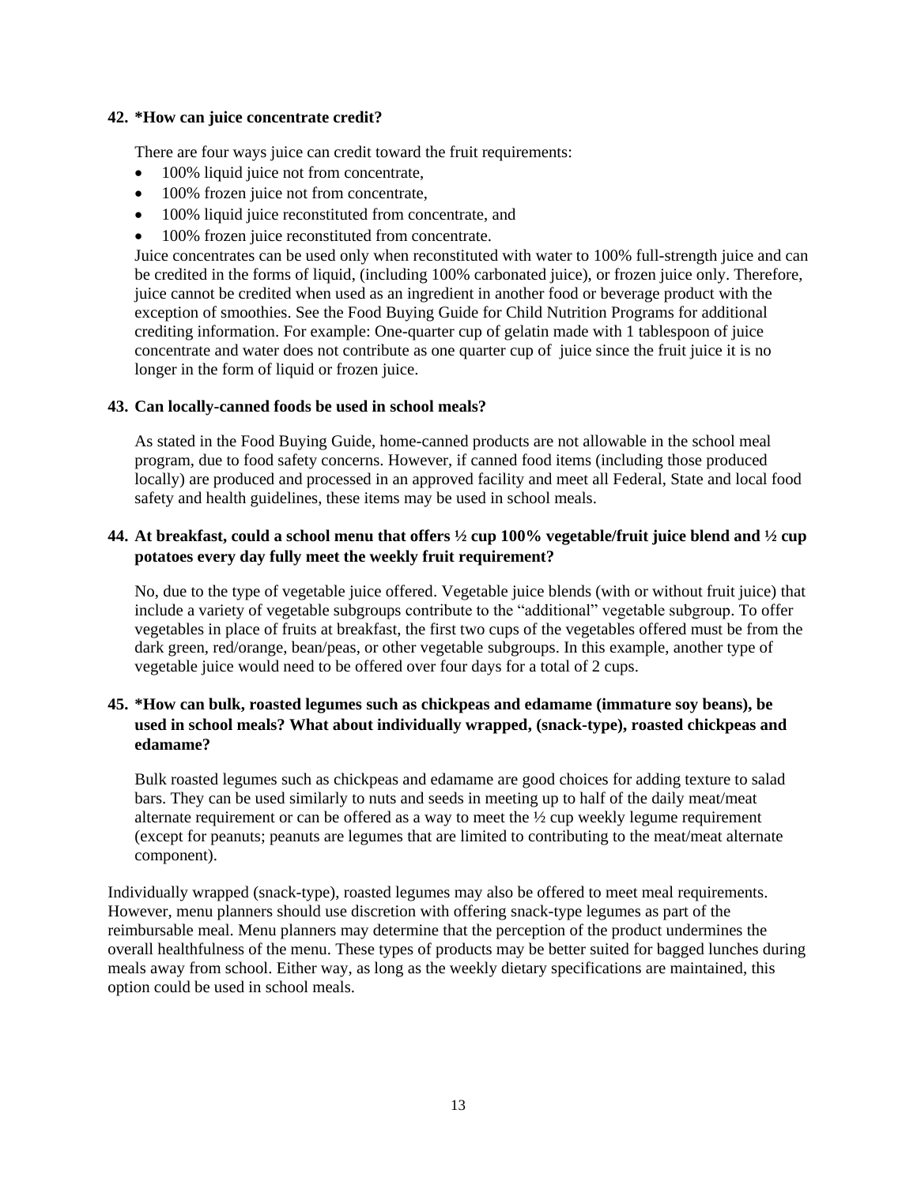**42. *How can juice concentrate credit?**

There are four ways juice can credit toward the fruit requirements:

- 100% liquid juice not from concentrate,
- 100% frozen juice not from concentrate,
- 100% liquid juice reconstituted from concentrate, and
- 100% frozen juice reconstituted from concentrate.

Juice concentrates can be used only when reconstituted with water to 100% full-strength juice and can be credited in the forms of liquid, (including 100% carbonated juice), or frozen juice only. Therefore, juice cannot be credited when used as an ingredient in another food or beverage product with the exception of smoothies. See the Food Buying Guide for Child Nutrition Programs for additional crediting information. For example: One-quarter cup of gelatin made with 1 tablespoon of juice concentrate and water does not contribute as one quarter cup of juice since the fruit juice it is no longer in the form of liquid or frozen juice.

**43. Can locally-canned foods be used in school meals?**

As stated in the Food Buying Guide, home-canned products are not allowable in the school meal program, due to food safety concerns. However, if canned food items (including those produced locally) are produced and processed in an approved facility and meet all Federal, State and local food safety and health guidelines, these items may be used in school meals.

**44. At breakfast, could a school menu that offers ½ cup 100% vegetable/fruit juice blend and ½ cup potatoes every day fully meet the weekly fruit requirement?**

No, due to the type of vegetable juice offered. Vegetable juice blends (with or without fruit juice) that include a variety of vegetable subgroups contribute to the "additional" vegetable subgroup. To offer vegetables in place of fruits at breakfast, the first two cups of the vegetables offered must be from the dark green, red/orange, bean/peas, or other vegetable subgroups. In this example, another type of vegetable juice would need to be offered over four days for a total of 2 cups.

**45. *How can bulk, roasted legumes such as chickpeas and edamame (immature soy beans), be used in school meals? What about individually wrapped, (snack-type), roasted chickpeas and edamame?**

Bulk roasted legumes such as chickpeas and edamame are good choices for adding texture to salad bars. They can be used similarly to nuts and seeds in meeting up to half of the daily meat/meat alternate requirement or can be offered as a way to meet the ½ cup weekly legume requirement (except for peanuts; peanuts are legumes that are limited to contributing to the meat/meat alternate component).

Individually wrapped (snack-type), roasted legumes may also be offered to meet meal requirements. However, menu planners should use discretion with offering snack-type legumes as part of the reimbursable meal. Menu planners may determine that the perception of the product undermines the overall healthfulness of the menu. These types of products may be better suited for bagged lunches during meals away from school. Either way, as long as the weekly dietary specifications are maintained, this option could be used in school meals.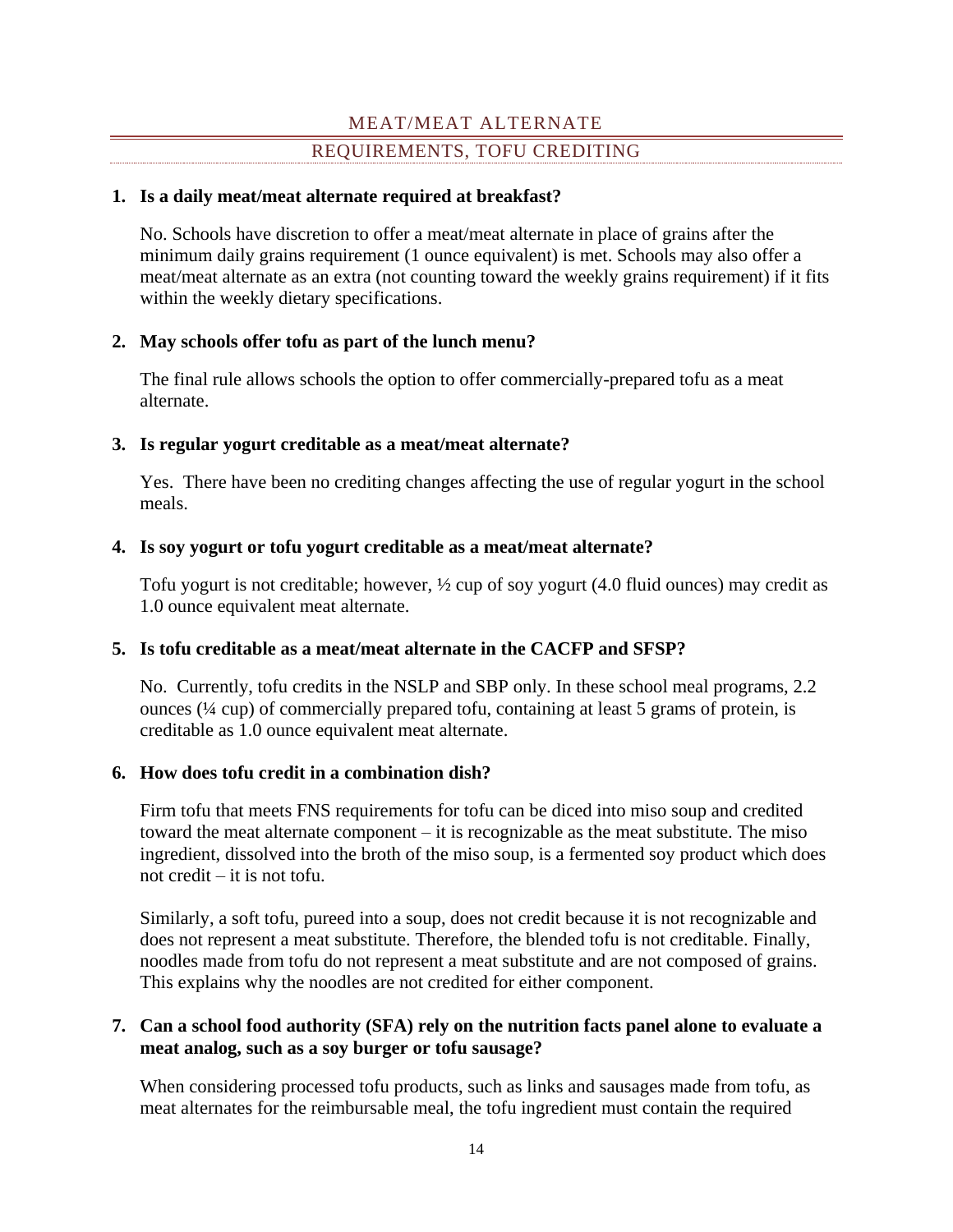## MEAT/MEAT ALTERNATE

### REQUIREMENTS, TOFU CREDITING

**1. Is a daily meat/meat alternate required at breakfast?**

No. Schools have discretion to offer a meat/meat alternate in place of grains after the minimum daily grains requirement (1 ounce equivalent) is met. Schools may also offer a meat/meat alternate as an extra (not counting toward the weekly grains requirement) if it fits within the weekly dietary specifications.

**2. May schools offer tofu as part of the lunch menu?**

The final rule allows schools the option to offer commercially-prepared tofu as a meat alternate.

**3. Is regular yogurt creditable as a meat/meat alternate?**

Yes. There have been no crediting changes affecting the use of regular yogurt in the school meals.

**4. Is soy yogurt or tofu yogurt creditable as a meat/meat alternate?**

Tofu yogurt is not creditable; however, ½ cup of soy yogurt (4.0 fluid ounces) may credit as 1.0 ounce equivalent meat alternate.

**5. Is tofu creditable as a meat/meat alternate in the CACFP and SFSP?**

No. Currently, tofu credits in the NSLP and SBP only. In these school meal programs, 2.2 ounces (¼ cup) of commercially prepared tofu, containing at least 5 grams of protein, is creditable as 1.0 ounce equivalent meat alternate.

**6. How does tofu credit in a combination dish?**

Firm tofu that meets FNS requirements for tofu can be diced into miso soup and credited toward the meat alternate component – it is recognizable as the meat substitute. The miso ingredient, dissolved into the broth of the miso soup, is a fermented soy product which does not credit – it is not tofu.

Similarly, a soft tofu, pureed into a soup, does not credit because it is not recognizable and does not represent a meat substitute. Therefore, the blended tofu is not creditable. Finally, noodles made from tofu do not represent a meat substitute and are not composed of grains. This explains why the noodles are not credited for either component.

**7. Can a school food authority (SFA) rely on the nutrition facts panel alone to evaluate a meat analog, such as a soy burger or tofu sausage?**

When considering processed tofu products, such as links and sausages made from tofu, as meat alternates for the reimbursable meal, the tofu ingredient must contain the required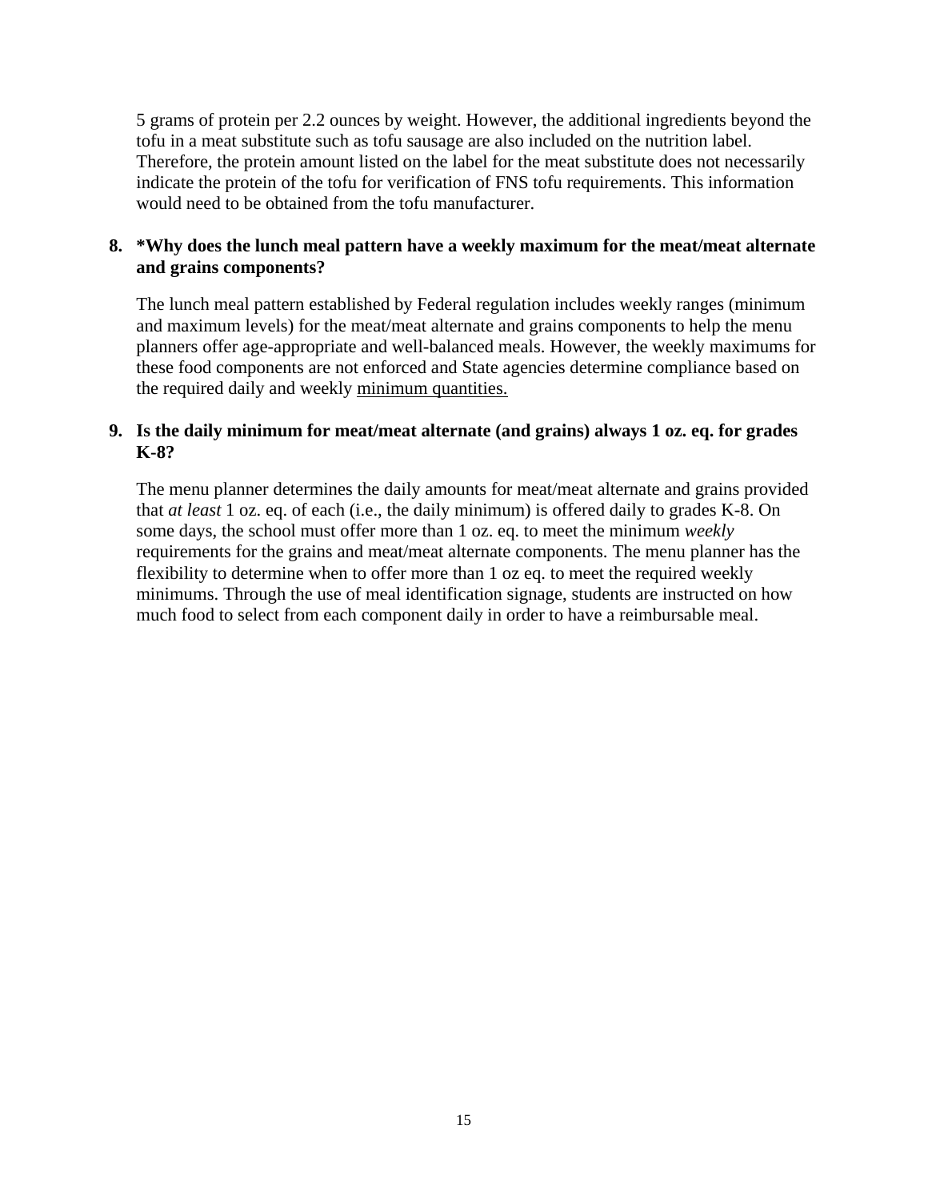5 grams of protein per 2.2 ounces by weight. However, the additional ingredients beyond the tofu in a meat substitute such as tofu sausage are also included on the nutrition label. Therefore, the protein amount listed on the label for the meat substitute does not necessarily indicate the protein of the tofu for verification of FNS tofu requirements. This information would need to be obtained from the tofu manufacturer.

**8. *Why does the lunch meal pattern have a weekly maximum for the meat/meat alternate and grains components?**

The lunch meal pattern established by Federal regulation includes weekly ranges (minimum and maximum levels) for the meat/meat alternate and grains components to help the menu planners offer age-appropriate and well-balanced meals. However, the weekly maximums for these food components are not enforced and State agencies determine compliance based on the required daily and weekly <u>minimum quantities.</u>

**9. Is the daily minimum for meat/meat alternate (and grains) always 1 oz. eq. for grades K-8?**

The menu planner determines the daily amounts for meat/meat alternate and grains provided that *at least* 1 oz. eq. of each (i.e., the daily minimum) is offered daily to grades K-8. On some days, the school must offer more than 1 oz. eq. to meet the minimum *weekly* requirements for the grains and meat/meat alternate components. The menu planner has the flexibility to determine when to offer more than 1 oz eq. to meet the required weekly minimums. Through the use of meal identification signage, students are instructed on how much food to select from each component daily in order to have a reimbursable meal.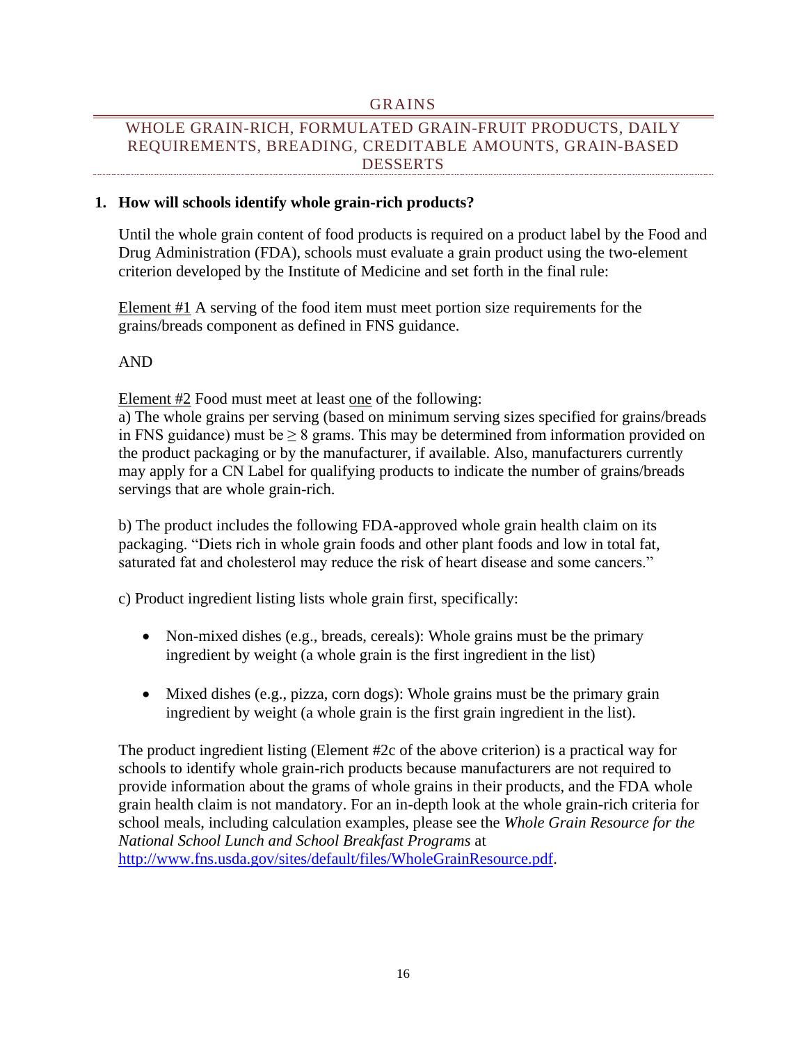## GRAINS

### WHOLE GRAIN-RICH, FORMULATED GRAIN-FRUIT PRODUCTS, DAILY REQUIREMENTS, BREADING, CREDITABLE AMOUNTS, GRAIN-BASED DESSERTS

**1. How will schools identify whole grain-rich products?**

Until the whole grain content of food products is required on a product label by the Food and Drug Administration (FDA), schools must evaluate a grain product using the two-element criterion developed by the Institute of Medicine and set forth in the final rule:

Element #1 A serving of the food item must meet portion size requirements for the grains/breads component as defined in FNS guidance.

AND

Element #2 Food must meet at least one of the following:
a) The whole grains per serving (based on minimum serving sizes specified for grains/breads in FNS guidance) must be $\geq$ 8 grams. This may be determined from information provided on the product packaging or by the manufacturer, if available. Also, manufacturers currently may apply for a CN Label for qualifying products to indicate the number of grains/breads servings that are whole grain-rich.

b) The product includes the following FDA-approved whole grain health claim on its packaging. "Diets rich in whole grain foods and other plant foods and low in total fat, saturated fat and cholesterol may reduce the risk of heart disease and some cancers."

c) Product ingredient listing lists whole grain first, specifically:

- Non-mixed dishes (e.g., breads, cereals): Whole grains must be the primary ingredient by weight (a whole grain is the first ingredient in the list)
- Mixed dishes (e.g., pizza, corn dogs): Whole grains must be the primary grain ingredient by weight (a whole grain is the first grain ingredient in the list).

The product ingredient listing (Element #2c of the above criterion) is a practical way for schools to identify whole grain-rich products because manufacturers are not required to provide information about the grams of whole grains in their products, and the FDA whole grain health claim is not mandatory. For an in-depth look at the whole grain-rich criteria for school meals, including calculation examples, please see the *Whole Grain Resource for the National School Lunch and School Breakfast Programs* at http://www.fns.usda.gov/sites/default/files/WholeGrainResource.pdf.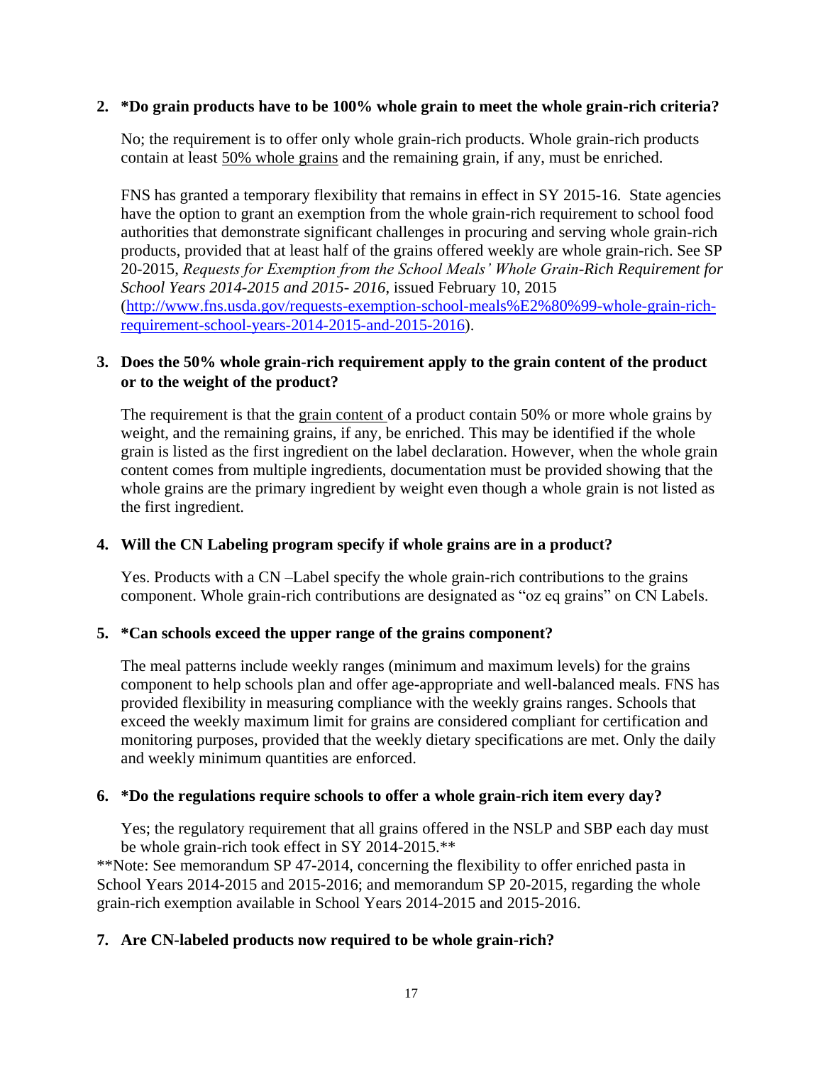2. **\*Do grain products have to be 100% whole grain to meet the whole grain-rich criteria?**

   No; the requirement is to offer only whole grain-rich products. Whole grain-rich products contain at least <u>50% whole grains</u> and the remaining grain, if any, must be enriched.

   FNS has granted a temporary flexibility that remains in effect in SY 2015-16. State agencies have the option to grant an exemption from the whole grain-rich requirement to school food authorities that demonstrate significant challenges in procuring and serving whole grain-rich products, provided that at least half of the grains offered weekly are whole grain-rich. See SP 20-2015, *Requests for Exemption from the School Meals' Whole Grain-Rich Requirement for School Years 2014-2015 and 2015- 2016*, issued February 10, 2015 ([http://www.fns.usda.gov/requests-exemption-school-meals%E2%80%99-whole-grain-rich-requirement-school-years-2014-2015-and-2015-2016](http://www.fns.usda.gov/requests-exemption-school-meals%E2%80%99-whole-grain-rich-requirement-school-years-2014-2015-and-2015-2016)).

3. **Does the 50% whole grain-rich requirement apply to the grain content of the product or to the weight of the product?**

   The requirement is that the <u>grain content</u> of a product contain 50% or more whole grains by weight, and the remaining grains, if any, be enriched. This may be identified if the whole grain is listed as the first ingredient on the label declaration. However, when the whole grain content comes from multiple ingredients, documentation must be provided showing that the whole grains are the primary ingredient by weight even though a whole grain is not listed as the first ingredient.

4. **Will the CN Labeling program specify if whole grains are in a product?**

   Yes. Products with a CN –Label specify the whole grain-rich contributions to the grains component. Whole grain-rich contributions are designated as "oz eq grains" on CN Labels.

5. **\*Can schools exceed the upper range of the grains component?**

   The meal patterns include weekly ranges (minimum and maximum levels) for the grains component to help schools plan and offer age-appropriate and well-balanced meals. FNS has provided flexibility in measuring compliance with the weekly grains ranges. Schools that exceed the weekly maximum limit for grains are considered compliant for certification and monitoring purposes, provided that the weekly dietary specifications are met. Only the daily and weekly minimum quantities are enforced.

6. **\*Do the regulations require schools to offer a whole grain-rich item every day?**

   Yes; the regulatory requirement that all grains offered in the NSLP and SBP each day must be whole grain-rich took effect in SY 2014-2015.\*\*

\*\*Note: See memorandum SP 47-2014, concerning the flexibility to offer enriched pasta in School Years 2014-2015 and 2015-2016; and memorandum SP 20-2015, regarding the whole grain-rich exemption available in School Years 2014-2015 and 2015-2016.

7. **Are CN-labeled products now required to be whole grain-rich?**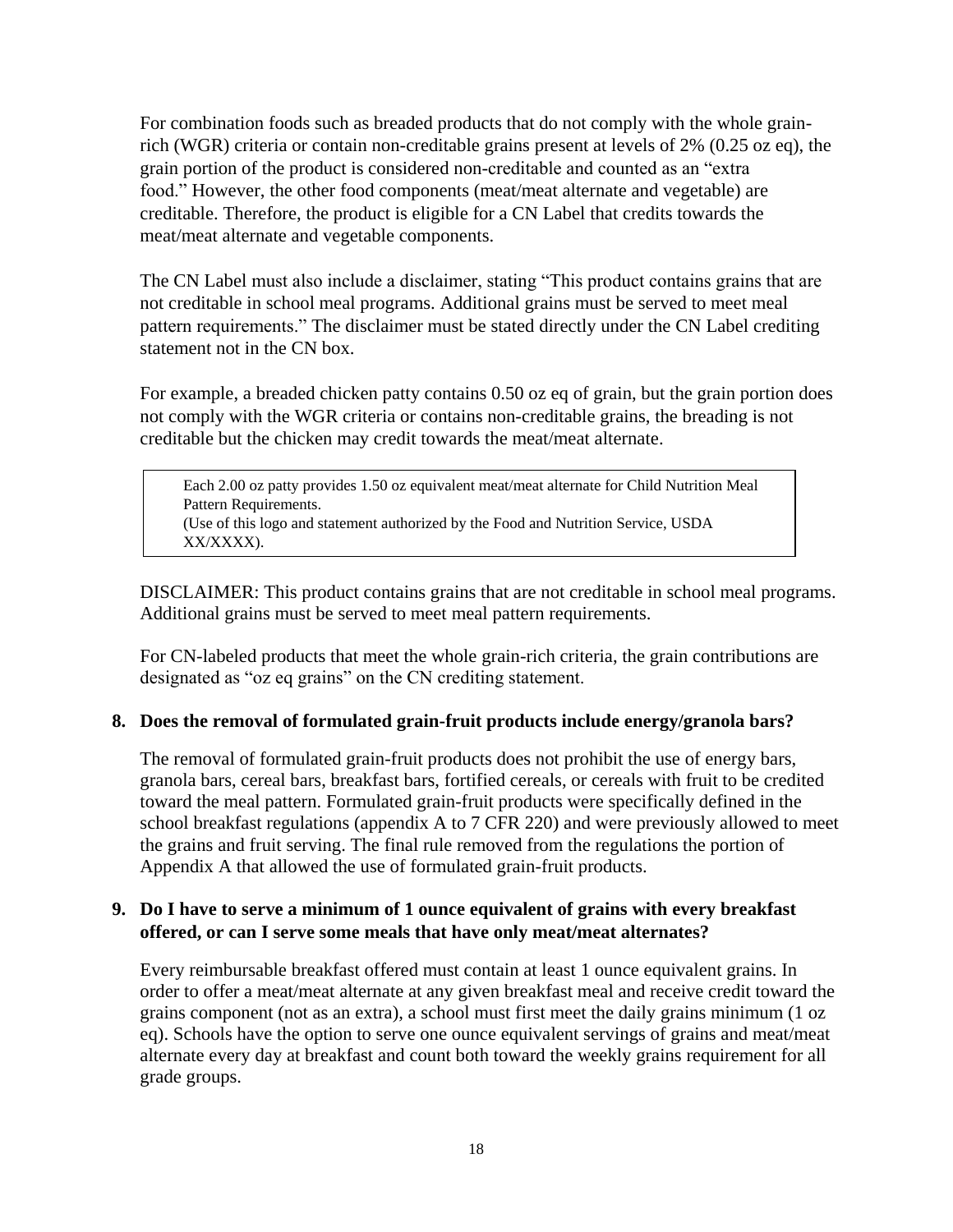For combination foods such as breaded products that do not comply with the whole grain-rich (WGR) criteria or contain non-creditable grains present at levels of 2% (0.25 oz eq), the grain portion of the product is considered non-creditable and counted as an "extra food." However, the other food components (meat/meat alternate and vegetable) are creditable. Therefore, the product is eligible for a CN Label that credits towards the meat/meat alternate and vegetable components.

The CN Label must also include a disclaimer, stating "This product contains grains that are not creditable in school meal programs. Additional grains must be served to meet meal pattern requirements." The disclaimer must be stated directly under the CN Label crediting statement not in the CN box.

For example, a breaded chicken patty contains 0.50 oz eq of grain, but the grain portion does not comply with the WGR criteria or contains non-creditable grains, the breading is not creditable but the chicken may credit towards the meat/meat alternate.

> Each 2.00 oz patty provides 1.50 oz equivalent meat/meat alternate for Child Nutrition Meal Pattern Requirements.
> (Use of this logo and statement authorized by the Food and Nutrition Service, USDA XX/XXXX).

DISCLAIMER: This product contains grains that are not creditable in school meal programs. Additional grains must be served to meet meal pattern requirements.

For CN-labeled products that meet the whole grain-rich criteria, the grain contributions are designated as "oz eq grains" on the CN crediting statement.

**8. Does the removal of formulated grain-fruit products include energy/granola bars?**

The removal of formulated grain-fruit products does not prohibit the use of energy bars, granola bars, cereal bars, breakfast bars, fortified cereals, or cereals with fruit to be credited toward the meal pattern. Formulated grain-fruit products were specifically defined in the school breakfast regulations (appendix A to 7 CFR 220) and were previously allowed to meet the grains and fruit serving. The final rule removed from the regulations the portion of Appendix A that allowed the use of formulated grain-fruit products.

**9. Do I have to serve a minimum of 1 ounce equivalent of grains with every breakfast offered, or can I serve some meals that have only meat/meat alternates?**

Every reimbursable breakfast offered must contain at least 1 ounce equivalent grains. In order to offer a meat/meat alternate at any given breakfast meal and receive credit toward the grains component (not as an extra), a school must first meet the daily grains minimum (1 oz eq). Schools have the option to serve one ounce equivalent servings of grains and meat/meat alternate every day at breakfast and count both toward the weekly grains requirement for all grade groups.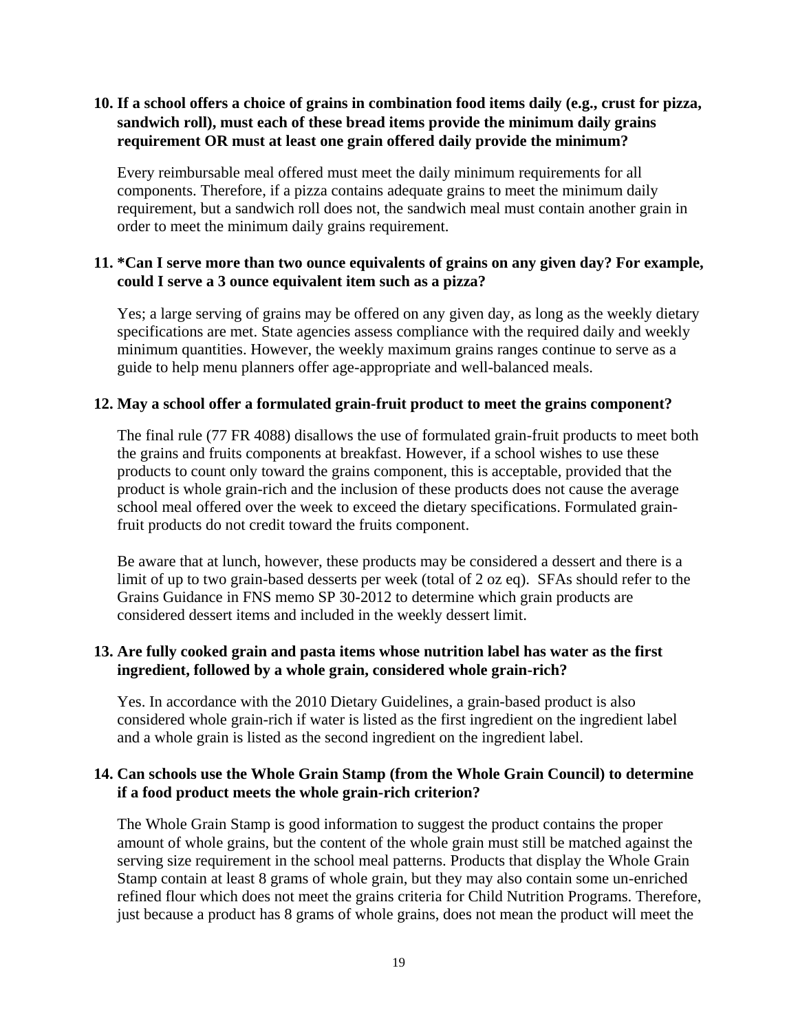**10. If a school offers a choice of grains in combination food items daily (e.g., crust for pizza, sandwich roll), must each of these bread items provide the minimum daily grains requirement OR must at least one grain offered daily provide the minimum?**

Every reimbursable meal offered must meet the daily minimum requirements for all components. Therefore, if a pizza contains adequate grains to meet the minimum daily requirement, but a sandwich roll does not, the sandwich meal must contain another grain in order to meet the minimum daily grains requirement.

**11. *Can I serve more than two ounce equivalents of grains on any given day? For example, could I serve a 3 ounce equivalent item such as a pizza?**

Yes; a large serving of grains may be offered on any given day, as long as the weekly dietary specifications are met. State agencies assess compliance with the required daily and weekly minimum quantities. However, the weekly maximum grains ranges continue to serve as a guide to help menu planners offer age-appropriate and well-balanced meals.

**12. May a school offer a formulated grain-fruit product to meet the grains component?**

The final rule (77 FR 4088) disallows the use of formulated grain-fruit products to meet both the grains and fruits components at breakfast. However, if a school wishes to use these products to count only toward the grains component, this is acceptable, provided that the product is whole grain-rich and the inclusion of these products does not cause the average school meal offered over the week to exceed the dietary specifications. Formulated grain-fruit products do not credit toward the fruits component.

Be aware that at lunch, however, these products may be considered a dessert and there is a limit of up to two grain-based desserts per week (total of 2 oz eq). SFAs should refer to the Grains Guidance in FNS memo SP 30-2012 to determine which grain products are considered dessert items and included in the weekly dessert limit.

**13. Are fully cooked grain and pasta items whose nutrition label has water as the first ingredient, followed by a whole grain, considered whole grain-rich?**

Yes. In accordance with the 2010 Dietary Guidelines, a grain-based product is also considered whole grain-rich if water is listed as the first ingredient on the ingredient label and a whole grain is listed as the second ingredient on the ingredient label.

**14. Can schools use the Whole Grain Stamp (from the Whole Grain Council) to determine if a food product meets the whole grain-rich criterion?**

The Whole Grain Stamp is good information to suggest the product contains the proper amount of whole grains, but the content of the whole grain must still be matched against the serving size requirement in the school meal patterns. Products that display the Whole Grain Stamp contain at least 8 grams of whole grain, but they may also contain some un-enriched refined flour which does not meet the grains criteria for Child Nutrition Programs. Therefore, just because a product has 8 grams of whole grains, does not mean the product will meet the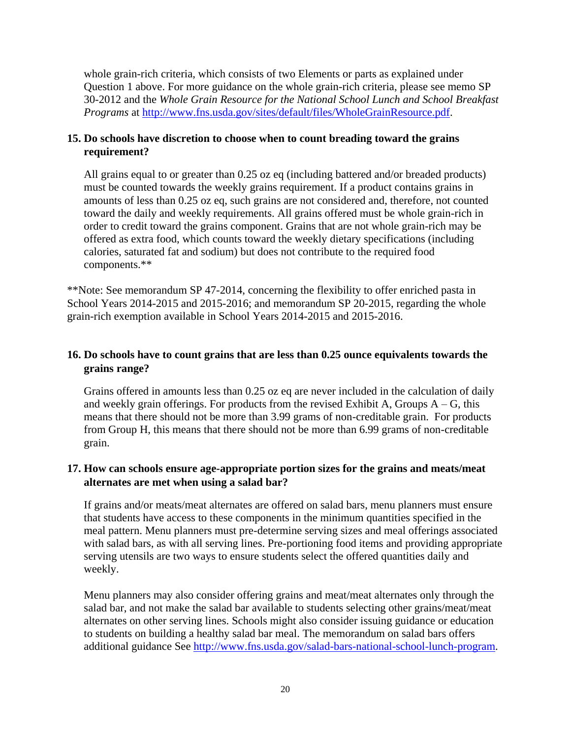whole grain-rich criteria, which consists of two Elements or parts as explained under Question 1 above. For more guidance on the whole grain-rich criteria, please see memo SP 30-2012 and the *Whole Grain Resource for the National School Lunch and School Breakfast Programs* at http://www.fns.usda.gov/sites/default/files/WholeGrainResource.pdf.

**15. Do schools have discretion to choose when to count breading toward the grains requirement?**

All grains equal to or greater than 0.25 oz eq (including battered and/or breaded products) must be counted towards the weekly grains requirement. If a product contains grains in amounts of less than 0.25 oz eq, such grains are not considered and, therefore, not counted toward the daily and weekly requirements. All grains offered must be whole grain-rich in order to credit toward the grains component. Grains that are not whole grain-rich may be offered as extra food, which counts toward the weekly dietary specifications (including calories, saturated fat and sodium) but does not contribute to the required food components.**

**Note: See memorandum SP 47-2014, concerning the flexibility to offer enriched pasta in School Years 2014-2015 and 2015-2016; and memorandum SP 20-2015, regarding the whole grain-rich exemption available in School Years 2014-2015 and 2015-2016.

**16. Do schools have to count grains that are less than 0.25 ounce equivalents towards the grains range?**

Grains offered in amounts less than 0.25 oz eq are never included in the calculation of daily and weekly grain offerings. For products from the revised Exhibit A, Groups A – G, this means that there should not be more than 3.99 grams of non-creditable grain. For products from Group H, this means that there should not be more than 6.99 grams of non-creditable grain.

**17. How can schools ensure age-appropriate portion sizes for the grains and meats/meat alternates are met when using a salad bar?**

If grains and/or meats/meat alternates are offered on salad bars, menu planners must ensure that students have access to these components in the minimum quantities specified in the meal pattern. Menu planners must pre-determine serving sizes and meal offerings associated with salad bars, as with all serving lines. Pre-portioning food items and providing appropriate serving utensils are two ways to ensure students select the offered quantities daily and weekly.

Menu planners may also consider offering grains and meat/meat alternates only through the salad bar, and not make the salad bar available to students selecting other grains/meat/meat alternates on other serving lines. Schools might also consider issuing guidance or education to students on building a healthy salad bar meal. The memorandum on salad bars offers additional guidance See http://www.fns.usda.gov/salad-bars-national-school-lunch-program.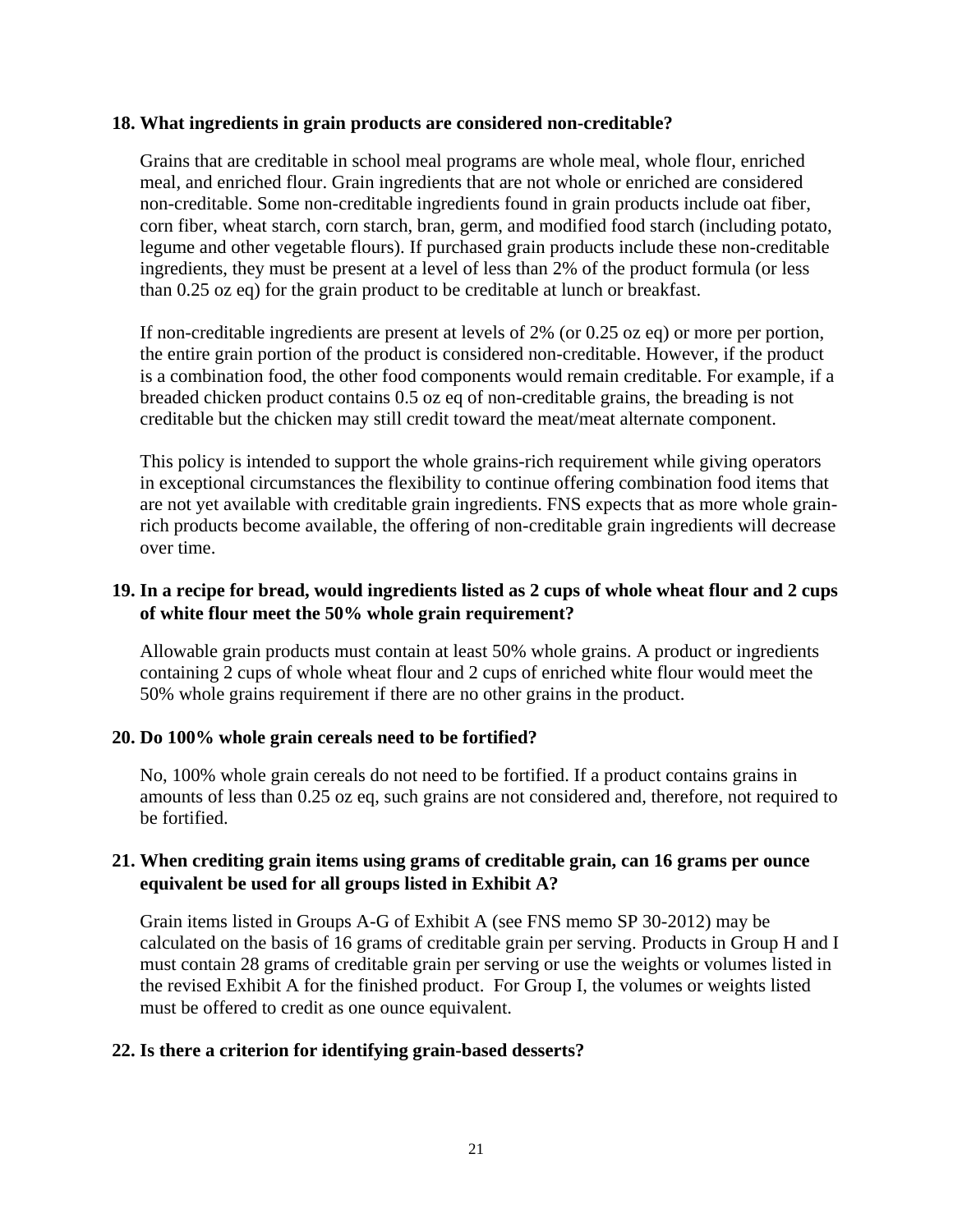**18. What ingredients in grain products are considered non-creditable?**

Grains that are creditable in school meal programs are whole meal, whole flour, enriched meal, and enriched flour. Grain ingredients that are not whole or enriched are considered non-creditable. Some non-creditable ingredients found in grain products include oat fiber, corn fiber, wheat starch, corn starch, bran, germ, and modified food starch (including potato, legume and other vegetable flours). If purchased grain products include these non-creditable ingredients, they must be present at a level of less than 2% of the product formula (or less than 0.25 oz eq) for the grain product to be creditable at lunch or breakfast.

If non-creditable ingredients are present at levels of 2% (or 0.25 oz eq) or more per portion, the entire grain portion of the product is considered non-creditable. However, if the product is a combination food, the other food components would remain creditable. For example, if a breaded chicken product contains 0.5 oz eq of non-creditable grains, the breading is not creditable but the chicken may still credit toward the meat/meat alternate component.

This policy is intended to support the whole grains-rich requirement while giving operators in exceptional circumstances the flexibility to continue offering combination food items that are not yet available with creditable grain ingredients. FNS expects that as more whole grain-rich products become available, the offering of non-creditable grain ingredients will decrease over time.

**19. In a recipe for bread, would ingredients listed as 2 cups of whole wheat flour and 2 cups of white flour meet the 50% whole grain requirement?**

Allowable grain products must contain at least 50% whole grains. A product or ingredients containing 2 cups of whole wheat flour and 2 cups of enriched white flour would meet the 50% whole grains requirement if there are no other grains in the product.

**20. Do 100% whole grain cereals need to be fortified?**

No, 100% whole grain cereals do not need to be fortified. If a product contains grains in amounts of less than 0.25 oz eq, such grains are not considered and, therefore, not required to be fortified.

**21. When crediting grain items using grams of creditable grain, can 16 grams per ounce equivalent be used for all groups listed in Exhibit A?**

Grain items listed in Groups A-G of Exhibit A (see FNS memo SP 30-2012) may be calculated on the basis of 16 grams of creditable grain per serving. Products in Group H and I must contain 28 grams of creditable grain per serving or use the weights or volumes listed in the revised Exhibit A for the finished product. For Group I, the volumes or weights listed must be offered to credit as one ounce equivalent.

**22. Is there a criterion for identifying grain-based desserts?**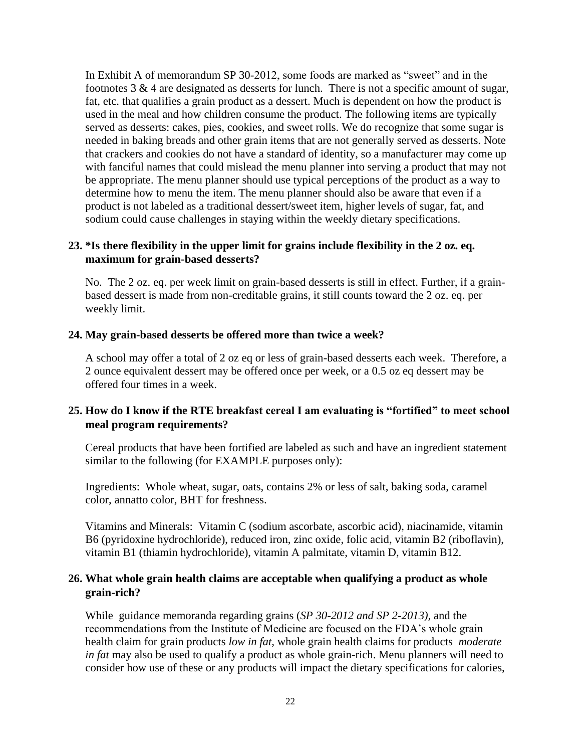In Exhibit A of memorandum SP 30-2012, some foods are marked as "sweet" and in the footnotes 3 & 4 are designated as desserts for lunch. There is not a specific amount of sugar, fat, etc. that qualifies a grain product as a dessert. Much is dependent on how the product is used in the meal and how children consume the product. The following items are typically served as desserts: cakes, pies, cookies, and sweet rolls. We do recognize that some sugar is needed in baking breads and other grain items that are not generally served as desserts. Note that crackers and cookies do not have a standard of identity, so a manufacturer may come up with fanciful names that could mislead the menu planner into serving a product that may not be appropriate. The menu planner should use typical perceptions of the product as a way to determine how to menu the item. The menu planner should also be aware that even if a product is not labeled as a traditional dessert/sweet item, higher levels of sugar, fat, and sodium could cause challenges in staying within the weekly dietary specifications.

**23. *Is there flexibility in the upper limit for grains include flexibility in the 2 oz. eq. maximum for grain-based desserts?**

No. The 2 oz. eq. per week limit on grain-based desserts is still in effect. Further, if a grain-based dessert is made from non-creditable grains, it still counts toward the 2 oz. eq. per weekly limit.

**24. May grain-based desserts be offered more than twice a week?**

A school may offer a total of 2 oz eq or less of grain-based desserts each week. Therefore, a 2 ounce equivalent dessert may be offered once per week, or a 0.5 oz eq dessert may be offered four times in a week.

**25. How do I know if the RTE breakfast cereal I am evaluating is "fortified" to meet school meal program requirements?**

Cereal products that have been fortified are labeled as such and have an ingredient statement similar to the following (for EXAMPLE purposes only):

Ingredients: Whole wheat, sugar, oats, contains 2% or less of salt, baking soda, caramel color, annatto color, BHT for freshness.

Vitamins and Minerals: Vitamin C (sodium ascorbate, ascorbic acid), niacinamide, vitamin B6 (pyridoxine hydrochloride), reduced iron, zinc oxide, folic acid, vitamin B2 (riboflavin), vitamin B1 (thiamin hydrochloride), vitamin A palmitate, vitamin D, vitamin B12.

**26. What whole grain health claims are acceptable when qualifying a product as whole grain-rich?**

While guidance memoranda regarding grains (*SP 30-2012 and SP 2-2013),* and the recommendations from the Institute of Medicine are focused on the FDA's whole grain health claim for grain products *low in fat*, whole grain health claims for products *moderate in fat* may also be used to qualify a product as whole grain-rich. Menu planners will need to consider how use of these or any products will impact the dietary specifications for calories,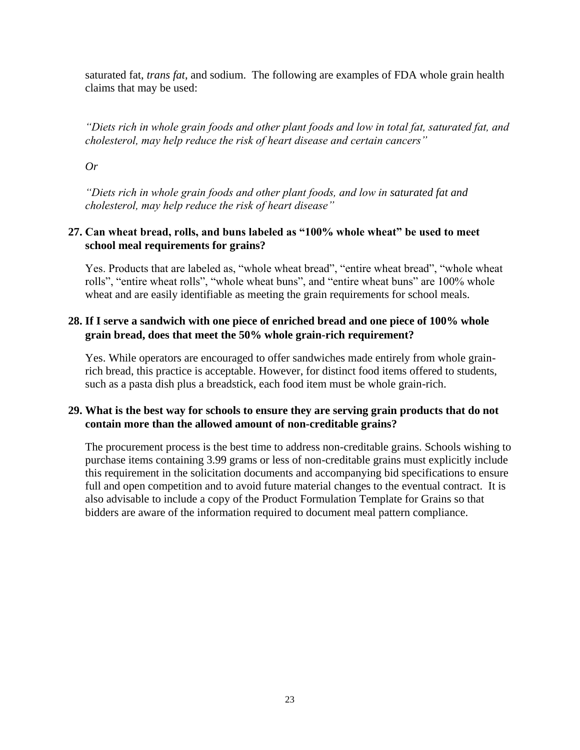saturated fat, *trans fat*, and sodium. The following are examples of FDA whole grain health claims that may be used:

*"Diets rich in whole grain foods and other plant foods and low in total fat, saturated fat, and cholesterol, may help reduce the risk of heart disease and certain cancers"*

*Or*

*"Diets rich in whole grain foods and other plant foods, and low in saturated fat and cholesterol, may help reduce the risk of heart disease"*

**27. Can wheat bread, rolls, and buns labeled as "100% whole wheat" be used to meet school meal requirements for grains?**

Yes. Products that are labeled as, "whole wheat bread", "entire wheat bread", "whole wheat rolls", "entire wheat rolls", "whole wheat buns", and "entire wheat buns" are 100% whole wheat and are easily identifiable as meeting the grain requirements for school meals.

**28. If I serve a sandwich with one piece of enriched bread and one piece of 100% whole grain bread, does that meet the 50% whole grain-rich requirement?**

Yes. While operators are encouraged to offer sandwiches made entirely from whole grain-rich bread, this practice is acceptable. However, for distinct food items offered to students, such as a pasta dish plus a breadstick, each food item must be whole grain-rich.

**29. What is the best way for schools to ensure they are serving grain products that do not contain more than the allowed amount of non-creditable grains?**

The procurement process is the best time to address non-creditable grains. Schools wishing to purchase items containing 3.99 grams or less of non-creditable grains must explicitly include this requirement in the solicitation documents and accompanying bid specifications to ensure full and open competition and to avoid future material changes to the eventual contract. It is also advisable to include a copy of the Product Formulation Template for Grains so that bidders are aware of the information required to document meal pattern compliance.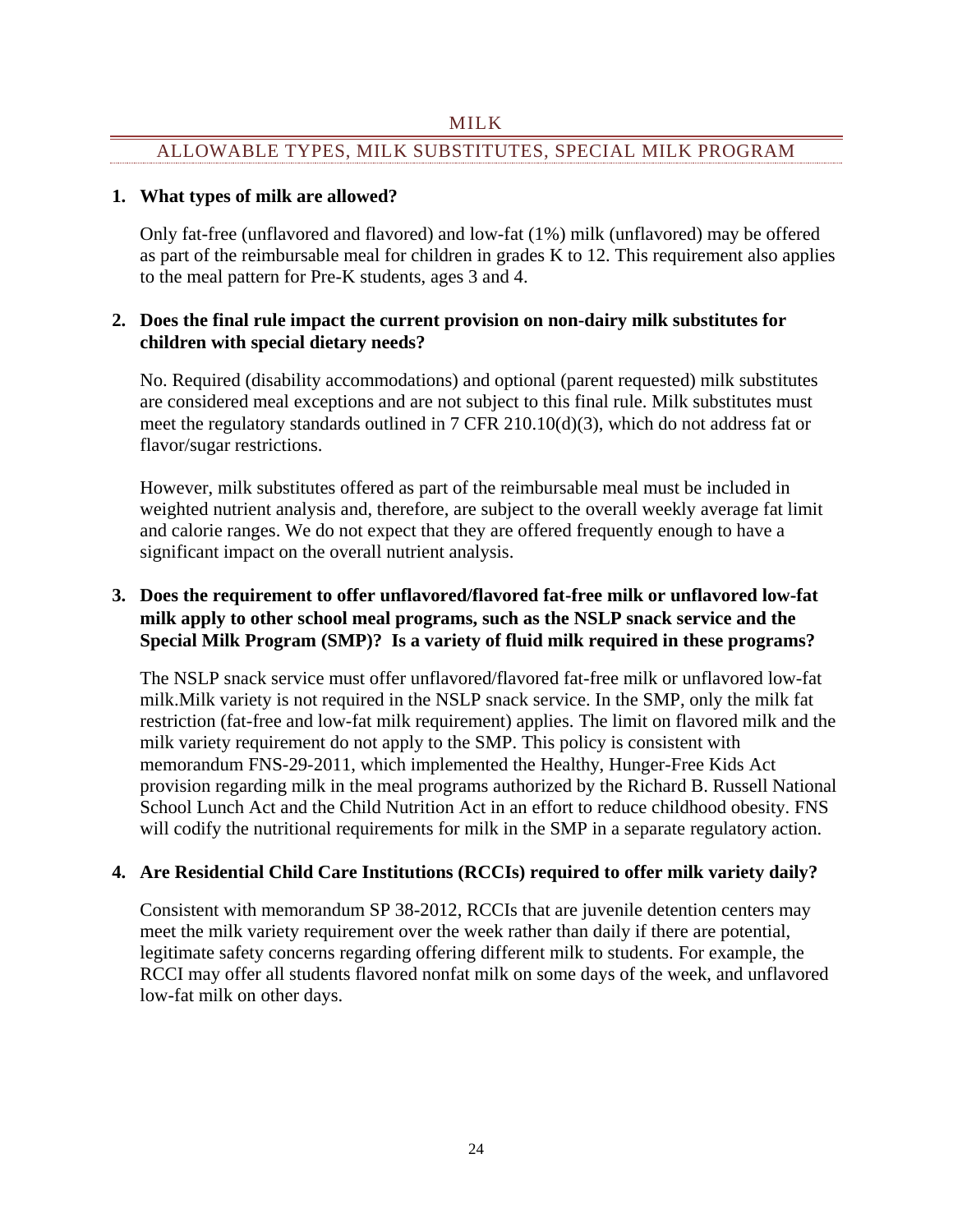## MILK

### ALLOWABLE TYPES, MILK SUBSTITUTES, SPECIAL MILK PROGRAM

1. **What types of milk are allowed?**

   Only fat-free (unflavored and flavored) and low-fat (1%) milk (unflavored) may be offered as part of the reimbursable meal for children in grades K to 12. This requirement also applies to the meal pattern for Pre-K students, ages 3 and 4.

2. **Does the final rule impact the current provision on non-dairy milk substitutes for children with special dietary needs?**

   No. Required (disability accommodations) and optional (parent requested) milk substitutes are considered meal exceptions and are not subject to this final rule. Milk substitutes must meet the regulatory standards outlined in 7 CFR 210.10(d)(3), which do not address fat or flavor/sugar restrictions.

   However, milk substitutes offered as part of the reimbursable meal must be included in weighted nutrient analysis and, therefore, are subject to the overall weekly average fat limit and calorie ranges. We do not expect that they are offered frequently enough to have a significant impact on the overall nutrient analysis.

3. **Does the requirement to offer unflavored/flavored fat-free milk or unflavored low-fat milk apply to other school meal programs, such as the NSLP snack service and the Special Milk Program (SMP)? Is a variety of fluid milk required in these programs?**

   The NSLP snack service must offer unflavored/flavored fat-free milk or unflavored low-fat milk.Milk variety is not required in the NSLP snack service. In the SMP, only the milk fat restriction (fat-free and low-fat milk requirement) applies. The limit on flavored milk and the milk variety requirement do not apply to the SMP. This policy is consistent with memorandum FNS-29-2011, which implemented the Healthy, Hunger-Free Kids Act provision regarding milk in the meal programs authorized by the Richard B. Russell National School Lunch Act and the Child Nutrition Act in an effort to reduce childhood obesity. FNS will codify the nutritional requirements for milk in the SMP in a separate regulatory action.

4. **Are Residential Child Care Institutions (RCCIs) required to offer milk variety daily?**

   Consistent with memorandum SP 38-2012, RCCIs that are juvenile detention centers may meet the milk variety requirement over the week rather than daily if there are potential, legitimate safety concerns regarding offering different milk to students. For example, the RCCI may offer all students flavored nonfat milk on some days of the week, and unflavored low-fat milk on other days.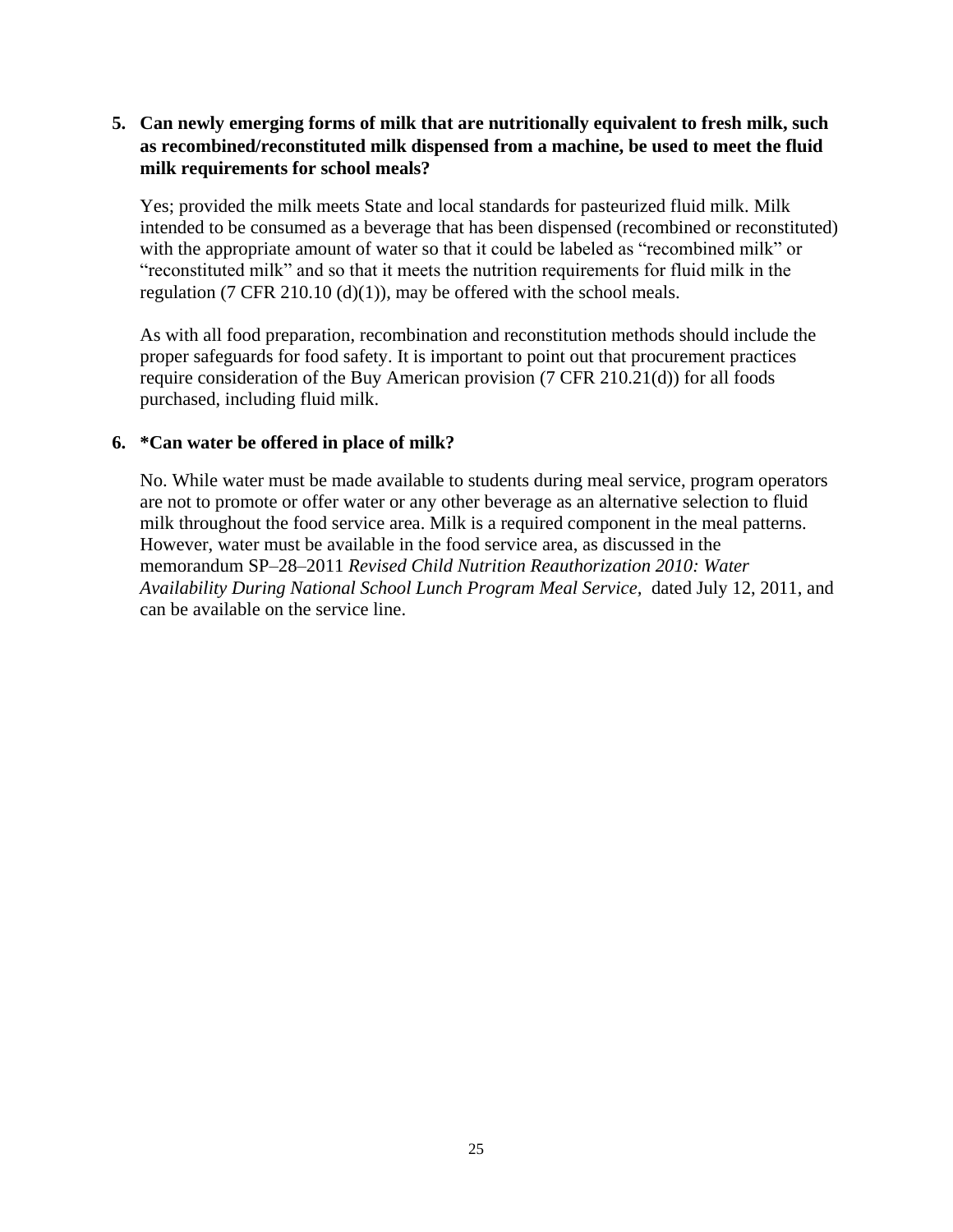5. **Can newly emerging forms of milk that are nutritionally equivalent to fresh milk, such as recombined/reconstituted milk dispensed from a machine, be used to meet the fluid milk requirements for school meals?**

   Yes; provided the milk meets State and local standards for pasteurized fluid milk. Milk intended to be consumed as a beverage that has been dispensed (recombined or reconstituted) with the appropriate amount of water so that it could be labeled as "recombined milk" or "reconstituted milk" and so that it meets the nutrition requirements for fluid milk in the regulation (7 CFR 210.10 (d)(1)), may be offered with the school meals.

   As with all food preparation, recombination and reconstitution methods should include the proper safeguards for food safety. It is important to point out that procurement practices require consideration of the Buy American provision (7 CFR 210.21(d)) for all foods purchased, including fluid milk.

6. **\*Can water be offered in place of milk?**

   No. While water must be made available to students during meal service, program operators are not to promote or offer water or any other beverage as an alternative selection to fluid milk throughout the food service area. Milk is a required component in the meal patterns. However, water must be available in the food service area, as discussed in the memorandum SP–28–2011 *Revised Child Nutrition Reauthorization 2010: Water Availability During National School Lunch Program Meal Service*, dated July 12, 2011, and can be available on the service line.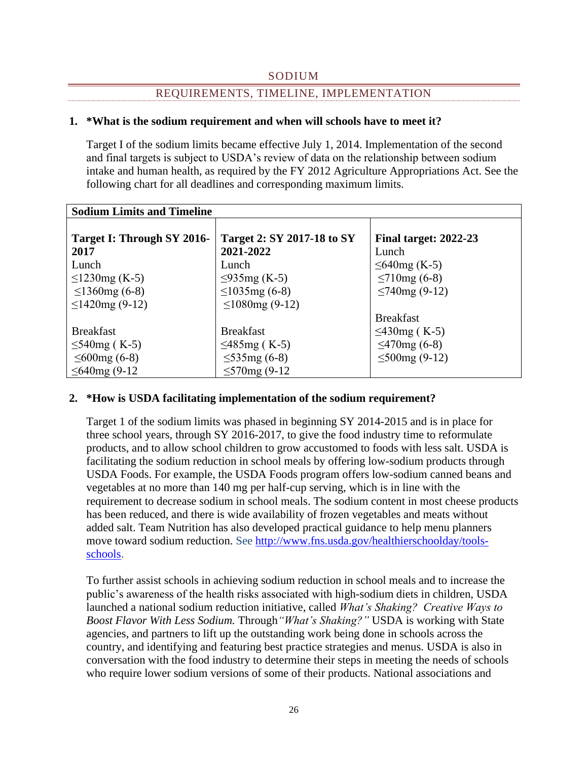## SODIUM

### REQUIREMENTS, TIMELINE, IMPLEMENTATION

**1. *What is the sodium requirement and when will schools have to meet it?**

Target I of the sodium limits became effective July 1, 2014. Implementation of the second and final targets is subject to USDA's review of data on the relationship between sodium intake and human health, as required by the FY 2012 Agriculture Appropriations Act. See the following chart for all deadlines and corresponding maximum limits.

| **Sodium Limits and Timeline** | | |
|---|---|---|
| **Target I: Through SY 2016-2017**<br>Lunch<br>≤1230mg (K-5)<br>≤1360mg (6-8)<br>≤1420mg (9-12)<br><br>Breakfast<br>≤540mg ( K-5)<br>≤600mg (6-8)<br>≤640mg (9-12 | **Target 2: SY 2017-18 to SY 2021-2022**<br>Lunch<br>≤935mg (K-5)<br>≤1035mg (6-8)<br>≤1080mg (9-12)<br><br>Breakfast<br>≤485mg ( K-5)<br>≤535mg (6-8)<br>≤570mg (9-12 | **Final target: 2022-23**<br>Lunch<br>≤640mg (K-5)<br>≤710mg (6-8)<br>≤740mg (9-12)<br><br>Breakfast<br>≤430mg ( K-5)<br>≤470mg (6-8)<br>≤500mg (9-12) |

**2. *How is USDA facilitating implementation of the sodium requirement?**

Target 1 of the sodium limits was phased in beginning SY 2014-2015 and is in place for three school years, through SY 2016-2017, to give the food industry time to reformulate products, and to allow school children to grow accustomed to foods with less salt. USDA is facilitating the sodium reduction in school meals by offering low-sodium products through USDA Foods. For example, the USDA Foods program offers low-sodium canned beans and vegetables at no more than 140 mg per half-cup serving, which is in line with the requirement to decrease sodium in school meals. The sodium content in most cheese products has been reduced, and there is wide availability of frozen vegetables and meats without added salt. Team Nutrition has also developed practical guidance to help menu planners move toward sodium reduction. See http://www.fns.usda.gov/healthierschoolday/tools-schools.

To further assist schools in achieving sodium reduction in school meals and to increase the public's awareness of the health risks associated with high-sodium diets in children, USDA launched a national sodium reduction initiative, called *What's Shaking? Creative Ways to Boost Flavor With Less Sodium.* Through *"What's Shaking?"* USDA is working with State agencies, and partners to lift up the outstanding work being done in schools across the country, and identifying and featuring best practice strategies and menus. USDA is also in conversation with the food industry to determine their steps in meeting the needs of schools who require lower sodium versions of some of their products. National associations and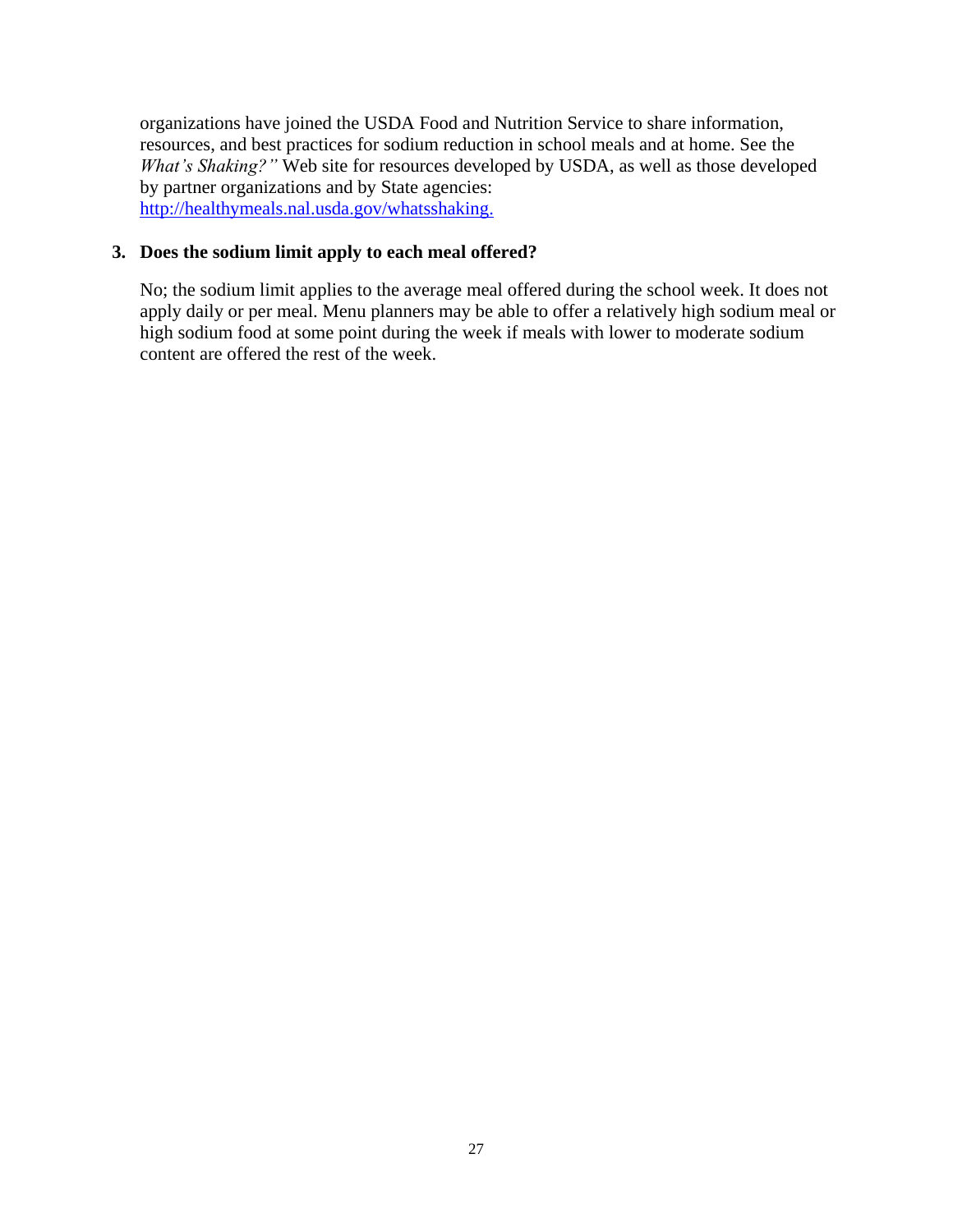organizations have joined the USDA Food and Nutrition Service to share information, resources, and best practices for sodium reduction in school meals and at home. See the *What's Shaking?"* Web site for resources developed by USDA, as well as those developed by partner organizations and by State agencies: [http://healthymeals.nal.usda.gov/whatsshaking.](http://healthymeals.nal.usda.gov/whatsshaking)

**3. Does the sodium limit apply to each meal offered?**

No; the sodium limit applies to the average meal offered during the school week. It does not apply daily or per meal. Menu planners may be able to offer a relatively high sodium meal or high sodium food at some point during the week if meals with lower to moderate sodium content are offered the rest of the week.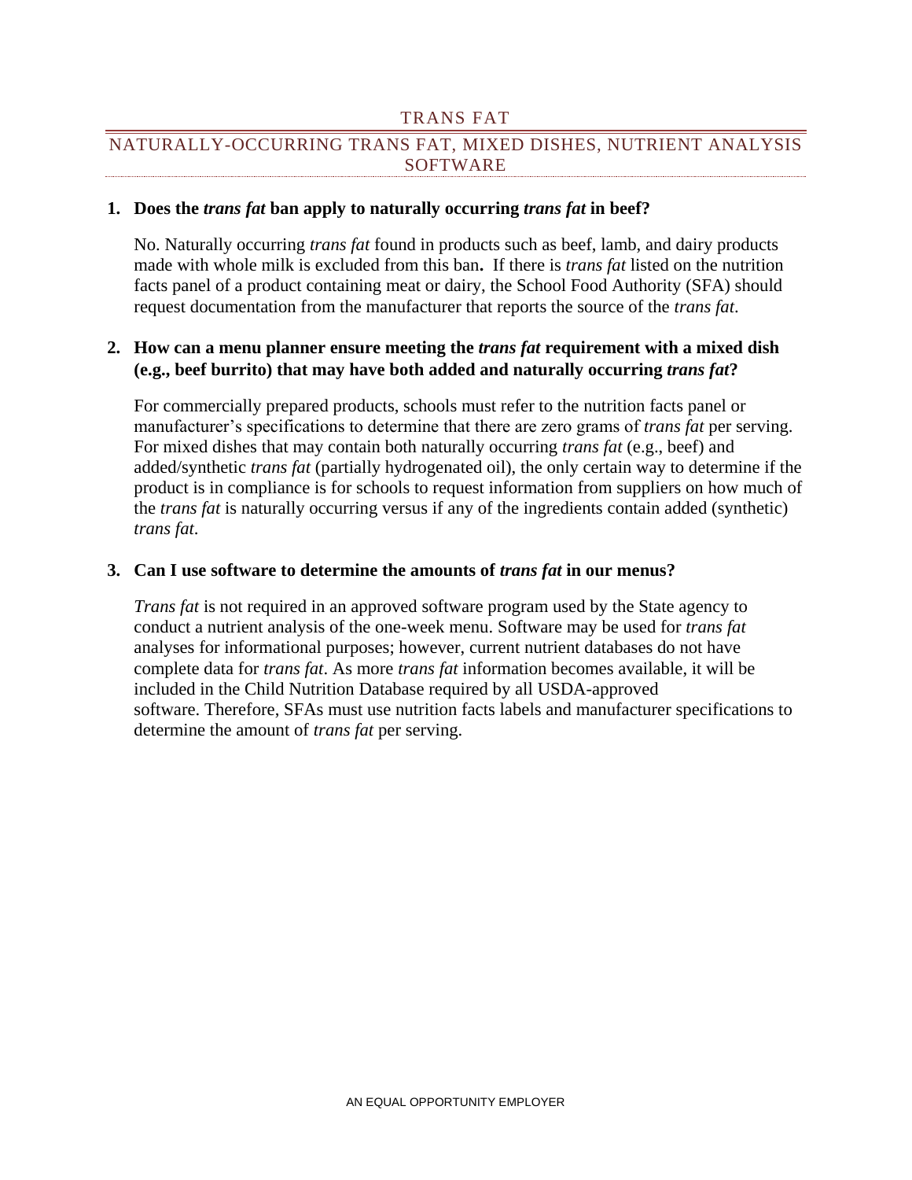## TRANS FAT

### NATURALLY-OCCURRING TRANS FAT, MIXED DISHES, NUTRIENT ANALYSIS SOFTWARE

1. **Does the *trans fat* ban apply to naturally occurring *trans fat* in beef?**

   No. Naturally occurring *trans fat* found in products such as beef, lamb, and dairy products made with whole milk is excluded from this ban. If there is *trans fat* listed on the nutrition facts panel of a product containing meat or dairy, the School Food Authority (SFA) should request documentation from the manufacturer that reports the source of the *trans fat*.

2. **How can a menu planner ensure meeting the *trans fat* requirement with a mixed dish (e.g., beef burrito) that may have both added and naturally occurring *trans fat*?**

   For commercially prepared products, schools must refer to the nutrition facts panel or manufacturer's specifications to determine that there are zero grams of *trans fat* per serving. For mixed dishes that may contain both naturally occurring *trans fat* (e.g., beef) and added/synthetic *trans fat* (partially hydrogenated oil), the only certain way to determine if the product is in compliance is for schools to request information from suppliers on how much of the *trans fat* is naturally occurring versus if any of the ingredients contain added (synthetic) *trans fat*.

3. **Can I use software to determine the amounts of *trans fat* in our menus?**

   *Trans fat* is not required in an approved software program used by the State agency to conduct a nutrient analysis of the one-week menu. Software may be used for *trans fat* analyses for informational purposes; however, current nutrient databases do not have complete data for *trans fat*. As more *trans fat* information becomes available, it will be included in the Child Nutrition Database required by all USDA-approved software. Therefore, SFAs must use nutrition facts labels and manufacturer specifications to determine the amount of *trans fat* per serving.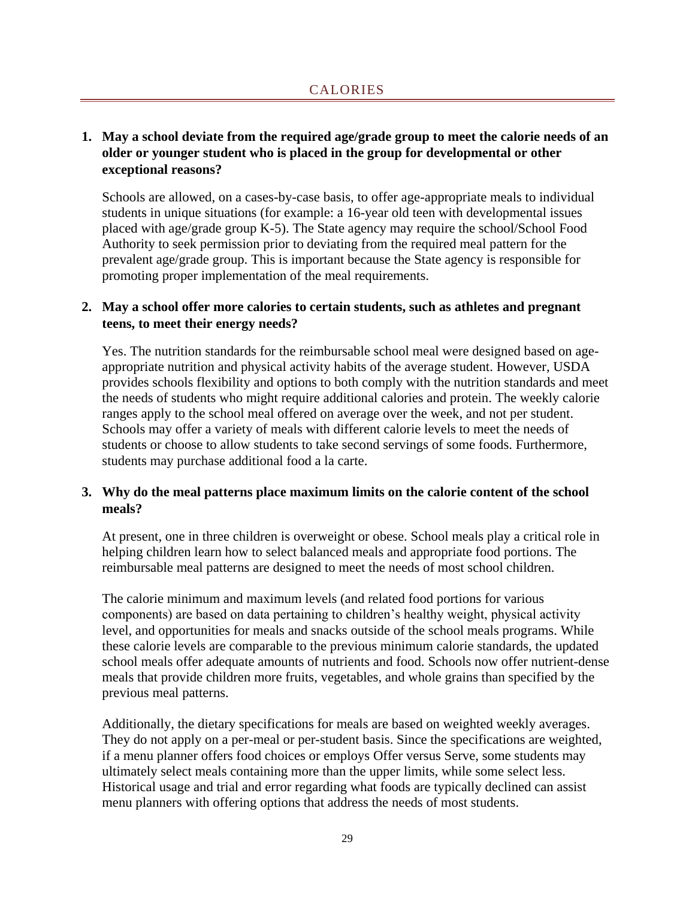## CALORIES

1. **May a school deviate from the required age/grade group to meet the calorie needs of an older or younger student who is placed in the group for developmental or other exceptional reasons?**

   Schools are allowed, on a cases-by-case basis, to offer age-appropriate meals to individual students in unique situations (for example: a 16-year old teen with developmental issues placed with age/grade group K-5). The State agency may require the school/School Food Authority to seek permission prior to deviating from the required meal pattern for the prevalent age/grade group. This is important because the State agency is responsible for promoting proper implementation of the meal requirements.

2. **May a school offer more calories to certain students, such as athletes and pregnant teens, to meet their energy needs?**

   Yes. The nutrition standards for the reimbursable school meal were designed based on age-appropriate nutrition and physical activity habits of the average student. However, USDA provides schools flexibility and options to both comply with the nutrition standards and meet the needs of students who might require additional calories and protein. The weekly calorie ranges apply to the school meal offered on average over the week, and not per student. Schools may offer a variety of meals with different calorie levels to meet the needs of students or choose to allow students to take second servings of some foods. Furthermore, students may purchase additional food a la carte.

3. **Why do the meal patterns place maximum limits on the calorie content of the school meals?**

   At present, one in three children is overweight or obese. School meals play a critical role in helping children learn how to select balanced meals and appropriate food portions. The reimbursable meal patterns are designed to meet the needs of most school children.

   The calorie minimum and maximum levels (and related food portions for various components) are based on data pertaining to children's healthy weight, physical activity level, and opportunities for meals and snacks outside of the school meals programs. While these calorie levels are comparable to the previous minimum calorie standards, the updated school meals offer adequate amounts of nutrients and food. Schools now offer nutrient-dense meals that provide children more fruits, vegetables, and whole grains than specified by the previous meal patterns.

   Additionally, the dietary specifications for meals are based on weighted weekly averages. They do not apply on a per-meal or per-student basis. Since the specifications are weighted, if a menu planner offers food choices or employs Offer versus Serve, some students may ultimately select meals containing more than the upper limits, while some select less. Historical usage and trial and error regarding what foods are typically declined can assist menu planners with offering options that address the needs of most students.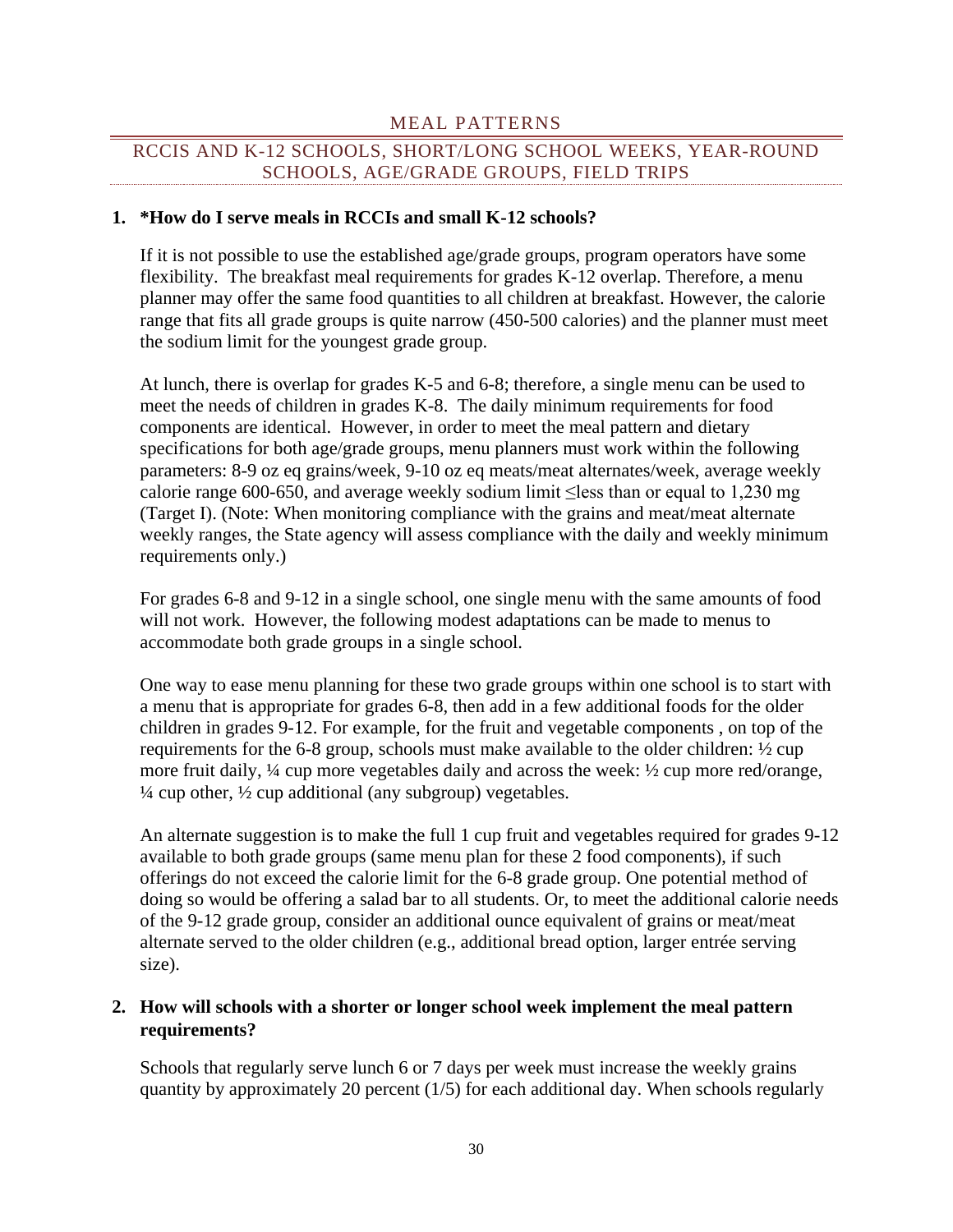## MEAL PATTERNS

### RCCIS AND K-12 SCHOOLS, SHORT/LONG SCHOOL WEEKS, YEAR-ROUND SCHOOLS, AGE/GRADE GROUPS, FIELD TRIPS

**1. *How do I serve meals in RCCIs and small K-12 schools?**

If it is not possible to use the established age/grade groups, program operators have some flexibility. The breakfast meal requirements for grades K-12 overlap. Therefore, a menu planner may offer the same food quantities to all children at breakfast. However, the calorie range that fits all grade groups is quite narrow (450-500 calories) and the planner must meet the sodium limit for the youngest grade group.

At lunch, there is overlap for grades K-5 and 6-8; therefore, a single menu can be used to meet the needs of children in grades K-8. The daily minimum requirements for food components are identical. However, in order to meet the meal pattern and dietary specifications for both age/grade groups, menu planners must work within the following parameters: 8-9 oz eq grains/week, 9-10 oz eq meats/meat alternates/week, average weekly calorie range 600-650, and average weekly sodium limit ≤less than or equal to 1,230 mg (Target I). (Note: When monitoring compliance with the grains and meat/meat alternate weekly ranges, the State agency will assess compliance with the daily and weekly minimum requirements only.)

For grades 6-8 and 9-12 in a single school, one single menu with the same amounts of food will not work. However, the following modest adaptations can be made to menus to accommodate both grade groups in a single school.

One way to ease menu planning for these two grade groups within one school is to start with a menu that is appropriate for grades 6-8, then add in a few additional foods for the older children in grades 9-12. For example, for the fruit and vegetable components , on top of the requirements for the 6-8 group, schools must make available to the older children: ½ cup more fruit daily, ¼ cup more vegetables daily and across the week: ½ cup more red/orange, ¼ cup other, ½ cup additional (any subgroup) vegetables.

An alternate suggestion is to make the full 1 cup fruit and vegetables required for grades 9-12 available to both grade groups (same menu plan for these 2 food components), if such offerings do not exceed the calorie limit for the 6-8 grade group. One potential method of doing so would be offering a salad bar to all students. Or, to meet the additional calorie needs of the 9-12 grade group, consider an additional ounce equivalent of grains or meat/meat alternate served to the older children (e.g., additional bread option, larger entrée serving size).

**2. How will schools with a shorter or longer school week implement the meal pattern requirements?**

Schools that regularly serve lunch 6 or 7 days per week must increase the weekly grains quantity by approximately 20 percent (1/5) for each additional day. When schools regularly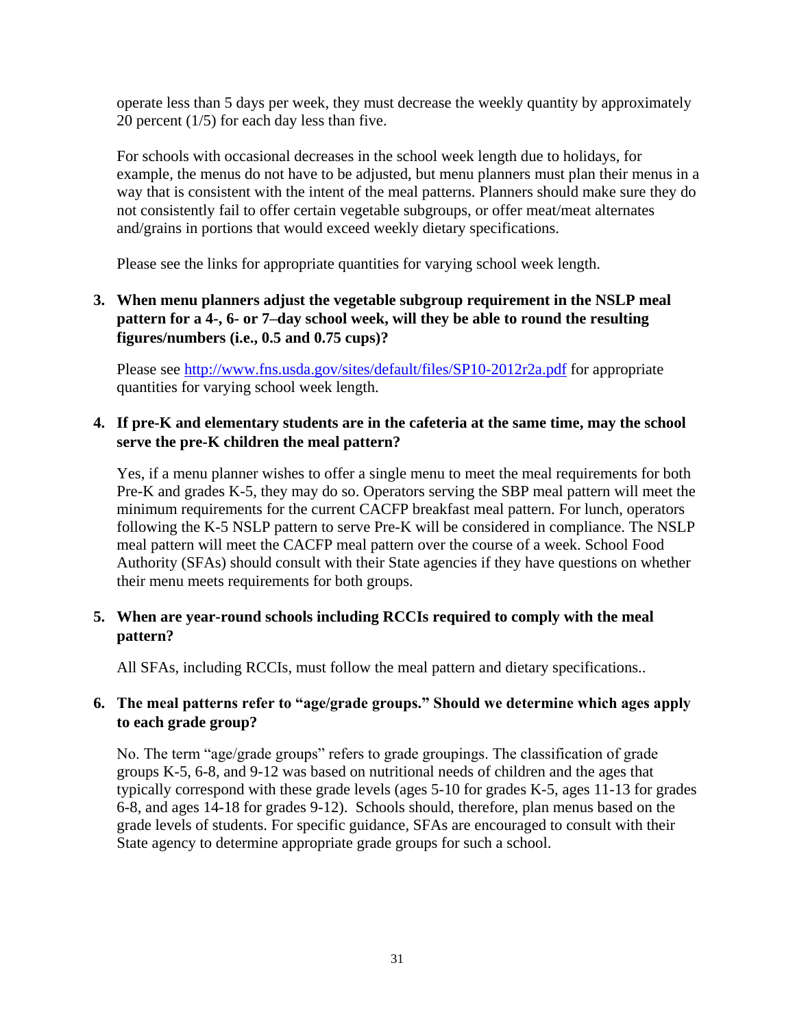operate less than 5 days per week, they must decrease the weekly quantity by approximately 20 percent (1/5) for each day less than five.

For schools with occasional decreases in the school week length due to holidays, for example, the menus do not have to be adjusted, but menu planners must plan their menus in a way that is consistent with the intent of the meal patterns. Planners should make sure they do not consistently fail to offer certain vegetable subgroups, or offer meat/meat alternates and/grains in portions that would exceed weekly dietary specifications.

Please see the links for appropriate quantities for varying school week length.

3. **When menu planners adjust the vegetable subgroup requirement in the NSLP meal pattern for a 4-, 6- or 7–day school week, will they be able to round the resulting figures/numbers (i.e., 0.5 and 0.75 cups)?**

   Please see [http://www.fns.usda.gov/sites/default/files/SP10-2012r2a.pdf](http://www.fns.usda.gov/sites/default/files/SP10-2012r2a.pdf) for appropriate quantities for varying school week length.

4. **If pre-K and elementary students are in the cafeteria at the same time, may the school serve the pre-K children the meal pattern?**

   Yes, if a menu planner wishes to offer a single menu to meet the meal requirements for both Pre-K and grades K-5, they may do so. Operators serving the SBP meal pattern will meet the minimum requirements for the current CACFP breakfast meal pattern. For lunch, operators following the K-5 NSLP pattern to serve Pre-K will be considered in compliance. The NSLP meal pattern will meet the CACFP meal pattern over the course of a week. School Food Authority (SFAs) should consult with their State agencies if they have questions on whether their menu meets requirements for both groups.

5. **When are year-round schools including RCCIs required to comply with the meal pattern?**

   All SFAs, including RCCIs, must follow the meal pattern and dietary specifications..

6. **The meal patterns refer to "age/grade groups." Should we determine which ages apply to each grade group?**

   No. The term "age/grade groups" refers to grade groupings. The classification of grade groups K-5, 6-8, and 9-12 was based on nutritional needs of children and the ages that typically correspond with these grade levels (ages 5-10 for grades K-5, ages 11-13 for grades 6-8, and ages 14-18 for grades 9-12). Schools should, therefore, plan menus based on the grade levels of students. For specific guidance, SFAs are encouraged to consult with their State agency to determine appropriate grade groups for such a school.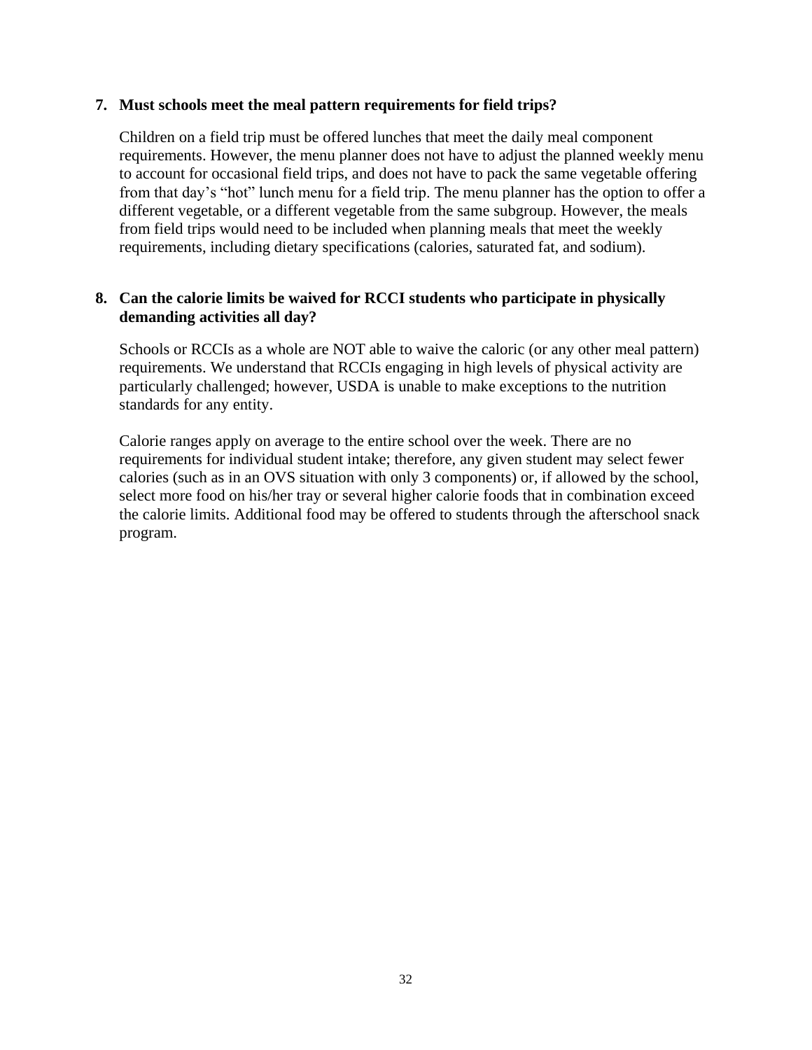**7. Must schools meet the meal pattern requirements for field trips?**

Children on a field trip must be offered lunches that meet the daily meal component requirements. However, the menu planner does not have to adjust the planned weekly menu to account for occasional field trips, and does not have to pack the same vegetable offering from that day's "hot" lunch menu for a field trip. The menu planner has the option to offer a different vegetable, or a different vegetable from the same subgroup. However, the meals from field trips would need to be included when planning meals that meet the weekly requirements, including dietary specifications (calories, saturated fat, and sodium).

**8. Can the calorie limits be waived for RCCI students who participate in physically demanding activities all day?**

Schools or RCCIs as a whole are NOT able to waive the caloric (or any other meal pattern) requirements. We understand that RCCIs engaging in high levels of physical activity are particularly challenged; however, USDA is unable to make exceptions to the nutrition standards for any entity.

Calorie ranges apply on average to the entire school over the week. There are no requirements for individual student intake; therefore, any given student may select fewer calories (such as in an OVS situation with only 3 components) or, if allowed by the school, select more food on his/her tray or several higher calorie foods that in combination exceed the calorie limits. Additional food may be offered to students through the afterschool snack program.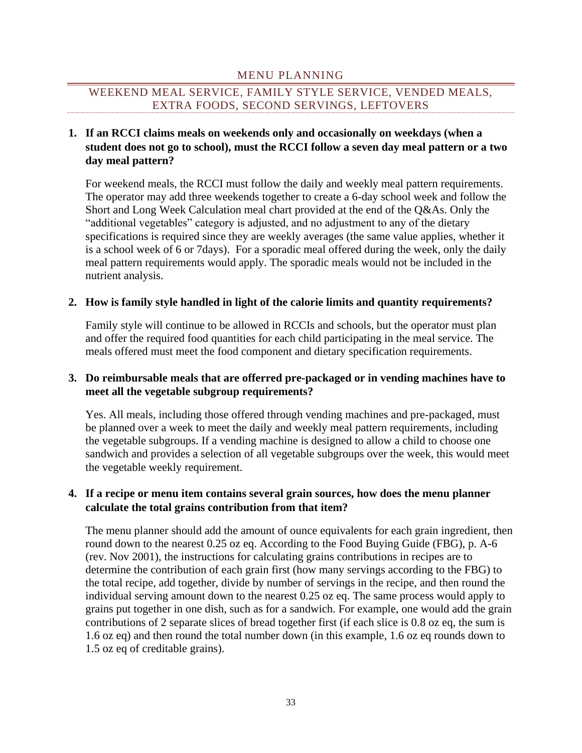## MENU PLANNING

### WEEKEND MEAL SERVICE, FAMILY STYLE SERVICE, VENDED MEALS, EXTRA FOODS, SECOND SERVINGS, LEFTOVERS

1. **If an RCCI claims meals on weekends only and occasionally on weekdays (when a student does not go to school), must the RCCI follow a seven day meal pattern or a two day meal pattern?**

   For weekend meals, the RCCI must follow the daily and weekly meal pattern requirements. The operator may add three weekends together to create a 6-day school week and follow the Short and Long Week Calculation meal chart provided at the end of the Q&As. Only the "additional vegetables" category is adjusted, and no adjustment to any of the dietary specifications is required since they are weekly averages (the same value applies, whether it is a school week of 6 or 7days). For a sporadic meal offered during the week, only the daily meal pattern requirements would apply. The sporadic meals would not be included in the nutrient analysis.

2. **How is family style handled in light of the calorie limits and quantity requirements?**

   Family style will continue to be allowed in RCCIs and schools, but the operator must plan and offer the required food quantities for each child participating in the meal service. The meals offered must meet the food component and dietary specification requirements.

3. **Do reimbursable meals that are offerred pre-packaged or in vending machines have to meet all the vegetable subgroup requirements?**

   Yes. All meals, including those offered through vending machines and pre-packaged, must be planned over a week to meet the daily and weekly meal pattern requirements, including the vegetable subgroups. If a vending machine is designed to allow a child to choose one sandwich and provides a selection of all vegetable subgroups over the week, this would meet the vegetable weekly requirement.

4. **If a recipe or menu item contains several grain sources, how does the menu planner calculate the total grains contribution from that item?**

   The menu planner should add the amount of ounce equivalents for each grain ingredient, then round down to the nearest 0.25 oz eq. According to the Food Buying Guide (FBG), p. A-6 (rev. Nov 2001), the instructions for calculating grains contributions in recipes are to determine the contribution of each grain first (how many servings according to the FBG) to the total recipe, add together, divide by number of servings in the recipe, and then round the individual serving amount down to the nearest 0.25 oz eq. The same process would apply to grains put together in one dish, such as for a sandwich. For example, one would add the grain contributions of 2 separate slices of bread together first (if each slice is 0.8 oz eq, the sum is 1.6 oz eq) and then round the total number down (in this example, 1.6 oz eq rounds down to 1.5 oz eq of creditable grains).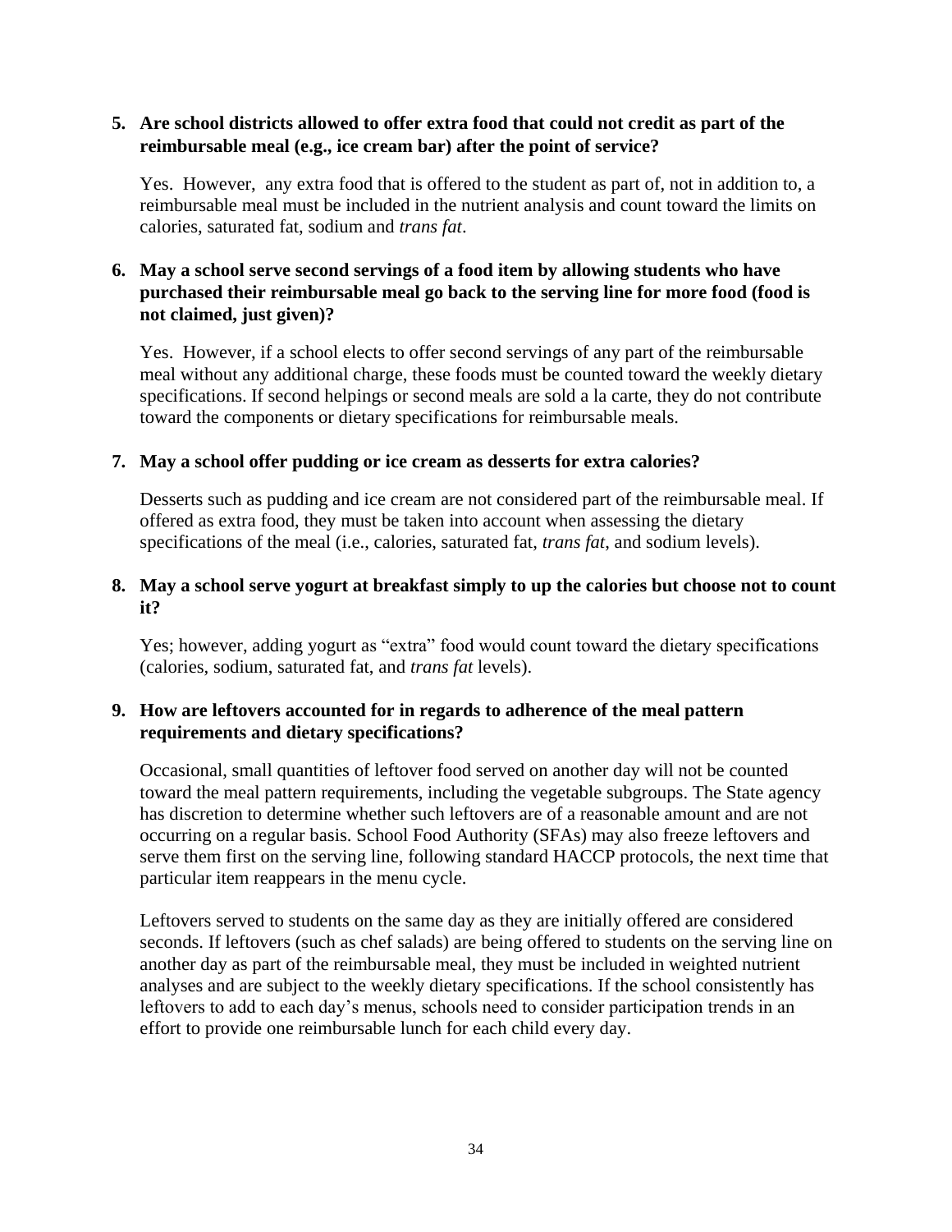**5. Are school districts allowed to offer extra food that could not credit as part of the reimbursable meal (e.g., ice cream bar) after the point of service?**

Yes. However, any extra food that is offered to the student as part of, not in addition to, a reimbursable meal must be included in the nutrient analysis and count toward the limits on calories, saturated fat, sodium and *trans fat*.

**6. May a school serve second servings of a food item by allowing students who have purchased their reimbursable meal go back to the serving line for more food (food is not claimed, just given)?**

Yes. However, if a school elects to offer second servings of any part of the reimbursable meal without any additional charge, these foods must be counted toward the weekly dietary specifications. If second helpings or second meals are sold a la carte, they do not contribute toward the components or dietary specifications for reimbursable meals.

**7. May a school offer pudding or ice cream as desserts for extra calories?**

Desserts such as pudding and ice cream are not considered part of the reimbursable meal. If offered as extra food, they must be taken into account when assessing the dietary specifications of the meal (i.e., calories, saturated fat, *trans fat*, and sodium levels).

**8. May a school serve yogurt at breakfast simply to up the calories but choose not to count it?**

Yes; however, adding yogurt as "extra" food would count toward the dietary specifications (calories, sodium, saturated fat, and *trans fat* levels).

**9. How are leftovers accounted for in regards to adherence of the meal pattern requirements and dietary specifications?**

Occasional, small quantities of leftover food served on another day will not be counted toward the meal pattern requirements, including the vegetable subgroups. The State agency has discretion to determine whether such leftovers are of a reasonable amount and are not occurring on a regular basis. School Food Authority (SFAs) may also freeze leftovers and serve them first on the serving line, following standard HACCP protocols, the next time that particular item reappears in the menu cycle.

Leftovers served to students on the same day as they are initially offered are considered seconds. If leftovers (such as chef salads) are being offered to students on the serving line on another day as part of the reimbursable meal, they must be included in weighted nutrient analyses and are subject to the weekly dietary specifications. If the school consistently has leftovers to add to each day's menus, schools need to consider participation trends in an effort to provide one reimbursable lunch for each child every day.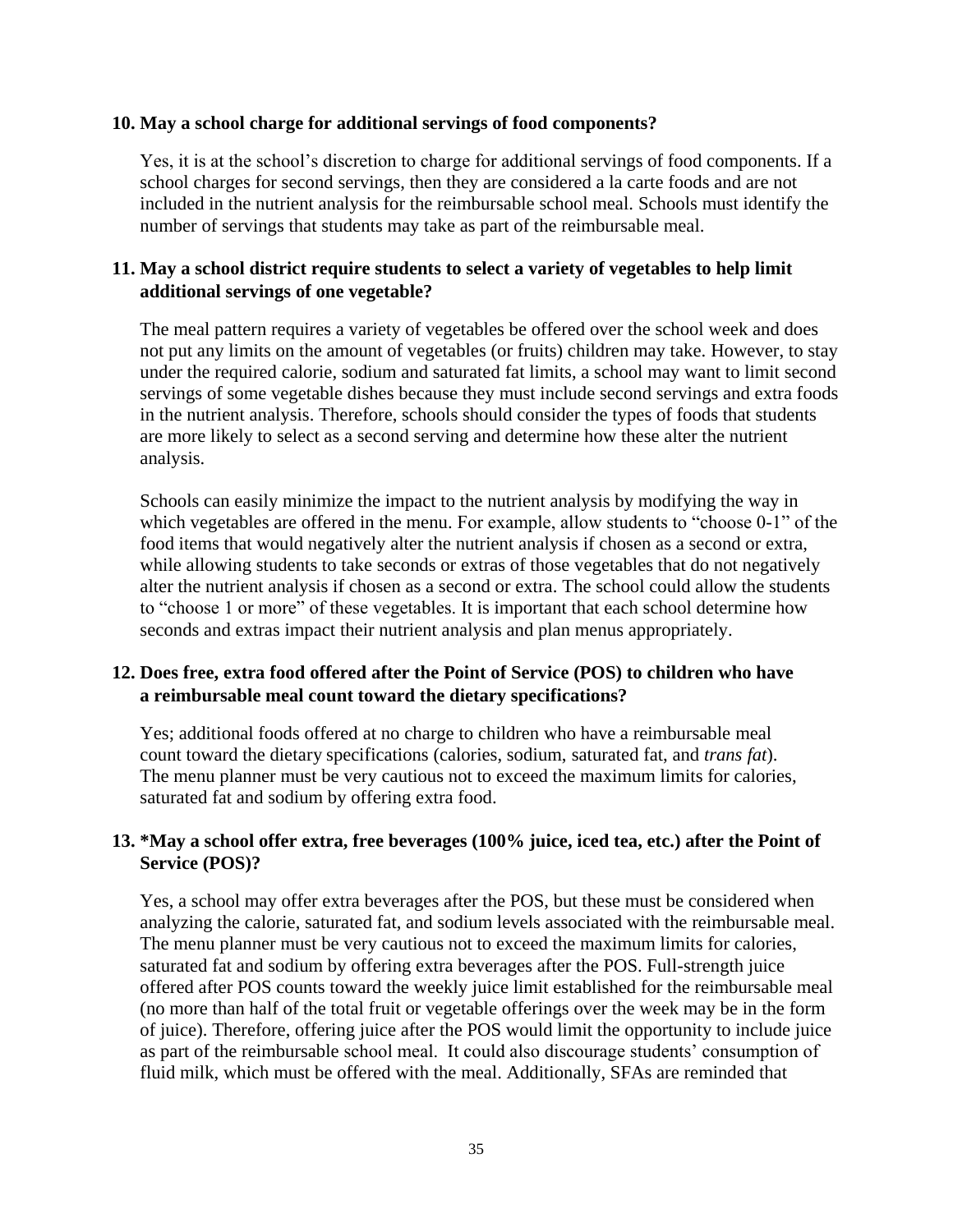**10. May a school charge for additional servings of food components?**

Yes, it is at the school's discretion to charge for additional servings of food components. If a school charges for second servings, then they are considered a la carte foods and are not included in the nutrient analysis for the reimbursable school meal. Schools must identify the number of servings that students may take as part of the reimbursable meal.

**11. May a school district require students to select a variety of vegetables to help limit additional servings of one vegetable?**

The meal pattern requires a variety of vegetables be offered over the school week and does not put any limits on the amount of vegetables (or fruits) children may take. However, to stay under the required calorie, sodium and saturated fat limits, a school may want to limit second servings of some vegetable dishes because they must include second servings and extra foods in the nutrient analysis. Therefore, schools should consider the types of foods that students are more likely to select as a second serving and determine how these alter the nutrient analysis.

Schools can easily minimize the impact to the nutrient analysis by modifying the way in which vegetables are offered in the menu. For example, allow students to "choose 0-1" of the food items that would negatively alter the nutrient analysis if chosen as a second or extra, while allowing students to take seconds or extras of those vegetables that do not negatively alter the nutrient analysis if chosen as a second or extra. The school could allow the students to "choose 1 or more" of these vegetables. It is important that each school determine how seconds and extras impact their nutrient analysis and plan menus appropriately.

**12. Does free, extra food offered after the Point of Service (POS) to children who have a reimbursable meal count toward the dietary specifications?**

Yes; additional foods offered at no charge to children who have a reimbursable meal count toward the dietary specifications (calories, sodium, saturated fat, and *trans fat*). The menu planner must be very cautious not to exceed the maximum limits for calories, saturated fat and sodium by offering extra food.

**13. *May a school offer extra, free beverages (100% juice, iced tea, etc.) after the Point of Service (POS)?**

Yes, a school may offer extra beverages after the POS, but these must be considered when analyzing the calorie, saturated fat, and sodium levels associated with the reimbursable meal. The menu planner must be very cautious not to exceed the maximum limits for calories, saturated fat and sodium by offering extra beverages after the POS. Full-strength juice offered after POS counts toward the weekly juice limit established for the reimbursable meal (no more than half of the total fruit or vegetable offerings over the week may be in the form of juice). Therefore, offering juice after the POS would limit the opportunity to include juice as part of the reimbursable school meal. It could also discourage students' consumption of fluid milk, which must be offered with the meal. Additionally, SFAs are reminded that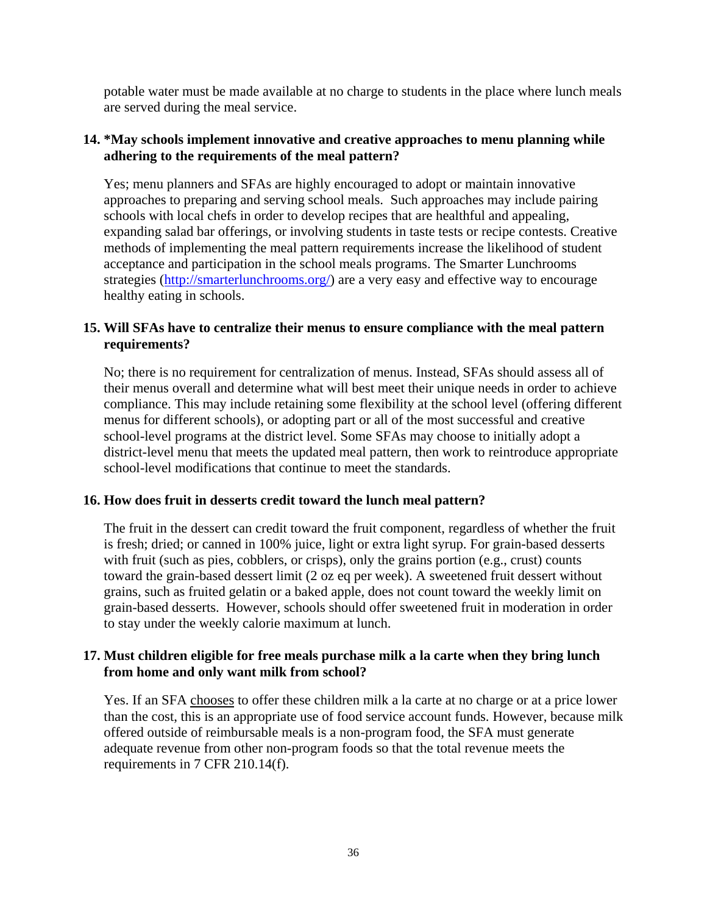potable water must be made available at no charge to students in the place where lunch meals are served during the meal service.

**14. *May schools implement innovative and creative approaches to menu planning while adhering to the requirements of the meal pattern?**

Yes; menu planners and SFAs are highly encouraged to adopt or maintain innovative approaches to preparing and serving school meals. Such approaches may include pairing schools with local chefs in order to develop recipes that are healthful and appealing, expanding salad bar offerings, or involving students in taste tests or recipe contests. Creative methods of implementing the meal pattern requirements increase the likelihood of student acceptance and participation in the school meals programs. The Smarter Lunchrooms strategies ([http://smarterlunchrooms.org/](http://smarterlunchrooms.org/)) are a very easy and effective way to encourage healthy eating in schools.

**15. Will SFAs have to centralize their menus to ensure compliance with the meal pattern requirements?**

No; there is no requirement for centralization of menus. Instead, SFAs should assess all of their menus overall and determine what will best meet their unique needs in order to achieve compliance. This may include retaining some flexibility at the school level (offering different menus for different schools), or adopting part or all of the most successful and creative school-level programs at the district level. Some SFAs may choose to initially adopt a district-level menu that meets the updated meal pattern, then work to reintroduce appropriate school-level modifications that continue to meet the standards.

**16. How does fruit in desserts credit toward the lunch meal pattern?**

The fruit in the dessert can credit toward the fruit component, regardless of whether the fruit is fresh; dried; or canned in 100% juice, light or extra light syrup. For grain-based desserts with fruit (such as pies, cobblers, or crisps), only the grains portion (e.g., crust) counts toward the grain-based dessert limit (2 oz eq per week). A sweetened fruit dessert without grains, such as fruited gelatin or a baked apple, does not count toward the weekly limit on grain-based desserts. However, schools should offer sweetened fruit in moderation in order to stay under the weekly calorie maximum at lunch.

**17. Must children eligible for free meals purchase milk a la carte when they bring lunch from home and only want milk from school?**

Yes. If an SFA <u>chooses</u> to offer these children milk a la carte at no charge or at a price lower than the cost, this is an appropriate use of food service account funds. However, because milk offered outside of reimbursable meals is a non-program food, the SFA must generate adequate revenue from other non-program foods so that the total revenue meets the requirements in 7 CFR 210.14(f).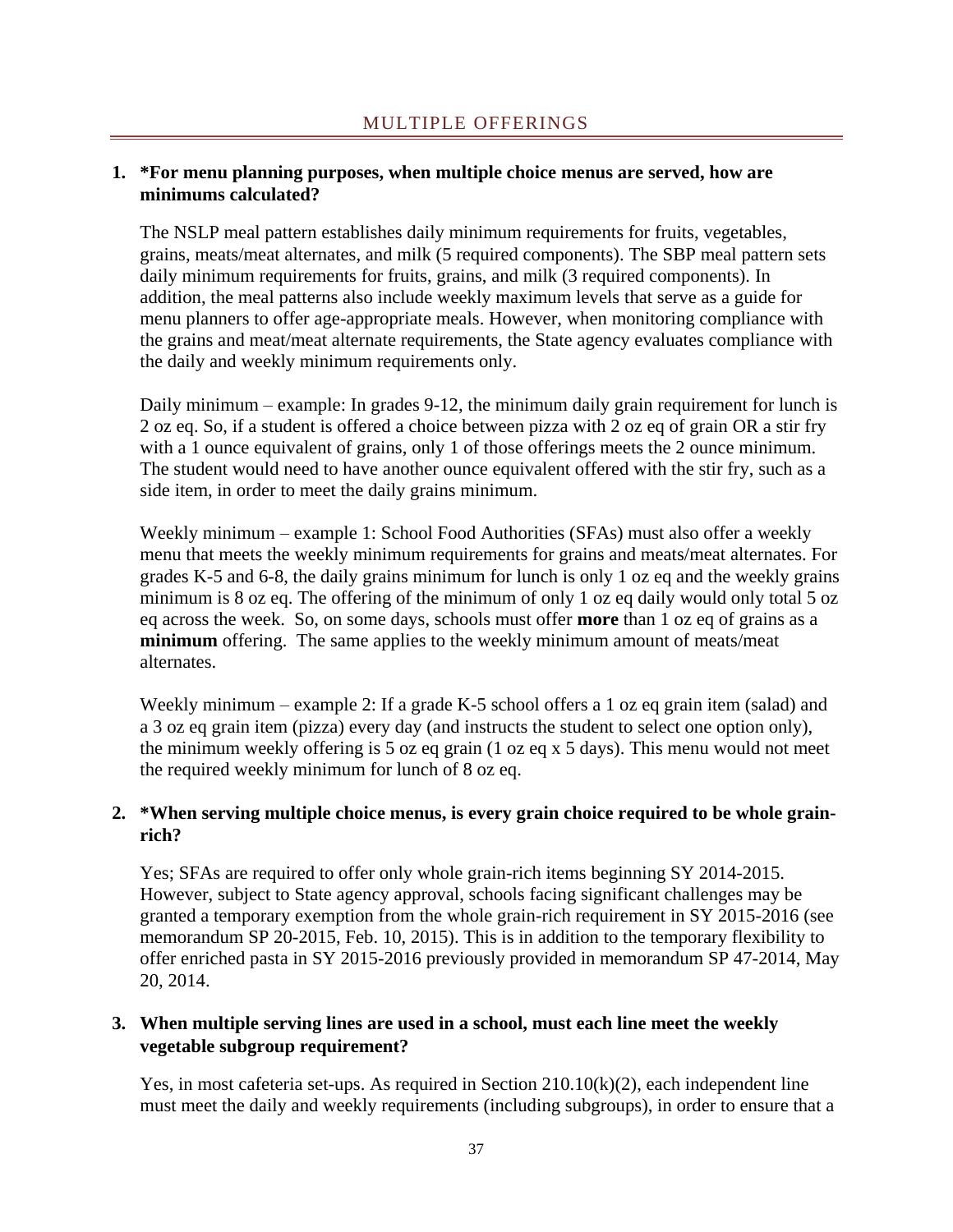## MULTIPLE OFFERINGS

**1. *For menu planning purposes, when multiple choice menus are served, how are minimums calculated?**

The NSLP meal pattern establishes daily minimum requirements for fruits, vegetables, grains, meats/meat alternates, and milk (5 required components). The SBP meal pattern sets daily minimum requirements for fruits, grains, and milk (3 required components). In addition, the meal patterns also include weekly maximum levels that serve as a guide for menu planners to offer age-appropriate meals. However, when monitoring compliance with the grains and meat/meat alternate requirements, the State agency evaluates compliance with the daily and weekly minimum requirements only.

Daily minimum – example: In grades 9-12, the minimum daily grain requirement for lunch is 2 oz eq. So, if a student is offered a choice between pizza with 2 oz eq of grain OR a stir fry with a 1 ounce equivalent of grains, only 1 of those offerings meets the 2 ounce minimum. The student would need to have another ounce equivalent offered with the stir fry, such as a side item, in order to meet the daily grains minimum.

Weekly minimum – example 1: School Food Authorities (SFAs) must also offer a weekly menu that meets the weekly minimum requirements for grains and meats/meat alternates. For grades K-5 and 6-8, the daily grains minimum for lunch is only 1 oz eq and the weekly grains minimum is 8 oz eq. The offering of the minimum of only 1 oz eq daily would only total 5 oz eq across the week. So, on some days, schools must offer **more** than 1 oz eq of grains as a **minimum** offering. The same applies to the weekly minimum amount of meats/meat alternates.

Weekly minimum – example 2: If a grade K-5 school offers a 1 oz eq grain item (salad) and a 3 oz eq grain item (pizza) every day (and instructs the student to select one option only), the minimum weekly offering is 5 oz eq grain (1 oz eq x 5 days). This menu would not meet the required weekly minimum for lunch of 8 oz eq.

**2. *When serving multiple choice menus, is every grain choice required to be whole grain-rich?**

Yes; SFAs are required to offer only whole grain-rich items beginning SY 2014-2015. However, subject to State agency approval, schools facing significant challenges may be granted a temporary exemption from the whole grain-rich requirement in SY 2015-2016 (see memorandum SP 20-2015, Feb. 10, 2015). This is in addition to the temporary flexibility to offer enriched pasta in SY 2015-2016 previously provided in memorandum SP 47-2014, May 20, 2014.

**3. When multiple serving lines are used in a school, must each line meet the weekly vegetable subgroup requirement?**

Yes, in most cafeteria set-ups. As required in Section 210.10(k)(2), each independent line must meet the daily and weekly requirements (including subgroups), in order to ensure that a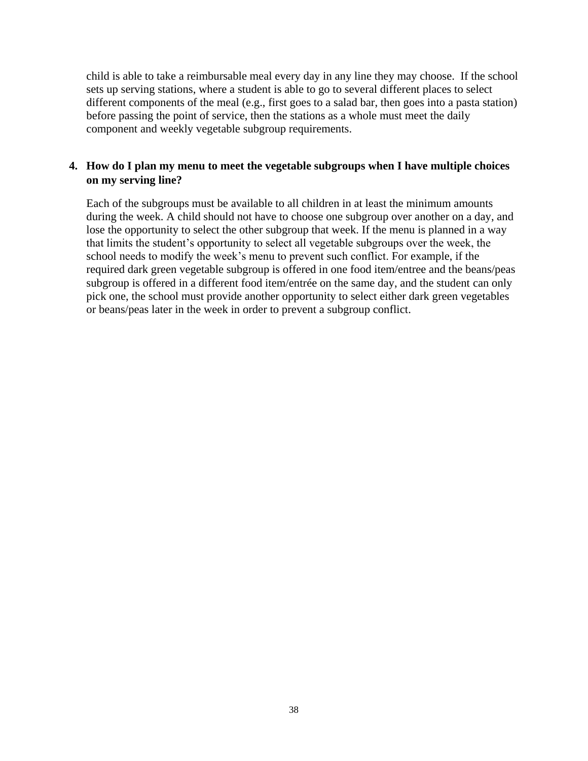child is able to take a reimbursable meal every day in any line they may choose. If the school sets up serving stations, where a student is able to go to several different places to select different components of the meal (e.g., first goes to a salad bar, then goes into a pasta station) before passing the point of service, then the stations as a whole must meet the daily component and weekly vegetable subgroup requirements.

**4. How do I plan my menu to meet the vegetable subgroups when I have multiple choices on my serving line?**

Each of the subgroups must be available to all children in at least the minimum amounts during the week. A child should not have to choose one subgroup over another on a day, and lose the opportunity to select the other subgroup that week. If the menu is planned in a way that limits the student's opportunity to select all vegetable subgroups over the week, the school needs to modify the week's menu to prevent such conflict. For example, if the required dark green vegetable subgroup is offered in one food item/entree and the beans/peas subgroup is offered in a different food item/entrée on the same day, and the student can only pick one, the school must provide another opportunity to select either dark green vegetables or beans/peas later in the week in order to prevent a subgroup conflict.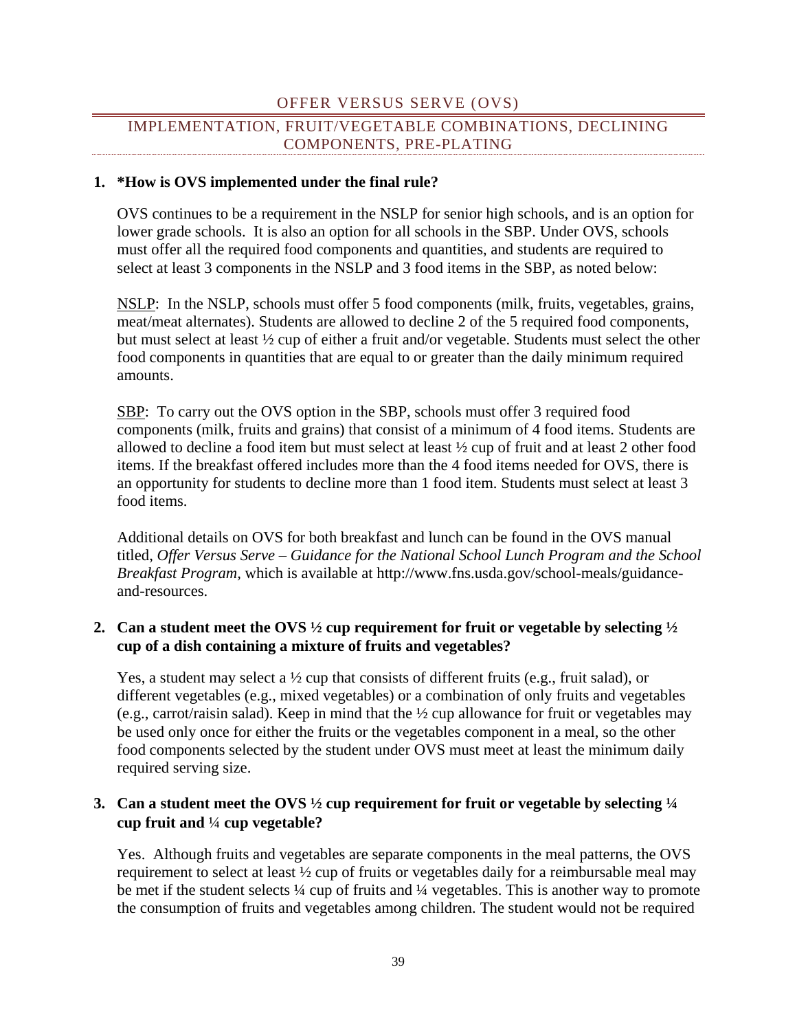## OFFER VERSUS SERVE (OVS)

### IMPLEMENTATION, FRUIT/VEGETABLE COMBINATIONS, DECLINING COMPONENTS, PRE-PLATING

**1. *How is OVS implemented under the final rule?**

OVS continues to be a requirement in the NSLP for senior high schools, and is an option for lower grade schools. It is also an option for all schools in the SBP. Under OVS, schools must offer all the required food components and quantities, and students are required to select at least 3 components in the NSLP and 3 food items in the SBP, as noted below:

NSLP: In the NSLP, schools must offer 5 food components (milk, fruits, vegetables, grains, meat/meat alternates). Students are allowed to decline 2 of the 5 required food components, but must select at least ½ cup of either a fruit and/or vegetable. Students must select the other food components in quantities that are equal to or greater than the daily minimum required amounts.

SBP: To carry out the OVS option in the SBP, schools must offer 3 required food components (milk, fruits and grains) that consist of a minimum of 4 food items. Students are allowed to decline a food item but must select at least ½ cup of fruit and at least 2 other food items. If the breakfast offered includes more than the 4 food items needed for OVS, there is an opportunity for students to decline more than 1 food item. Students must select at least 3 food items.

Additional details on OVS for both breakfast and lunch can be found in the OVS manual titled, *Offer Versus Serve – Guidance for the National School Lunch Program and the School Breakfast Program*, which is available at http://www.fns.usda.gov/school-meals/guidance-and-resources.

**2. Can a student meet the OVS ½ cup requirement for fruit or vegetable by selecting ½ cup of a dish containing a mixture of fruits and vegetables?**

Yes, a student may select a ½ cup that consists of different fruits (e.g., fruit salad), or different vegetables (e.g., mixed vegetables) or a combination of only fruits and vegetables (e.g., carrot/raisin salad). Keep in mind that the ½ cup allowance for fruit or vegetables may be used only once for either the fruits or the vegetables component in a meal, so the other food components selected by the student under OVS must meet at least the minimum daily required serving size.

**3. Can a student meet the OVS ½ cup requirement for fruit or vegetable by selecting ¼ cup fruit and ¼ cup vegetable?**

Yes. Although fruits and vegetables are separate components in the meal patterns, the OVS requirement to select at least ½ cup of fruits or vegetables daily for a reimbursable meal may be met if the student selects ¼ cup of fruits and ¼ vegetables. This is another way to promote the consumption of fruits and vegetables among children. The student would not be required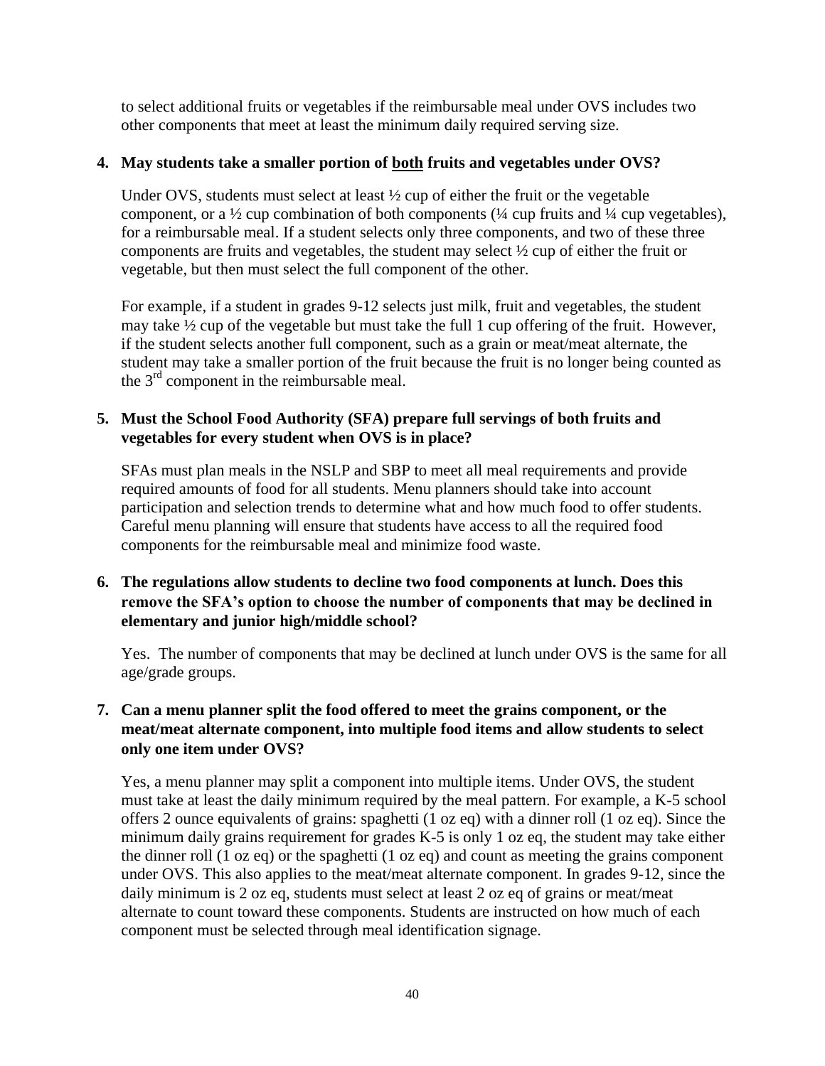to select additional fruits or vegetables if the reimbursable meal under OVS includes two other components that meet at least the minimum daily required serving size.

**4. May students take a smaller portion of <u>both</u> fruits and vegetables under OVS?**

Under OVS, students must select at least ½ cup of either the fruit or the vegetable component, or a ½ cup combination of both components (¼ cup fruits and ¼ cup vegetables), for a reimbursable meal. If a student selects only three components, and two of these three components are fruits and vegetables, the student may select ½ cup of either the fruit or vegetable, but then must select the full component of the other.

For example, if a student in grades 9-12 selects just milk, fruit and vegetables, the student may take ½ cup of the vegetable but must take the full 1 cup offering of the fruit. However, if the student selects another full component, such as a grain or meat/meat alternate, the student may take a smaller portion of the fruit because the fruit is no longer being counted as the 3rd component in the reimbursable meal.

**5. Must the School Food Authority (SFA) prepare full servings of both fruits and vegetables for every student when OVS is in place?**

SFAs must plan meals in the NSLP and SBP to meet all meal requirements and provide required amounts of food for all students. Menu planners should take into account participation and selection trends to determine what and how much food to offer students. Careful menu planning will ensure that students have access to all the required food components for the reimbursable meal and minimize food waste.

**6. The regulations allow students to decline two food components at lunch. Does this remove the SFA's option to choose the number of components that may be declined in elementary and junior high/middle school?**

Yes. The number of components that may be declined at lunch under OVS is the same for all age/grade groups.

**7. Can a menu planner split the food offered to meet the grains component, or the meat/meat alternate component, into multiple food items and allow students to select only one item under OVS?**

Yes, a menu planner may split a component into multiple items. Under OVS, the student must take at least the daily minimum required by the meal pattern. For example, a K-5 school offers 2 ounce equivalents of grains: spaghetti (1 oz eq) with a dinner roll (1 oz eq). Since the minimum daily grains requirement for grades K-5 is only 1 oz eq, the student may take either the dinner roll (1 oz eq) or the spaghetti (1 oz eq) and count as meeting the grains component under OVS. This also applies to the meat/meat alternate component. In grades 9-12, since the daily minimum is 2 oz eq, students must select at least 2 oz eq of grains or meat/meat alternate to count toward these components. Students are instructed on how much of each component must be selected through meal identification signage.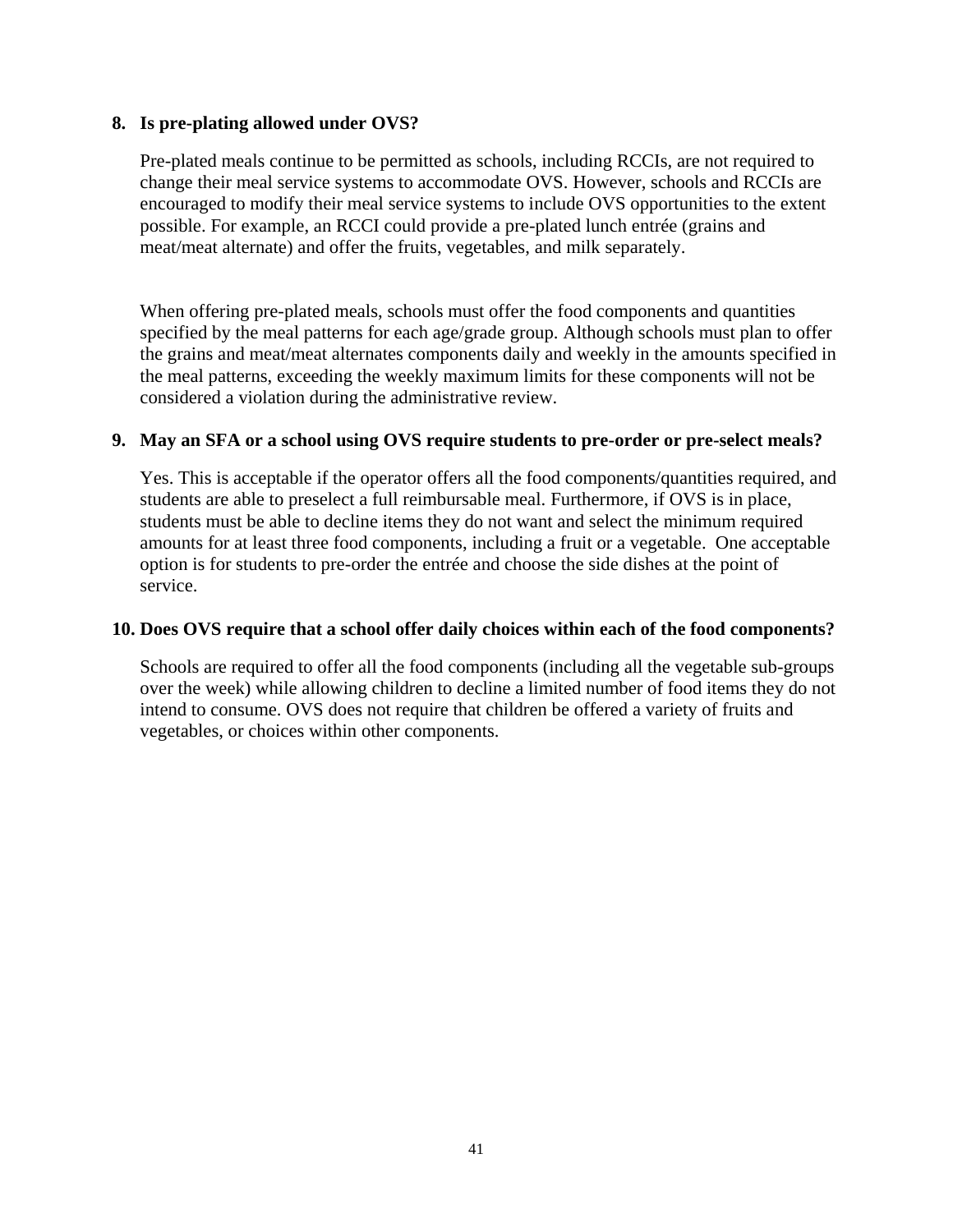**8. Is pre-plating allowed under OVS?**

Pre-plated meals continue to be permitted as schools, including RCCIs, are not required to change their meal service systems to accommodate OVS. However, schools and RCCIs are encouraged to modify their meal service systems to include OVS opportunities to the extent possible. For example, an RCCI could provide a pre-plated lunch entrée (grains and meat/meat alternate) and offer the fruits, vegetables, and milk separately.

When offering pre-plated meals, schools must offer the food components and quantities specified by the meal patterns for each age/grade group. Although schools must plan to offer the grains and meat/meat alternates components daily and weekly in the amounts specified in the meal patterns, exceeding the weekly maximum limits for these components will not be considered a violation during the administrative review.

**9. May an SFA or a school using OVS require students to pre-order or pre-select meals?**

Yes. This is acceptable if the operator offers all the food components/quantities required, and students are able to preselect a full reimbursable meal. Furthermore, if OVS is in place, students must be able to decline items they do not want and select the minimum required amounts for at least three food components, including a fruit or a vegetable. One acceptable option is for students to pre-order the entrée and choose the side dishes at the point of service.

**10. Does OVS require that a school offer daily choices within each of the food components?**

Schools are required to offer all the food components (including all the vegetable sub-groups over the week) while allowing children to decline a limited number of food items they do not intend to consume. OVS does not require that children be offered a variety of fruits and vegetables, or choices within other components.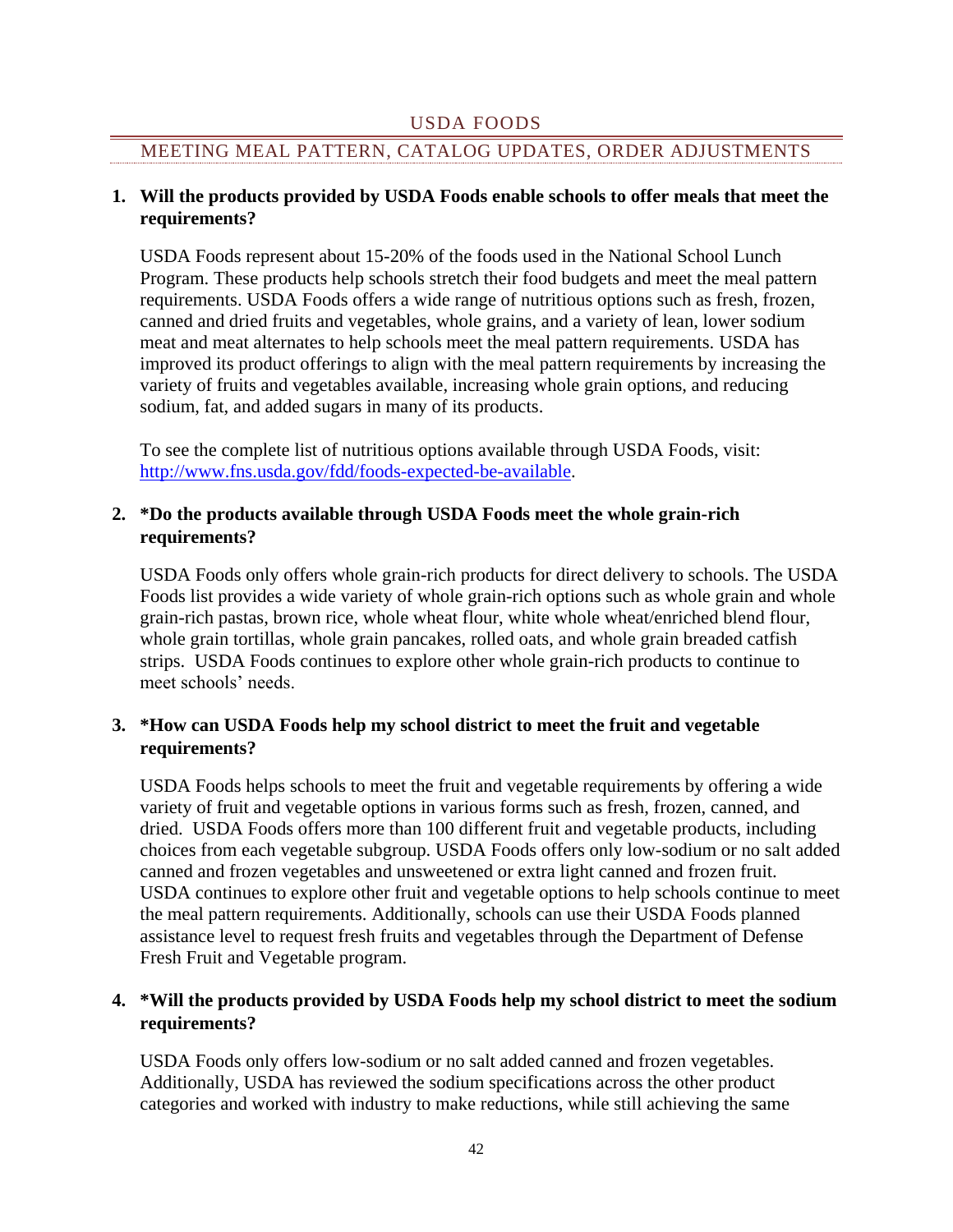## USDA FOODS

### MEETING MEAL PATTERN, CATALOG UPDATES, ORDER ADJUSTMENTS

**1. Will the products provided by USDA Foods enable schools to offer meals that meet the requirements?**

USDA Foods represent about 15-20% of the foods used in the National School Lunch Program. These products help schools stretch their food budgets and meet the meal pattern requirements. USDA Foods offers a wide range of nutritious options such as fresh, frozen, canned and dried fruits and vegetables, whole grains, and a variety of lean, lower sodium meat and meat alternates to help schools meet the meal pattern requirements. USDA has improved its product offerings to align with the meal pattern requirements by increasing the variety of fruits and vegetables available, increasing whole grain options, and reducing sodium, fat, and added sugars in many of its products.

To see the complete list of nutritious options available through USDA Foods, visit: [http://www.fns.usda.gov/fdd/foods-expected-be-available](http://www.fns.usda.gov/fdd/foods-expected-be-available).

**2. *Do the products available through USDA Foods meet the whole grain-rich requirements?**

USDA Foods only offers whole grain-rich products for direct delivery to schools. The USDA Foods list provides a wide variety of whole grain-rich options such as whole grain and whole grain-rich pastas, brown rice, whole wheat flour, white whole wheat/enriched blend flour, whole grain tortillas, whole grain pancakes, rolled oats, and whole grain breaded catfish strips. USDA Foods continues to explore other whole grain-rich products to continue to meet schools' needs.

**3. *How can USDA Foods help my school district to meet the fruit and vegetable requirements?**

USDA Foods helps schools to meet the fruit and vegetable requirements by offering a wide variety of fruit and vegetable options in various forms such as fresh, frozen, canned, and dried. USDA Foods offers more than 100 different fruit and vegetable products, including choices from each vegetable subgroup. USDA Foods offers only low-sodium or no salt added canned and frozen vegetables and unsweetened or extra light canned and frozen fruit. USDA continues to explore other fruit and vegetable options to help schools continue to meet the meal pattern requirements. Additionally, schools can use their USDA Foods planned assistance level to request fresh fruits and vegetables through the Department of Defense Fresh Fruit and Vegetable program.

**4. *Will the products provided by USDA Foods help my school district to meet the sodium requirements?**

USDA Foods only offers low-sodium or no salt added canned and frozen vegetables. Additionally, USDA has reviewed the sodium specifications across the other product categories and worked with industry to make reductions, while still achieving the same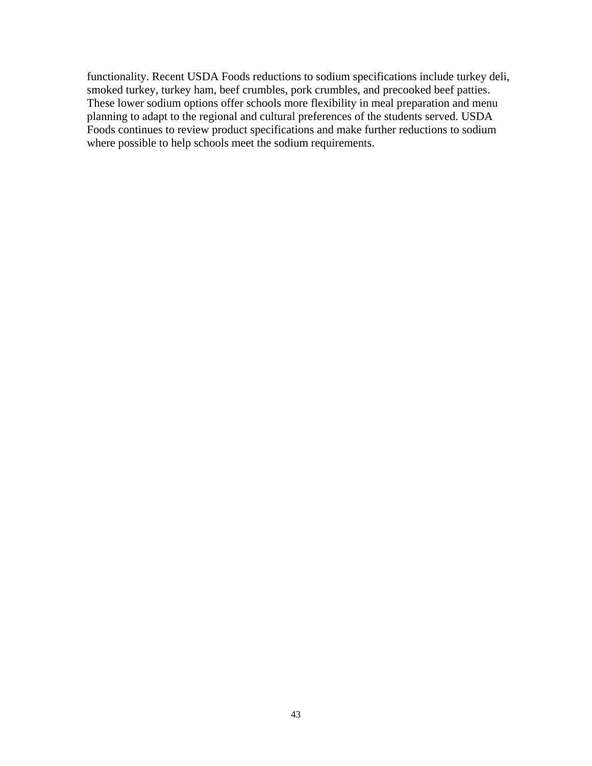functionality. Recent USDA Foods reductions to sodium specifications include turkey deli, smoked turkey, turkey ham, beef crumbles, pork crumbles, and precooked beef patties. These lower sodium options offer schools more flexibility in meal preparation and menu planning to adapt to the regional and cultural preferences of the students served. USDA Foods continues to review product specifications and make further reductions to sodium where possible to help schools meet the sodium requirements.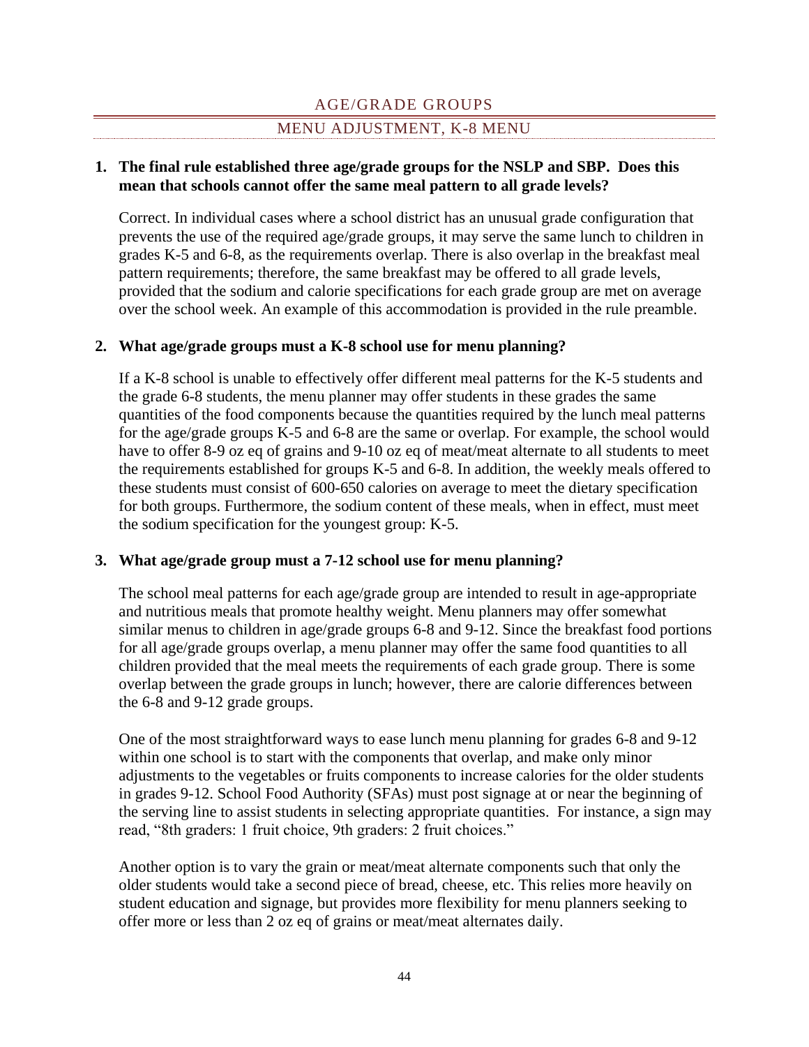## AGE/GRADE GROUPS

### MENU ADJUSTMENT, K-8 MENU

1. **The final rule established three age/grade groups for the NSLP and SBP. Does this mean that schools cannot offer the same meal pattern to all grade levels?**

   Correct. In individual cases where a school district has an unusual grade configuration that prevents the use of the required age/grade groups, it may serve the same lunch to children in grades K-5 and 6-8, as the requirements overlap. There is also overlap in the breakfast meal pattern requirements; therefore, the same breakfast may be offered to all grade levels, provided that the sodium and calorie specifications for each grade group are met on average over the school week. An example of this accommodation is provided in the rule preamble.

2. **What age/grade groups must a K-8 school use for menu planning?**

   If a K-8 school is unable to effectively offer different meal patterns for the K-5 students and the grade 6-8 students, the menu planner may offer students in these grades the same quantities of the food components because the quantities required by the lunch meal patterns for the age/grade groups K-5 and 6-8 are the same or overlap. For example, the school would have to offer 8-9 oz eq of grains and 9-10 oz eq of meat/meat alternate to all students to meet the requirements established for groups K-5 and 6-8. In addition, the weekly meals offered to these students must consist of 600-650 calories on average to meet the dietary specification for both groups. Furthermore, the sodium content of these meals, when in effect, must meet the sodium specification for the youngest group: K-5.

3. **What age/grade group must a 7-12 school use for menu planning?**

   The school meal patterns for each age/grade group are intended to result in age-appropriate and nutritious meals that promote healthy weight. Menu planners may offer somewhat similar menus to children in age/grade groups 6-8 and 9-12. Since the breakfast food portions for all age/grade groups overlap, a menu planner may offer the same food quantities to all children provided that the meal meets the requirements of each grade group. There is some overlap between the grade groups in lunch; however, there are calorie differences between the 6-8 and 9-12 grade groups.

   One of the most straightforward ways to ease lunch menu planning for grades 6-8 and 9-12 within one school is to start with the components that overlap, and make only minor adjustments to the vegetables or fruits components to increase calories for the older students in grades 9-12. School Food Authority (SFAs) must post signage at or near the beginning of the serving line to assist students in selecting appropriate quantities. For instance, a sign may read, "8th graders: 1 fruit choice, 9th graders: 2 fruit choices."

   Another option is to vary the grain or meat/meat alternate components such that only the older students would take a second piece of bread, cheese, etc. This relies more heavily on student education and signage, but provides more flexibility for menu planners seeking to offer more or less than 2 oz eq of grains or meat/meat alternates daily.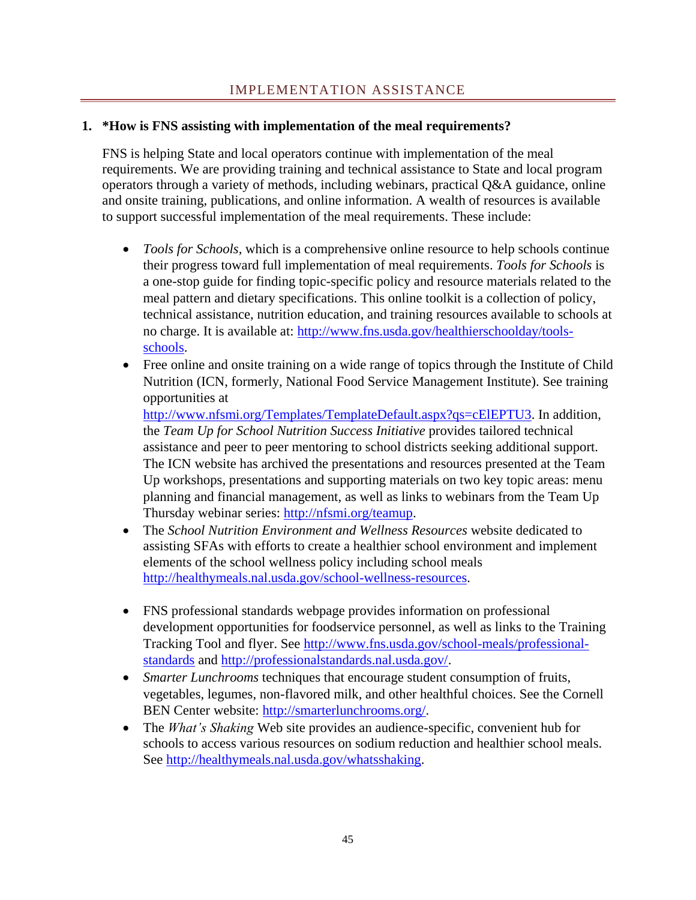## IMPLEMENTATION ASSISTANCE

**1. *How is FNS assisting with implementation of the meal requirements?**

FNS is helping State and local operators continue with implementation of the meal requirements. We are providing training and technical assistance to State and local program operators through a variety of methods, including webinars, practical Q&A guidance, online and onsite training, publications, and online information. A wealth of resources is available to support successful implementation of the meal requirements. These include:

- *Tools for Schools*, which is a comprehensive online resource to help schools continue their progress toward full implementation of meal requirements. *Tools for Schools* is a one-stop guide for finding topic-specific policy and resource materials related to the meal pattern and dietary specifications. This online toolkit is a collection of policy, technical assistance, nutrition education, and training resources available to schools at no charge. It is available at: [http://www.fns.usda.gov/healthierschoolday/tools-schools](http://www.fns.usda.gov/healthierschoolday/tools-schools).
- Free online and onsite training on a wide range of topics through the Institute of Child Nutrition (ICN, formerly, National Food Service Management Institute). See training opportunities at [http://www.nfsmi.org/Templates/TemplateDefault.aspx?qs=cElEPTU3](http://www.nfsmi.org/Templates/TemplateDefault.aspx?qs=cElEPTU3). In addition, the *Team Up for School Nutrition Success Initiative* provides tailored technical assistance and peer to peer mentoring to school districts seeking additional support. The ICN website has archived the presentations and resources presented at the Team Up workshops, presentations and supporting materials on two key topic areas: menu planning and financial management, as well as links to webinars from the Team Up Thursday webinar series: [http://nfsmi.org/teamup](http://nfsmi.org/teamup).
- The *School Nutrition Environment and Wellness Resources* website dedicated to assisting SFAs with efforts to create a healthier school environment and implement elements of the school wellness policy including school meals [http://healthymeals.nal.usda.gov/school-wellness-resources](http://healthymeals.nal.usda.gov/school-wellness-resources).
- FNS professional standards webpage provides information on professional development opportunities for foodservice personnel, as well as links to the Training Tracking Tool and flyer. See [http://www.fns.usda.gov/school-meals/professional-standards](http://www.fns.usda.gov/school-meals/professional-standards) and [http://professionalstandards.nal.usda.gov/](http://professionalstandards.nal.usda.gov/).
- *Smarter Lunchrooms* techniques that encourage student consumption of fruits, vegetables, legumes, non-flavored milk, and other healthful choices. See the Cornell BEN Center website: [http://smarterlunchrooms.org/](http://smarterlunchrooms.org/).
- The *What's Shaking* Web site provides an audience-specific, convenient hub for schools to access various resources on sodium reduction and healthier school meals. See [http://healthymeals.nal.usda.gov/whatsshaking](http://healthymeals.nal.usda.gov/whatsshaking).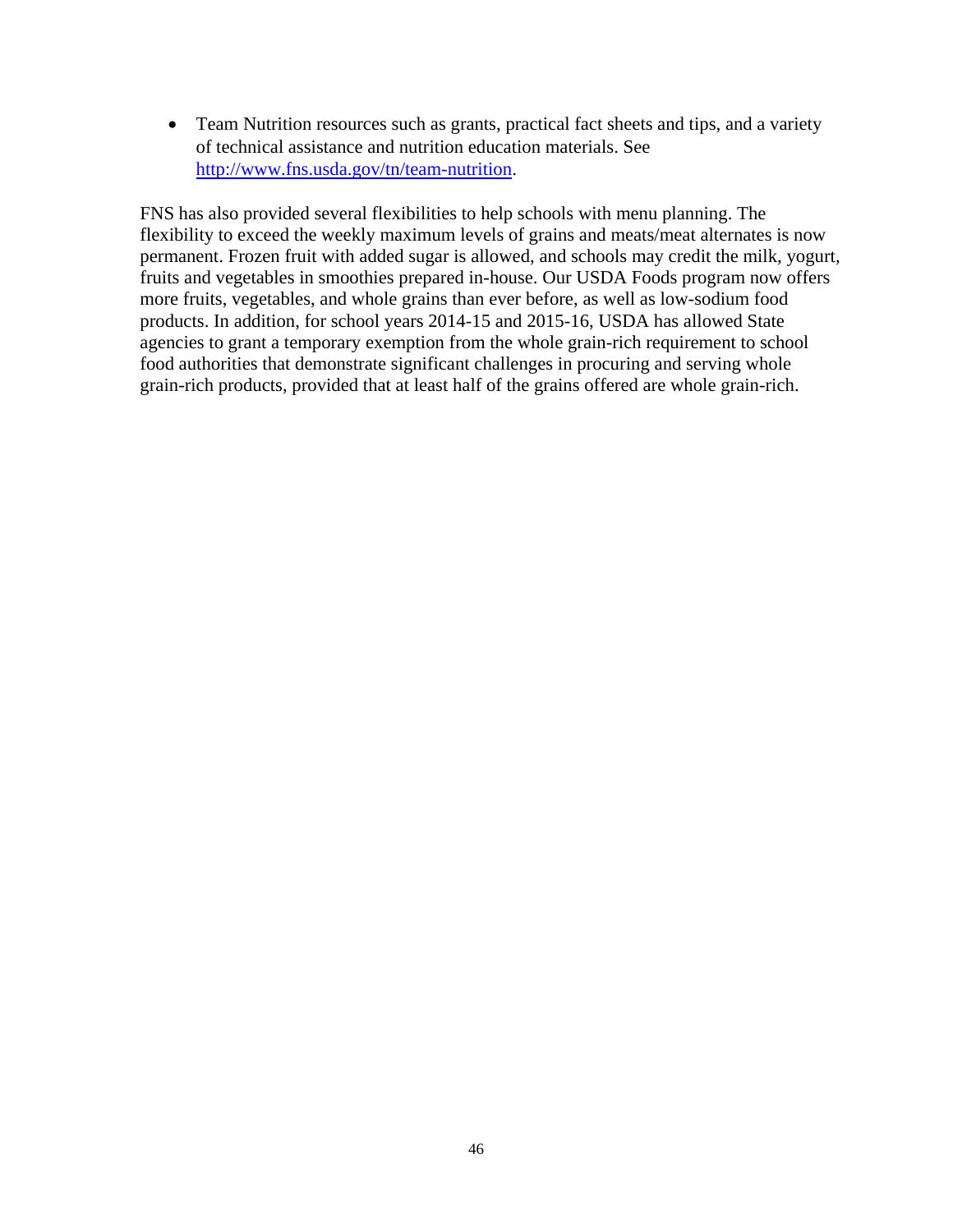- Team Nutrition resources such as grants, practical fact sheets and tips, and a variety of technical assistance and nutrition education materials. See [http://www.fns.usda.gov/tn/team-nutrition](http://www.fns.usda.gov/tn/team-nutrition).

FNS has also provided several flexibilities to help schools with menu planning. The flexibility to exceed the weekly maximum levels of grains and meats/meat alternates is now permanent. Frozen fruit with added sugar is allowed, and schools may credit the milk, yogurt, fruits and vegetables in smoothies prepared in-house. Our USDA Foods program now offers more fruits, vegetables, and whole grains than ever before, as well as low-sodium food products. In addition, for school years 2014-15 and 2015-16, USDA has allowed State agencies to grant a temporary exemption from the whole grain-rich requirement to school food authorities that demonstrate significant challenges in procuring and serving whole grain-rich products, provided that at least half of the grains offered are whole grain-rich.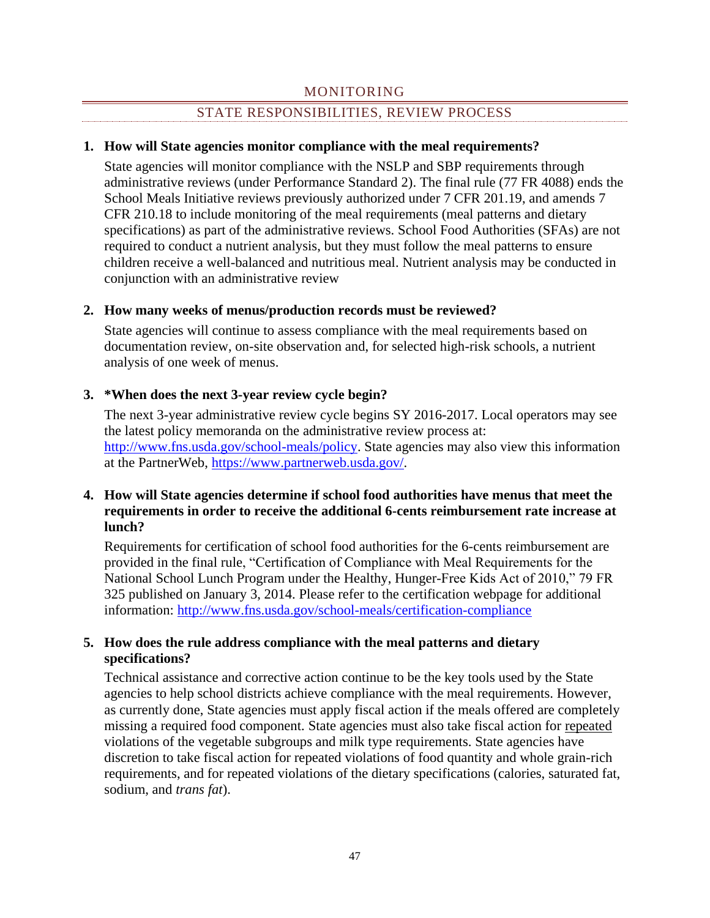## MONITORING

### STATE RESPONSIBILITIES, REVIEW PROCESS

1. **How will State agencies monitor compliance with the meal requirements?**

   State agencies will monitor compliance with the NSLP and SBP requirements through administrative reviews (under Performance Standard 2). The final rule (77 FR 4088) ends the School Meals Initiative reviews previously authorized under 7 CFR 201.19, and amends 7 CFR 210.18 to include monitoring of the meal requirements (meal patterns and dietary specifications) as part of the administrative reviews. School Food Authorities (SFAs) are not required to conduct a nutrient analysis, but they must follow the meal patterns to ensure children receive a well-balanced and nutritious meal. Nutrient analysis may be conducted in conjunction with an administrative review

2. **How many weeks of menus/production records must be reviewed?**

   State agencies will continue to assess compliance with the meal requirements based on documentation review, on-site observation and, for selected high-risk schools, a nutrient analysis of one week of menus.

3. ***When does the next 3-year review cycle begin?**

   The next 3-year administrative review cycle begins SY 2016-2017. Local operators may see the latest policy memoranda on the administrative review process at: http://www.fns.usda.gov/school-meals/policy. State agencies may also view this information at the PartnerWeb, https://www.partnerweb.usda.gov/.

4. **How will State agencies determine if school food authorities have menus that meet the requirements in order to receive the additional 6-cents reimbursement rate increase at lunch?**

   Requirements for certification of school food authorities for the 6-cents reimbursement are provided in the final rule, "Certification of Compliance with Meal Requirements for the National School Lunch Program under the Healthy, Hunger-Free Kids Act of 2010," 79 FR 325 published on January 3, 2014. Please refer to the certification webpage for additional information: http://www.fns.usda.gov/school-meals/certification-compliance

5. **How does the rule address compliance with the meal patterns and dietary specifications?**

   Technical assistance and corrective action continue to be the key tools used by the State agencies to help school districts achieve compliance with the meal requirements. However, as currently done, State agencies must apply fiscal action if the meals offered are completely missing a required food component. State agencies must also take fiscal action for <u>repeated</u> violations of the vegetable subgroups and milk type requirements. State agencies have discretion to take fiscal action for repeated violations of food quantity and whole grain-rich requirements, and for repeated violations of the dietary specifications (calories, saturated fat, sodium, and *trans fat*).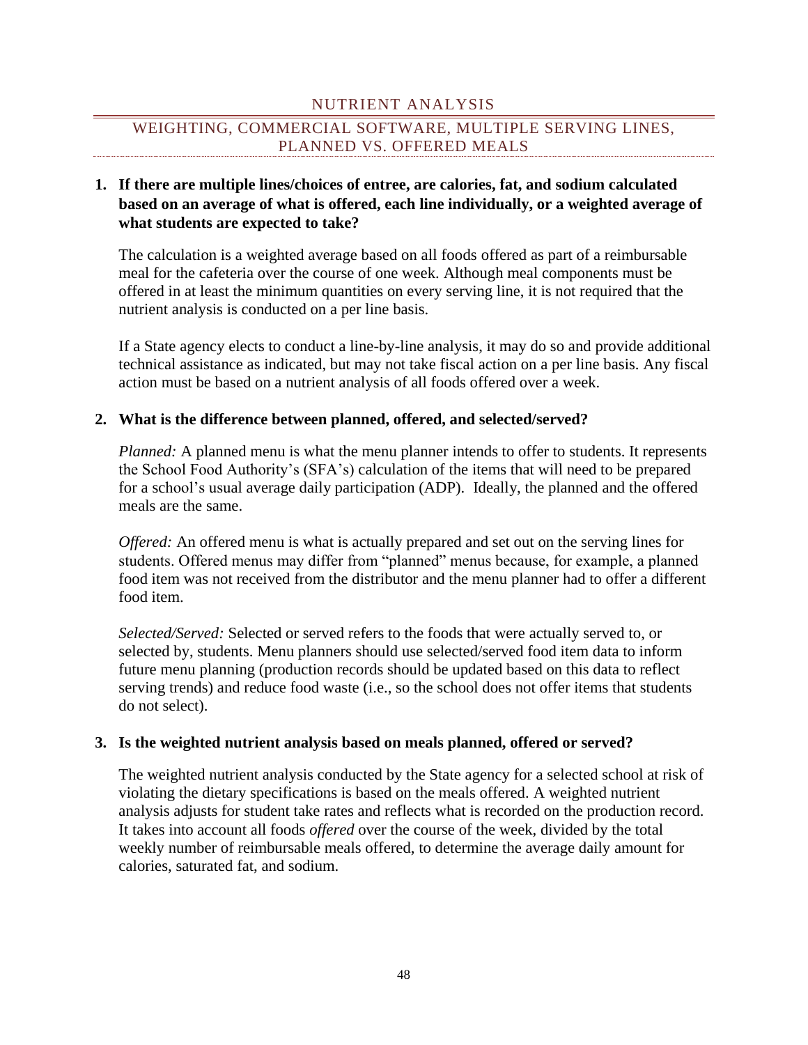## NUTRIENT ANALYSIS

### WEIGHTING, COMMERCIAL SOFTWARE, MULTIPLE SERVING LINES, PLANNED VS. OFFERED MEALS

1. **If there are multiple lines/choices of entree, are calories, fat, and sodium calculated based on an average of what is offered, each line individually, or a weighted average of what students are expected to take?**

   The calculation is a weighted average based on all foods offered as part of a reimbursable meal for the cafeteria over the course of one week. Although meal components must be offered in at least the minimum quantities on every serving line, it is not required that the nutrient analysis is conducted on a per line basis.

   If a State agency elects to conduct a line-by-line analysis, it may do so and provide additional technical assistance as indicated, but may not take fiscal action on a per line basis. Any fiscal action must be based on a nutrient analysis of all foods offered over a week.

2. **What is the difference between planned, offered, and selected/served?**

   *Planned:* A planned menu is what the menu planner intends to offer to students. It represents the School Food Authority's (SFA's) calculation of the items that will need to be prepared for a school's usual average daily participation (ADP). Ideally, the planned and the offered meals are the same.

   *Offered:* An offered menu is what is actually prepared and set out on the serving lines for students. Offered menus may differ from "planned" menus because, for example, a planned food item was not received from the distributor and the menu planner had to offer a different food item.

   *Selected/Served:* Selected or served refers to the foods that were actually served to, or selected by, students. Menu planners should use selected/served food item data to inform future menu planning (production records should be updated based on this data to reflect serving trends) and reduce food waste (i.e., so the school does not offer items that students do not select).

3. **Is the weighted nutrient analysis based on meals planned, offered or served?**

   The weighted nutrient analysis conducted by the State agency for a selected school at risk of violating the dietary specifications is based on the meals offered. A weighted nutrient analysis adjusts for student take rates and reflects what is recorded on the production record. It takes into account all foods *offered* over the course of the week, divided by the total weekly number of reimbursable meals offered, to determine the average daily amount for calories, saturated fat, and sodium.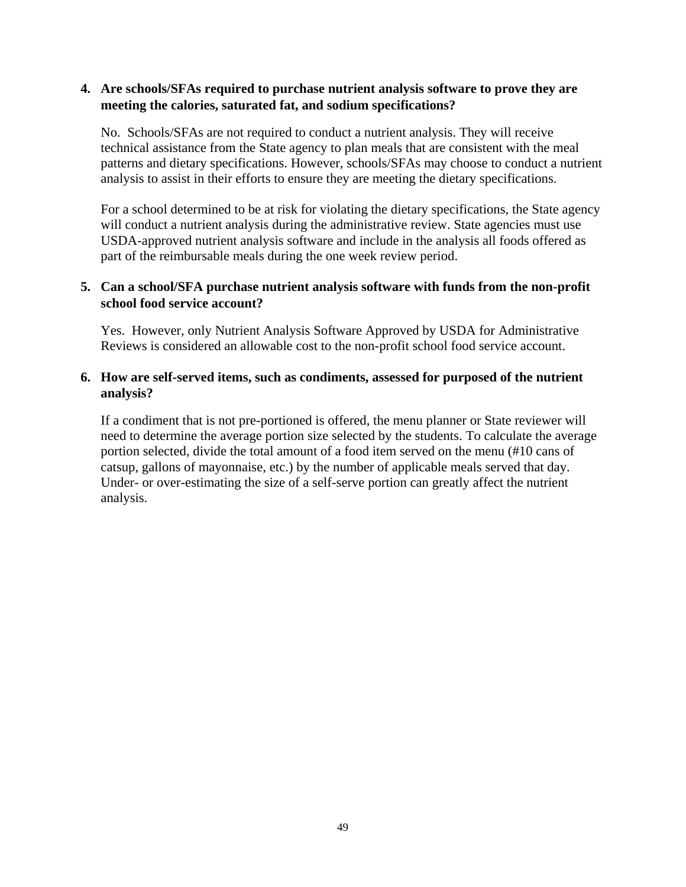4. **Are schools/SFAs required to purchase nutrient analysis software to prove they are meeting the calories, saturated fat, and sodium specifications?**

   No. Schools/SFAs are not required to conduct a nutrient analysis. They will receive technical assistance from the State agency to plan meals that are consistent with the meal patterns and dietary specifications. However, schools/SFAs may choose to conduct a nutrient analysis to assist in their efforts to ensure they are meeting the dietary specifications.

   For a school determined to be at risk for violating the dietary specifications, the State agency will conduct a nutrient analysis during the administrative review. State agencies must use USDA-approved nutrient analysis software and include in the analysis all foods offered as part of the reimbursable meals during the one week review period.

5. **Can a school/SFA purchase nutrient analysis software with funds from the non-profit school food service account?**

   Yes. However, only Nutrient Analysis Software Approved by USDA for Administrative Reviews is considered an allowable cost to the non-profit school food service account.

6. **How are self-served items, such as condiments, assessed for purposed of the nutrient analysis?**

   If a condiment that is not pre-portioned is offered, the menu planner or State reviewer will need to determine the average portion size selected by the students. To calculate the average portion selected, divide the total amount of a food item served on the menu (#10 cans of catsup, gallons of mayonnaise, etc.) by the number of applicable meals served that day. Under- or over-estimating the size of a self-serve portion can greatly affect the nutrient analysis.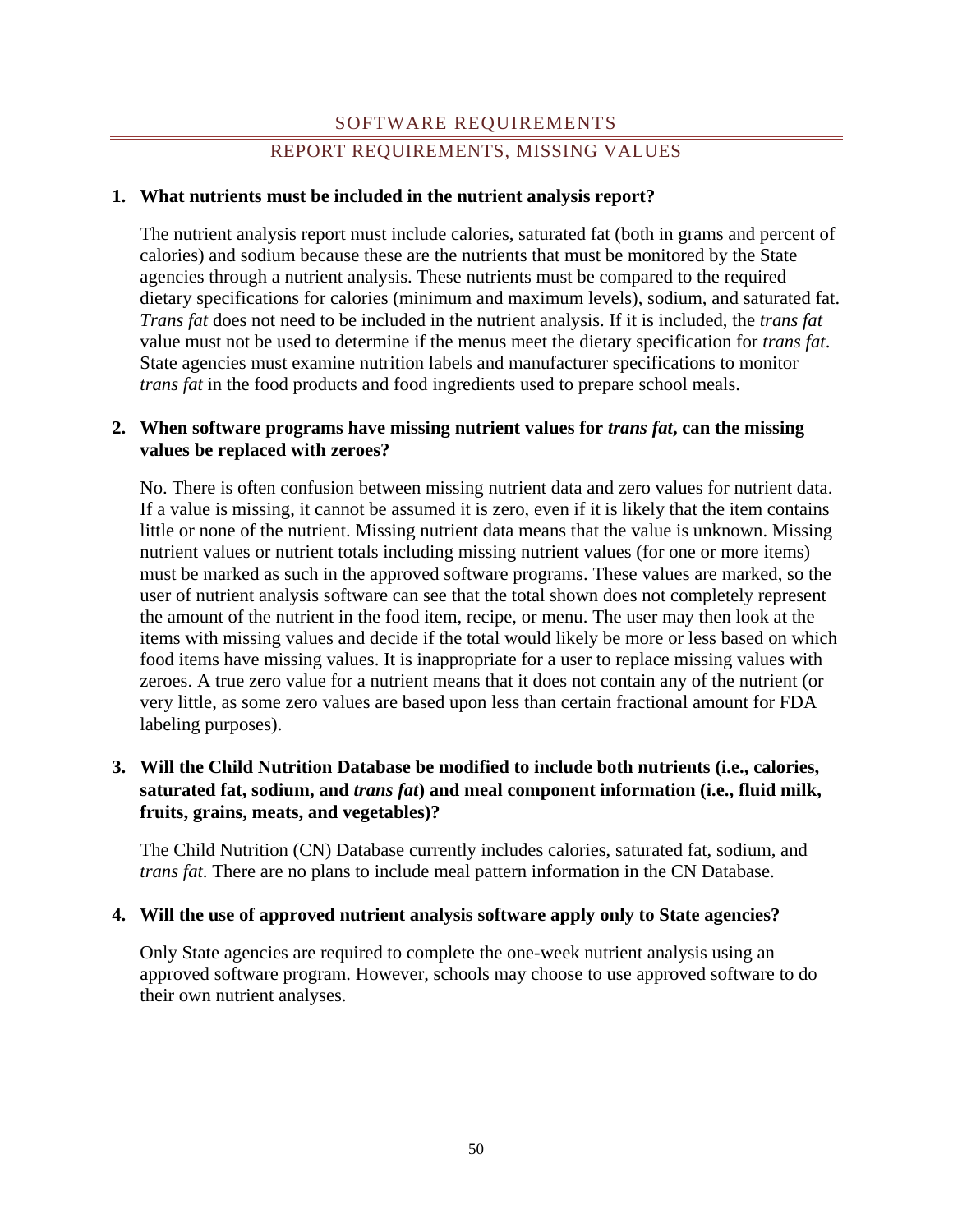## SOFTWARE REQUIREMENTS

### REPORT REQUIREMENTS, MISSING VALUES

**1. What nutrients must be included in the nutrient analysis report?**

The nutrient analysis report must include calories, saturated fat (both in grams and percent of calories) and sodium because these are the nutrients that must be monitored by the State agencies through a nutrient analysis. These nutrients must be compared to the required dietary specifications for calories (minimum and maximum levels), sodium, and saturated fat. *Trans fat* does not need to be included in the nutrient analysis. If it is included, the *trans fat* value must not be used to determine if the menus meet the dietary specification for *trans fat*. State agencies must examine nutrition labels and manufacturer specifications to monitor *trans fat* in the food products and food ingredients used to prepare school meals.

**2. When software programs have missing nutrient values for *trans fat*, can the missing values be replaced with zeroes?**

No. There is often confusion between missing nutrient data and zero values for nutrient data. If a value is missing, it cannot be assumed it is zero, even if it is likely that the item contains little or none of the nutrient. Missing nutrient data means that the value is unknown. Missing nutrient values or nutrient totals including missing nutrient values (for one or more items) must be marked as such in the approved software programs. These values are marked, so the user of nutrient analysis software can see that the total shown does not completely represent the amount of the nutrient in the food item, recipe, or menu. The user may then look at the items with missing values and decide if the total would likely be more or less based on which food items have missing values. It is inappropriate for a user to replace missing values with zeroes. A true zero value for a nutrient means that it does not contain any of the nutrient (or very little, as some zero values are based upon less than certain fractional amount for FDA labeling purposes).

**3. Will the Child Nutrition Database be modified to include both nutrients (i.e., calories, saturated fat, sodium, and *trans fat*) and meal component information (i.e., fluid milk, fruits, grains, meats, and vegetables)?**

The Child Nutrition (CN) Database currently includes calories, saturated fat, sodium, and *trans fat*. There are no plans to include meal pattern information in the CN Database.

**4. Will the use of approved nutrient analysis software apply only to State agencies?**

Only State agencies are required to complete the one-week nutrient analysis using an approved software program. However, schools may choose to use approved software to do their own nutrient analyses.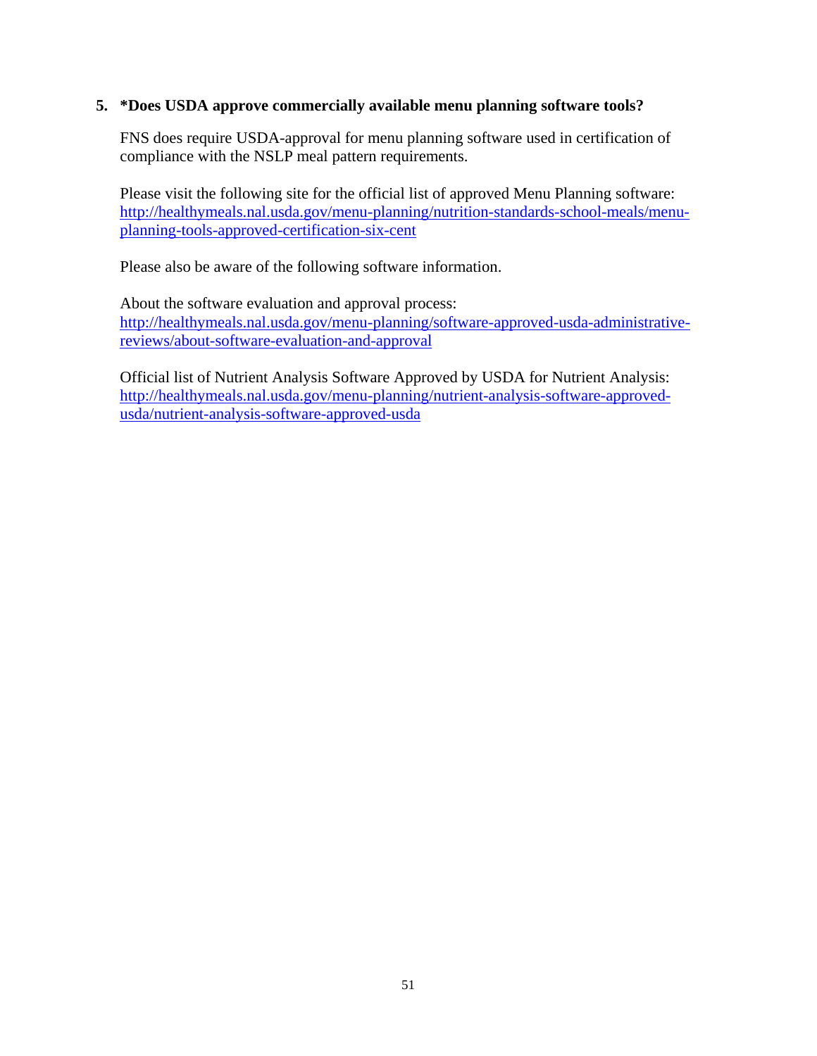**5. *Does USDA approve commercially available menu planning software tools?**

FNS does require USDA-approval for menu planning software used in certification of compliance with the NSLP meal pattern requirements.

Please visit the following site for the official list of approved Menu Planning software: [http://healthymeals.nal.usda.gov/menu-planning/nutrition-standards-school-meals/menu-planning-tools-approved-certification-six-cent](http://healthymeals.nal.usda.gov/menu-planning/nutrition-standards-school-meals/menu-planning-tools-approved-certification-six-cent)

Please also be aware of the following software information.

About the software evaluation and approval process:
[http://healthymeals.nal.usda.gov/menu-planning/software-approved-usda-administrative-reviews/about-software-evaluation-and-approval](http://healthymeals.nal.usda.gov/menu-planning/software-approved-usda-administrative-reviews/about-software-evaluation-and-approval)

Official list of Nutrient Analysis Software Approved by USDA for Nutrient Analysis:
[http://healthymeals.nal.usda.gov/menu-planning/nutrient-analysis-software-approved-usda/nutrient-analysis-software-approved-usda](http://healthymeals.nal.usda.gov/menu-planning/nutrient-analysis-software-approved-usda/nutrient-analysis-software-approved-usda)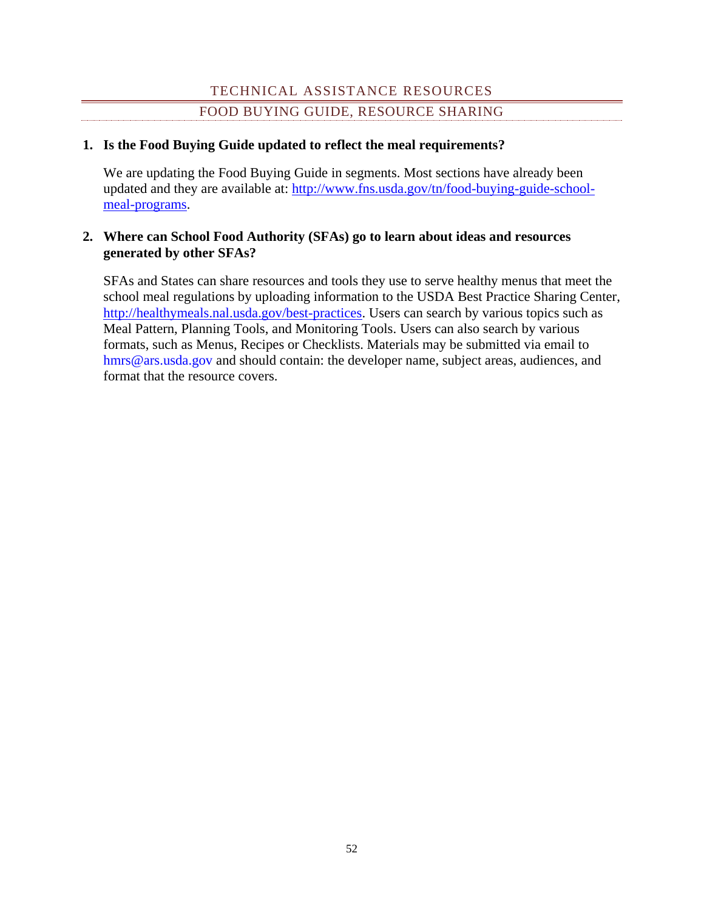## TECHNICAL ASSISTANCE RESOURCES

### FOOD BUYING GUIDE, RESOURCE SHARING

1. **Is the Food Buying Guide updated to reflect the meal requirements?**

   We are updating the Food Buying Guide in segments. Most sections have already been updated and they are available at: http://www.fns.usda.gov/tn/food-buying-guide-school-meal-programs.

2. **Where can School Food Authority (SFAs) go to learn about ideas and resources generated by other SFAs?**

   SFAs and States can share resources and tools they use to serve healthy menus that meet the school meal regulations by uploading information to the USDA Best Practice Sharing Center, http://healthymeals.nal.usda.gov/best-practices. Users can search by various topics such as Meal Pattern, Planning Tools, and Monitoring Tools. Users can also search by various formats, such as Menus, Recipes or Checklists. Materials may be submitted via email to hmrs@ars.usda.gov and should contain: the developer name, subject areas, audiences, and format that the resource covers.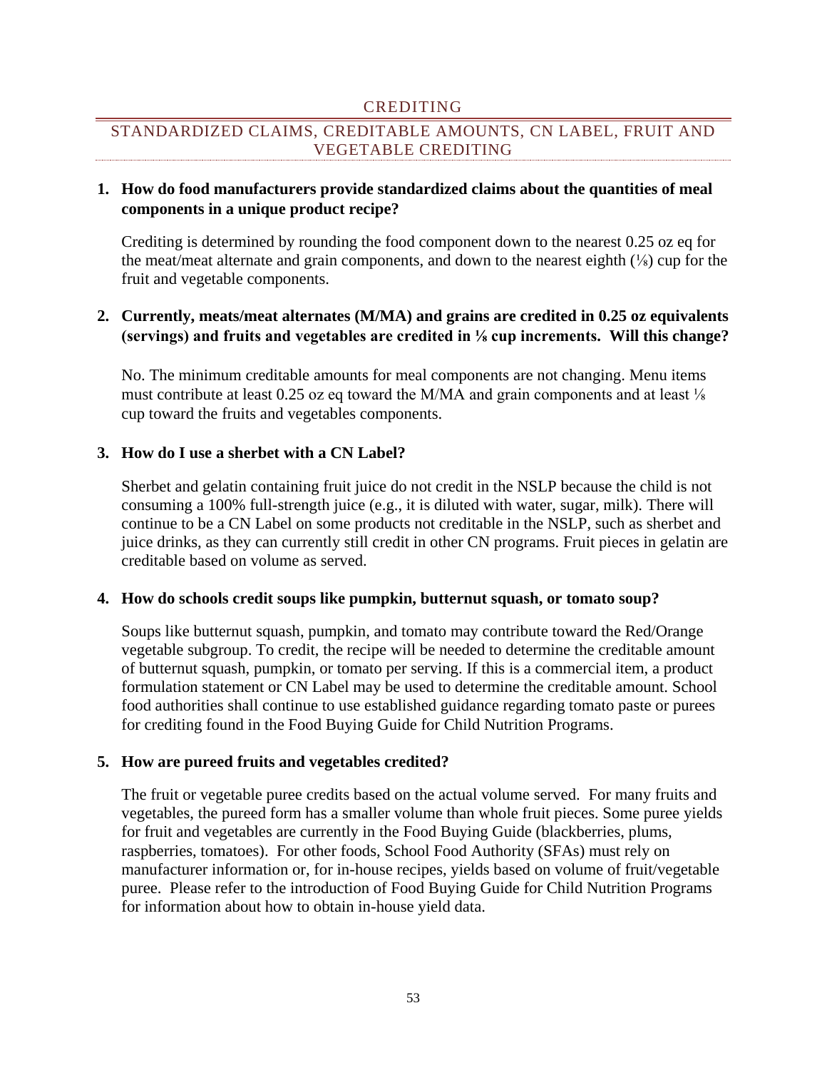## CREDITING

### STANDARDIZED CLAIMS, CREDITABLE AMOUNTS, CN LABEL, FRUIT AND VEGETABLE CREDITING

**1. How do food manufacturers provide standardized claims about the quantities of meal components in a unique product recipe?**

Crediting is determined by rounding the food component down to the nearest 0.25 oz eq for the meat/meat alternate and grain components, and down to the nearest eighth (⅛) cup for the fruit and vegetable components.

**2. Currently, meats/meat alternates (M/MA) and grains are credited in 0.25 oz equivalents (servings) and fruits and vegetables are credited in ⅛ cup increments. Will this change?**

No. The minimum creditable amounts for meal components are not changing. Menu items must contribute at least 0.25 oz eq toward the M/MA and grain components and at least ⅛ cup toward the fruits and vegetables components.

**3. How do I use a sherbet with a CN Label?**

Sherbet and gelatin containing fruit juice do not credit in the NSLP because the child is not consuming a 100% full-strength juice (e.g., it is diluted with water, sugar, milk). There will continue to be a CN Label on some products not creditable in the NSLP, such as sherbet and juice drinks, as they can currently still credit in other CN programs. Fruit pieces in gelatin are creditable based on volume as served.

**4. How do schools credit soups like pumpkin, butternut squash, or tomato soup?**

Soups like butternut squash, pumpkin, and tomato may contribute toward the Red/Orange vegetable subgroup. To credit, the recipe will be needed to determine the creditable amount of butternut squash, pumpkin, or tomato per serving. If this is a commercial item, a product formulation statement or CN Label may be used to determine the creditable amount. School food authorities shall continue to use established guidance regarding tomato paste or purees for crediting found in the Food Buying Guide for Child Nutrition Programs.

**5. How are pureed fruits and vegetables credited?**

The fruit or vegetable puree credits based on the actual volume served. For many fruits and vegetables, the pureed form has a smaller volume than whole fruit pieces. Some puree yields for fruit and vegetables are currently in the Food Buying Guide (blackberries, plums, raspberries, tomatoes). For other foods, School Food Authority (SFAs) must rely on manufacturer information or, for in-house recipes, yields based on volume of fruit/vegetable puree. Please refer to the introduction of Food Buying Guide for Child Nutrition Programs for information about how to obtain in-house yield data.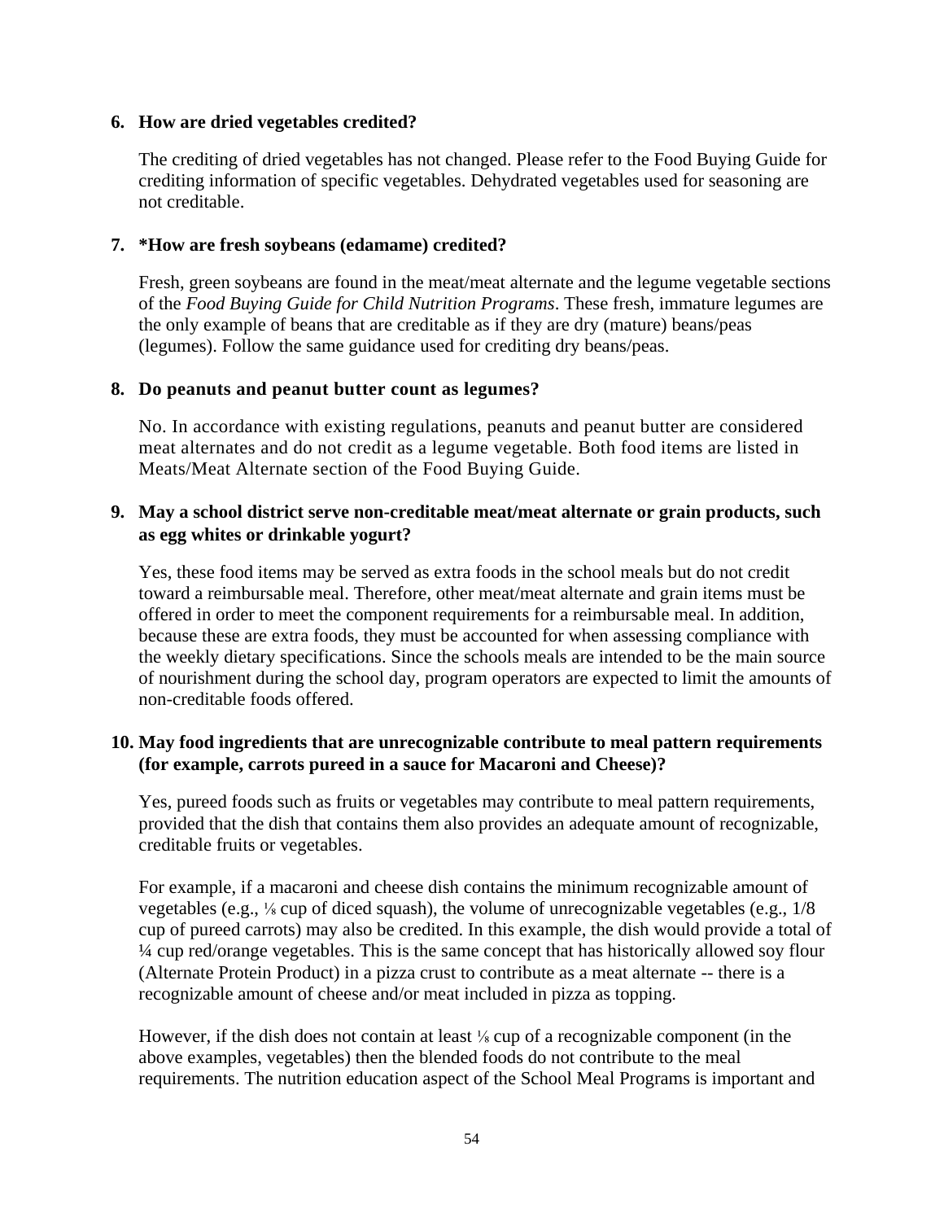**6. How are dried vegetables credited?**

The crediting of dried vegetables has not changed. Please refer to the Food Buying Guide for crediting information of specific vegetables. Dehydrated vegetables used for seasoning are not creditable.

**7. *How are fresh soybeans (edamame) credited?**

Fresh, green soybeans are found in the meat/meat alternate and the legume vegetable sections of the *Food Buying Guide for Child Nutrition Programs*. These fresh, immature legumes are the only example of beans that are creditable as if they are dry (mature) beans/peas (legumes). Follow the same guidance used for crediting dry beans/peas.

**8. Do peanuts and peanut butter count as legumes?**

No. In accordance with existing regulations, peanuts and peanut butter are considered meat alternates and do not credit as a legume vegetable. Both food items are listed in Meats/Meat Alternate section of the Food Buying Guide.

**9. May a school district serve non-creditable meat/meat alternate or grain products, such as egg whites or drinkable yogurt?**

Yes, these food items may be served as extra foods in the school meals but do not credit toward a reimbursable meal. Therefore, other meat/meat alternate and grain items must be offered in order to meet the component requirements for a reimbursable meal. In addition, because these are extra foods, they must be accounted for when assessing compliance with the weekly dietary specifications. Since the schools meals are intended to be the main source of nourishment during the school day, program operators are expected to limit the amounts of non-creditable foods offered.

**10. May food ingredients that are unrecognizable contribute to meal pattern requirements (for example, carrots pureed in a sauce for Macaroni and Cheese)?**

Yes, pureed foods such as fruits or vegetables may contribute to meal pattern requirements, provided that the dish that contains them also provides an adequate amount of recognizable, creditable fruits or vegetables.

For example, if a macaroni and cheese dish contains the minimum recognizable amount of vegetables (e.g., ⅛ cup of diced squash), the volume of unrecognizable vegetables (e.g., 1/8 cup of pureed carrots) may also be credited. In this example, the dish would provide a total of ¼ cup red/orange vegetables. This is the same concept that has historically allowed soy flour (Alternate Protein Product) in a pizza crust to contribute as a meat alternate -- there is a recognizable amount of cheese and/or meat included in pizza as topping.

However, if the dish does not contain at least ⅛ cup of a recognizable component (in the above examples, vegetables) then the blended foods do not contribute to the meal requirements. The nutrition education aspect of the School Meal Programs is important and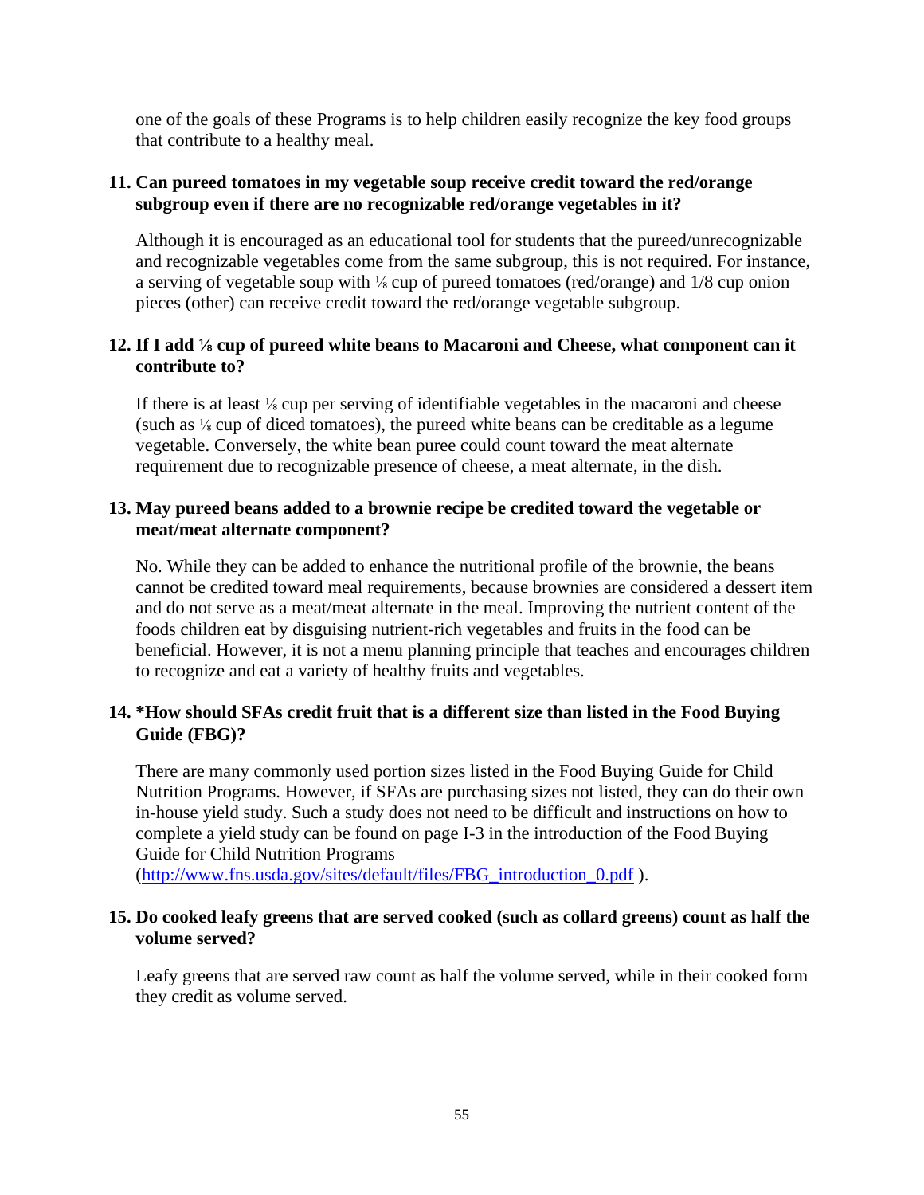one of the goals of these Programs is to help children easily recognize the key food groups that contribute to a healthy meal.

**11. Can pureed tomatoes in my vegetable soup receive credit toward the red/orange subgroup even if there are no recognizable red/orange vegetables in it?**

Although it is encouraged as an educational tool for students that the pureed/unrecognizable and recognizable vegetables come from the same subgroup, this is not required. For instance, a serving of vegetable soup with ⅛ cup of pureed tomatoes (red/orange) and 1/8 cup onion pieces (other) can receive credit toward the red/orange vegetable subgroup.

**12. If I add ⅛ cup of pureed white beans to Macaroni and Cheese, what component can it contribute to?**

If there is at least ⅛ cup per serving of identifiable vegetables in the macaroni and cheese (such as ⅛ cup of diced tomatoes), the pureed white beans can be creditable as a legume vegetable. Conversely, the white bean puree could count toward the meat alternate requirement due to recognizable presence of cheese, a meat alternate, in the dish.

**13. May pureed beans added to a brownie recipe be credited toward the vegetable or meat/meat alternate component?**

No. While they can be added to enhance the nutritional profile of the brownie, the beans cannot be credited toward meal requirements, because brownies are considered a dessert item and do not serve as a meat/meat alternate in the meal. Improving the nutrient content of the foods children eat by disguising nutrient-rich vegetables and fruits in the food can be beneficial. However, it is not a menu planning principle that teaches and encourages children to recognize and eat a variety of healthy fruits and vegetables.

**14. *How should SFAs credit fruit that is a different size than listed in the Food Buying Guide (FBG)?**

There are many commonly used portion sizes listed in the Food Buying Guide for Child Nutrition Programs. However, if SFAs are purchasing sizes not listed, they can do their own in-house yield study. Such a study does not need to be difficult and instructions on how to complete a yield study can be found on page I-3 in the introduction of the Food Buying Guide for Child Nutrition Programs (http://www.fns.usda.gov/sites/default/files/FBG_introduction_0.pdf ).

**15. Do cooked leafy greens that are served cooked (such as collard greens) count as half the volume served?**

Leafy greens that are served raw count as half the volume served, while in their cooked form they credit as volume served.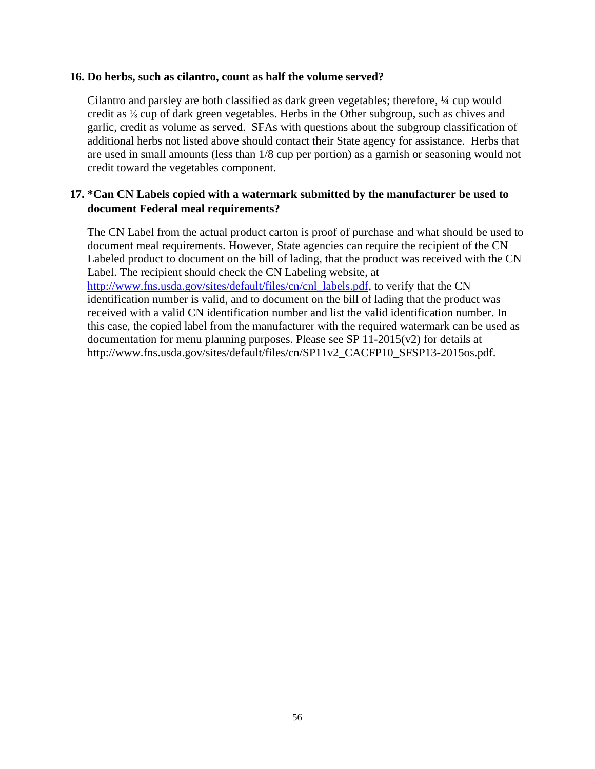**16. Do herbs, such as cilantro, count as half the volume served?**

Cilantro and parsley are both classified as dark green vegetables; therefore, ¼ cup would credit as ⅛ cup of dark green vegetables. Herbs in the Other subgroup, such as chives and garlic, credit as volume as served. SFAs with questions about the subgroup classification of additional herbs not listed above should contact their State agency for assistance. Herbs that are used in small amounts (less than 1/8 cup per portion) as a garnish or seasoning would not credit toward the vegetables component.

**17. *Can CN Labels copied with a watermark submitted by the manufacturer be used to document Federal meal requirements?**

The CN Label from the actual product carton is proof of purchase and what should be used to document meal requirements. However, State agencies can require the recipient of the CN Labeled product to document on the bill of lading, that the product was received with the CN Label. The recipient should check the CN Labeling website, at http://www.fns.usda.gov/sites/default/files/cn/cnl_labels.pdf, to verify that the CN identification number is valid, and to document on the bill of lading that the product was received with a valid CN identification number and list the valid identification number. In this case, the copied label from the manufacturer with the required watermark can be used as documentation for menu planning purposes. Please see SP 11-2015(v2) for details at http://www.fns.usda.gov/sites/default/files/cn/SP11v2_CACFP10_SFSP13-2015os.pdf.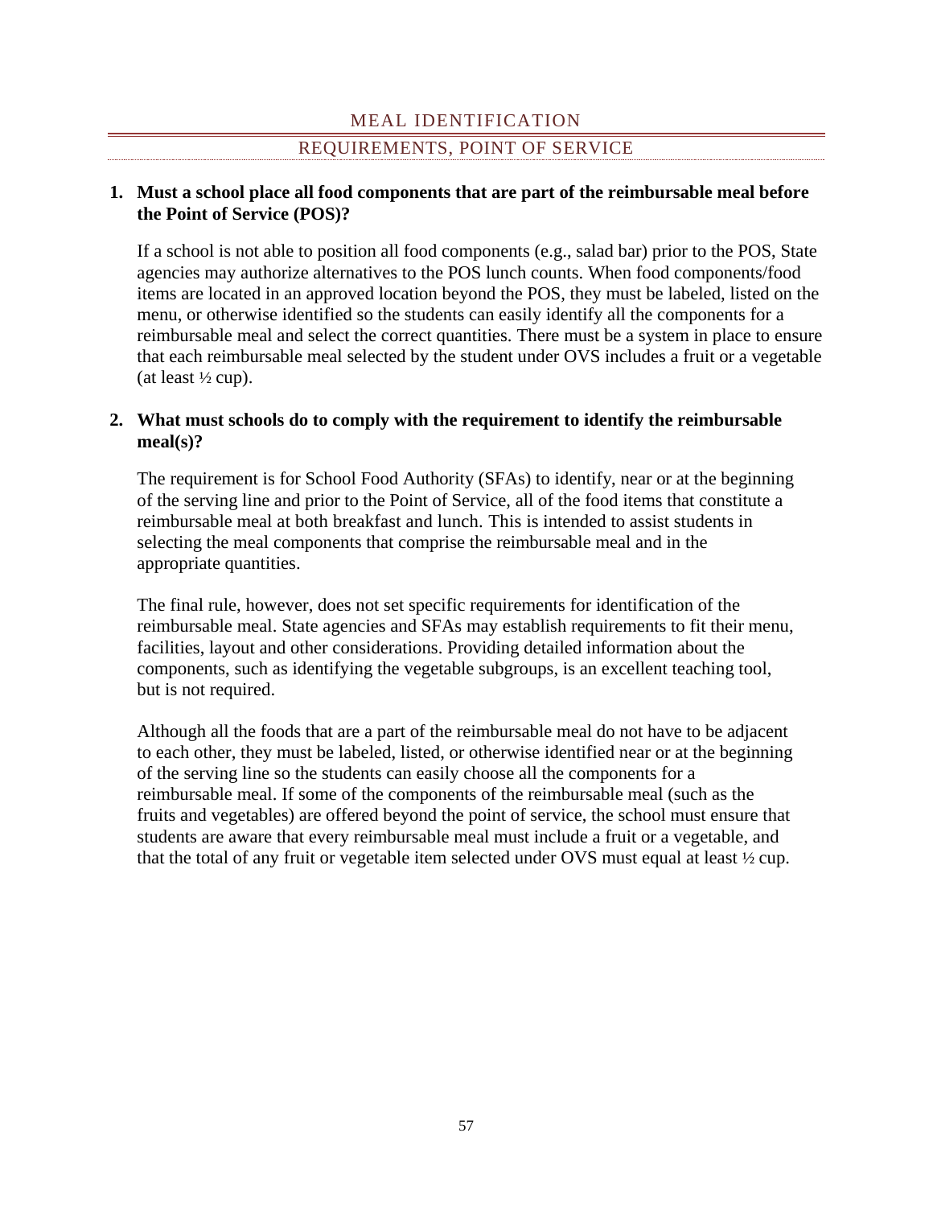## MEAL IDENTIFICATION

### REQUIREMENTS, POINT OF SERVICE

1. **Must a school place all food components that are part of the reimbursable meal before the Point of Service (POS)?**

   If a school is not able to position all food components (e.g., salad bar) prior to the POS, State agencies may authorize alternatives to the POS lunch counts. When food components/food items are located in an approved location beyond the POS, they must be labeled, listed on the menu, or otherwise identified so the students can easily identify all the components for a reimbursable meal and select the correct quantities. There must be a system in place to ensure that each reimbursable meal selected by the student under OVS includes a fruit or a vegetable (at least ½ cup).

2. **What must schools do to comply with the requirement to identify the reimbursable meal(s)?**

   The requirement is for School Food Authority (SFAs) to identify, near or at the beginning of the serving line and prior to the Point of Service, all of the food items that constitute a reimbursable meal at both breakfast and lunch. This is intended to assist students in selecting the meal components that comprise the reimbursable meal and in the appropriate quantities.

   The final rule, however, does not set specific requirements for identification of the reimbursable meal. State agencies and SFAs may establish requirements to fit their menu, facilities, layout and other considerations. Providing detailed information about the components, such as identifying the vegetable subgroups, is an excellent teaching tool, but is not required.

   Although all the foods that are a part of the reimbursable meal do not have to be adjacent to each other, they must be labeled, listed, or otherwise identified near or at the beginning of the serving line so the students can easily choose all the components for a reimbursable meal. If some of the components of the reimbursable meal (such as the fruits and vegetables) are offered beyond the point of service, the school must ensure that students are aware that every reimbursable meal must include a fruit or a vegetable, and that the total of any fruit or vegetable item selected under OVS must equal at least ½ cup.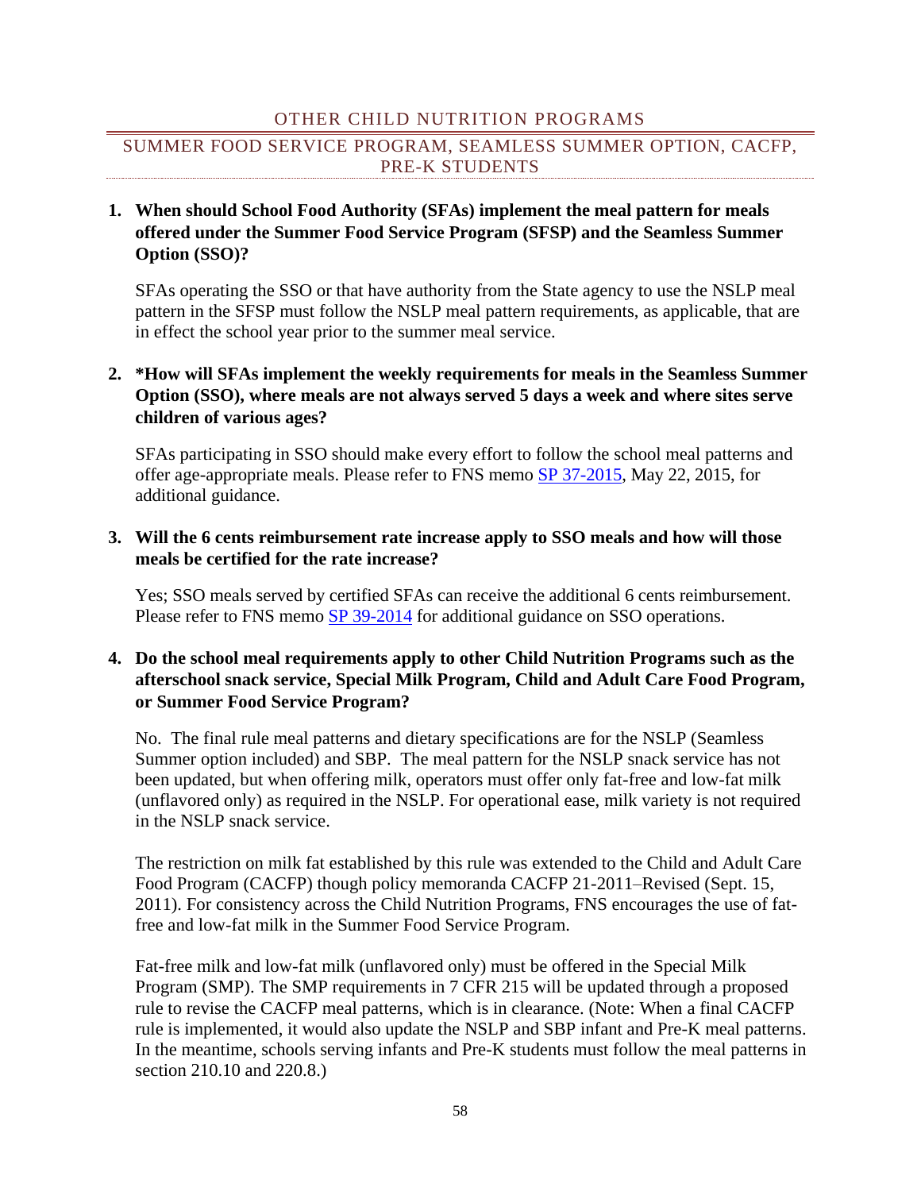## OTHER CHILD NUTRITION PROGRAMS

### SUMMER FOOD SERVICE PROGRAM, SEAMLESS SUMMER OPTION, CACFP, PRE-K STUDENTS

1. **When should School Food Authority (SFAs) implement the meal pattern for meals offered under the Summer Food Service Program (SFSP) and the Seamless Summer Option (SSO)?**

   SFAs operating the SSO or that have authority from the State agency to use the NSLP meal pattern in the SFSP must follow the NSLP meal pattern requirements, as applicable, that are in effect the school year prior to the summer meal service.

2. **\*How will SFAs implement the weekly requirements for meals in the Seamless Summer Option (SSO), where meals are not always served 5 days a week and where sites serve children of various ages?**

   SFAs participating in SSO should make every effort to follow the school meal patterns and offer age-appropriate meals. Please refer to FNS memo SP 37-2015, May 22, 2015, for additional guidance.

3. **Will the 6 cents reimbursement rate increase apply to SSO meals and how will those meals be certified for the rate increase?**

   Yes; SSO meals served by certified SFAs can receive the additional 6 cents reimbursement. Please refer to FNS memo SP 39-2014 for additional guidance on SSO operations.

4. **Do the school meal requirements apply to other Child Nutrition Programs such as the afterschool snack service, Special Milk Program, Child and Adult Care Food Program, or Summer Food Service Program?**

   No. The final rule meal patterns and dietary specifications are for the NSLP (Seamless Summer option included) and SBP. The meal pattern for the NSLP snack service has not been updated, but when offering milk, operators must offer only fat-free and low-fat milk (unflavored only) as required in the NSLP. For operational ease, milk variety is not required in the NSLP snack service.

   The restriction on milk fat established by this rule was extended to the Child and Adult Care Food Program (CACFP) though policy memoranda CACFP 21-2011–Revised (Sept. 15, 2011). For consistency across the Child Nutrition Programs, FNS encourages the use of fat-free and low-fat milk in the Summer Food Service Program.

   Fat-free milk and low-fat milk (unflavored only) must be offered in the Special Milk Program (SMP). The SMP requirements in 7 CFR 215 will be updated through a proposed rule to revise the CACFP meal patterns, which is in clearance. (Note: When a final CACFP rule is implemented, it would also update the NSLP and SBP infant and Pre-K meal patterns. In the meantime, schools serving infants and Pre-K students must follow the meal patterns in section 210.10 and 220.8.)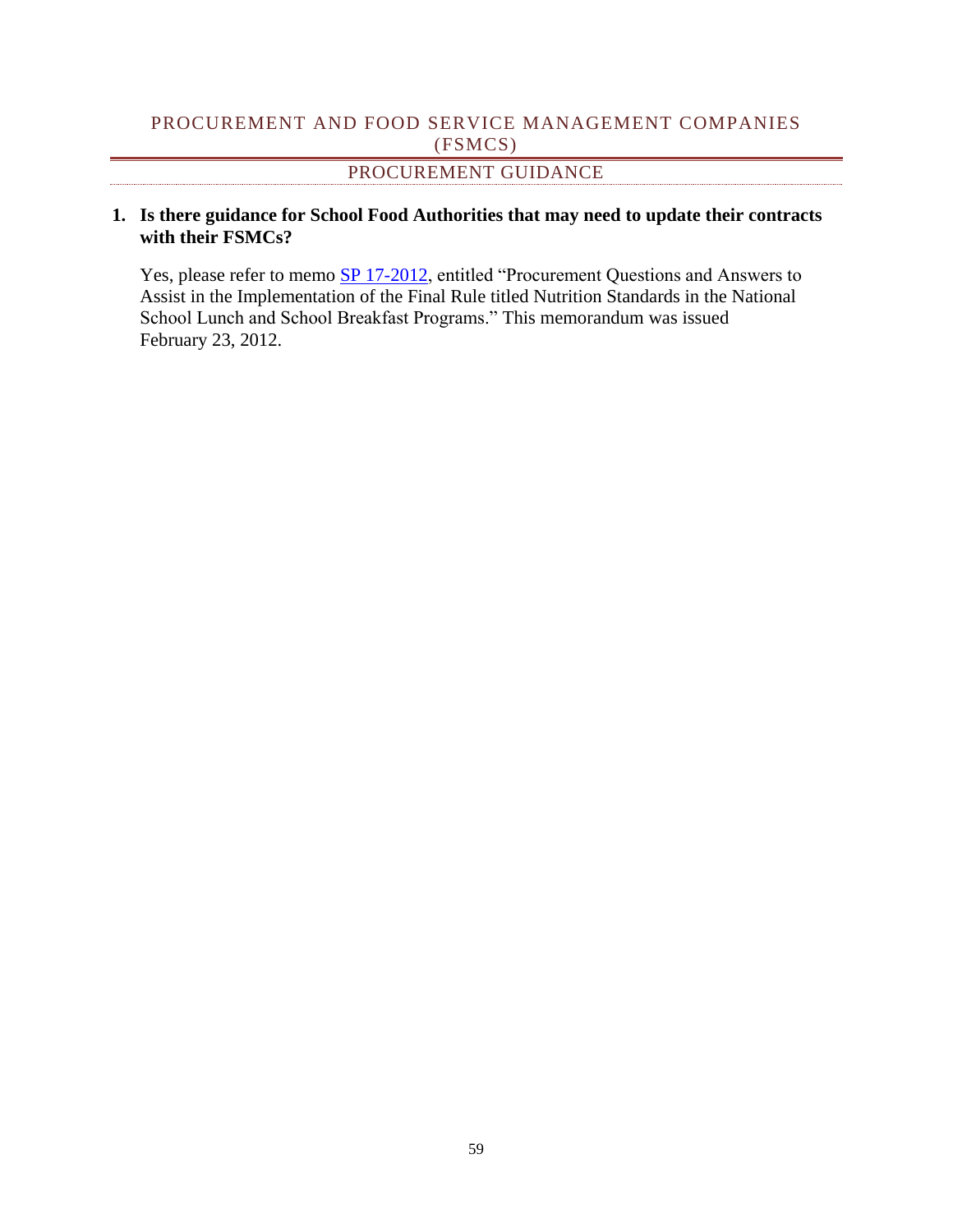# PROCUREMENT AND FOOD SERVICE MANAGEMENT COMPANIES (FSMCS)

## PROCUREMENT GUIDANCE

**1. Is there guidance for School Food Authorities that may need to update their contracts with their FSMCs?**

Yes, please refer to memo SP 17-2012, entitled "Procurement Questions and Answers to Assist in the Implementation of the Final Rule titled Nutrition Standards in the National School Lunch and School Breakfast Programs." This memorandum was issued February 23, 2012.